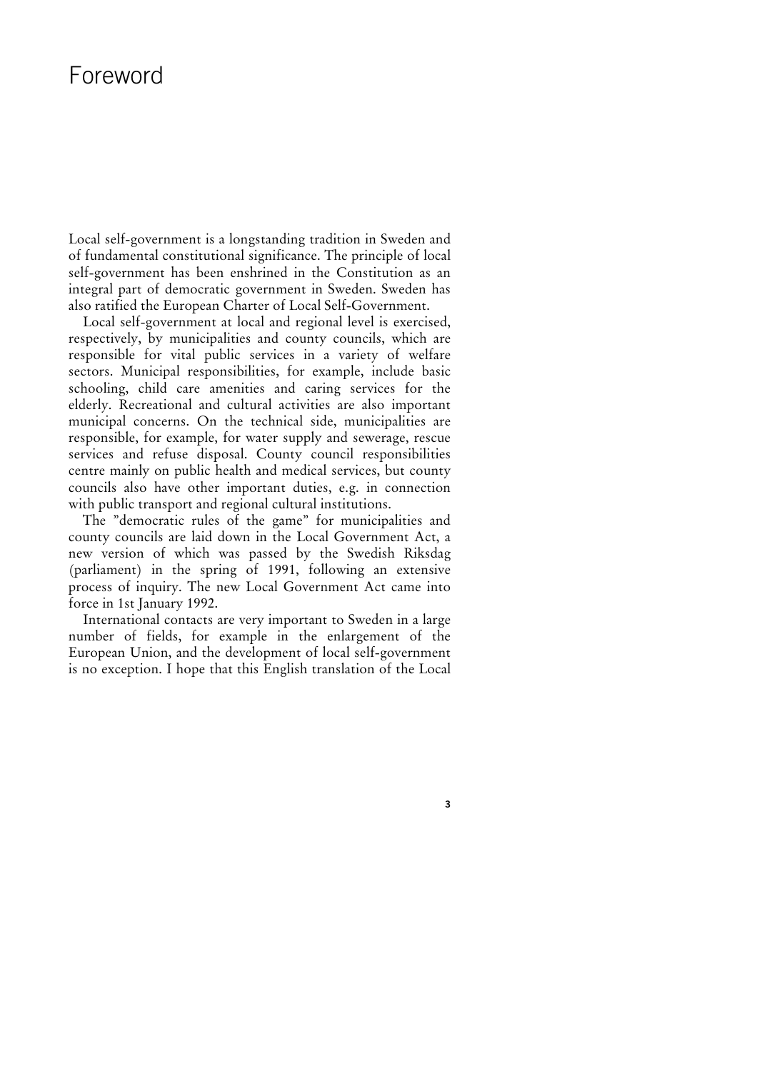# Foreword

Local self-government is a longstanding tradition in Sweden and of fundamental constitutional significance. The principle of local self-government has been enshrined in the Constitution as an integral part of democratic government in Sweden. Sweden has also ratified the European Charter of Local Self-Government.

Local self-government at local and regional level is exercised, respectively, by municipalities and county councils, which are responsible for vital public services in a variety of welfare sectors. Municipal responsibilities, for example, include basic schooling, child care amenities and caring services for the elderly. Recreational and cultural activities are also important municipal concerns. On the technical side, municipalities are responsible, for example, for water supply and sewerage, rescue services and refuse disposal. County council responsibilities centre mainly on public health and medical services, but county councils also have other important duties, e.g. in connection with public transport and regional cultural institutions.

The ”democratic rules of the game” for municipalities and county councils are laid down in the Local Government Act, a new version of which was passed by the Swedish Riksdag (parliament) in the spring of 1991, following an extensive process of inquiry. The new Local Government Act came into force in 1st January 1992.

International contacts are very important to Sweden in a large number of fields, for example in the enlargement of the European Union, and the development of local self-government is no exception. I hope that this English translation of the Local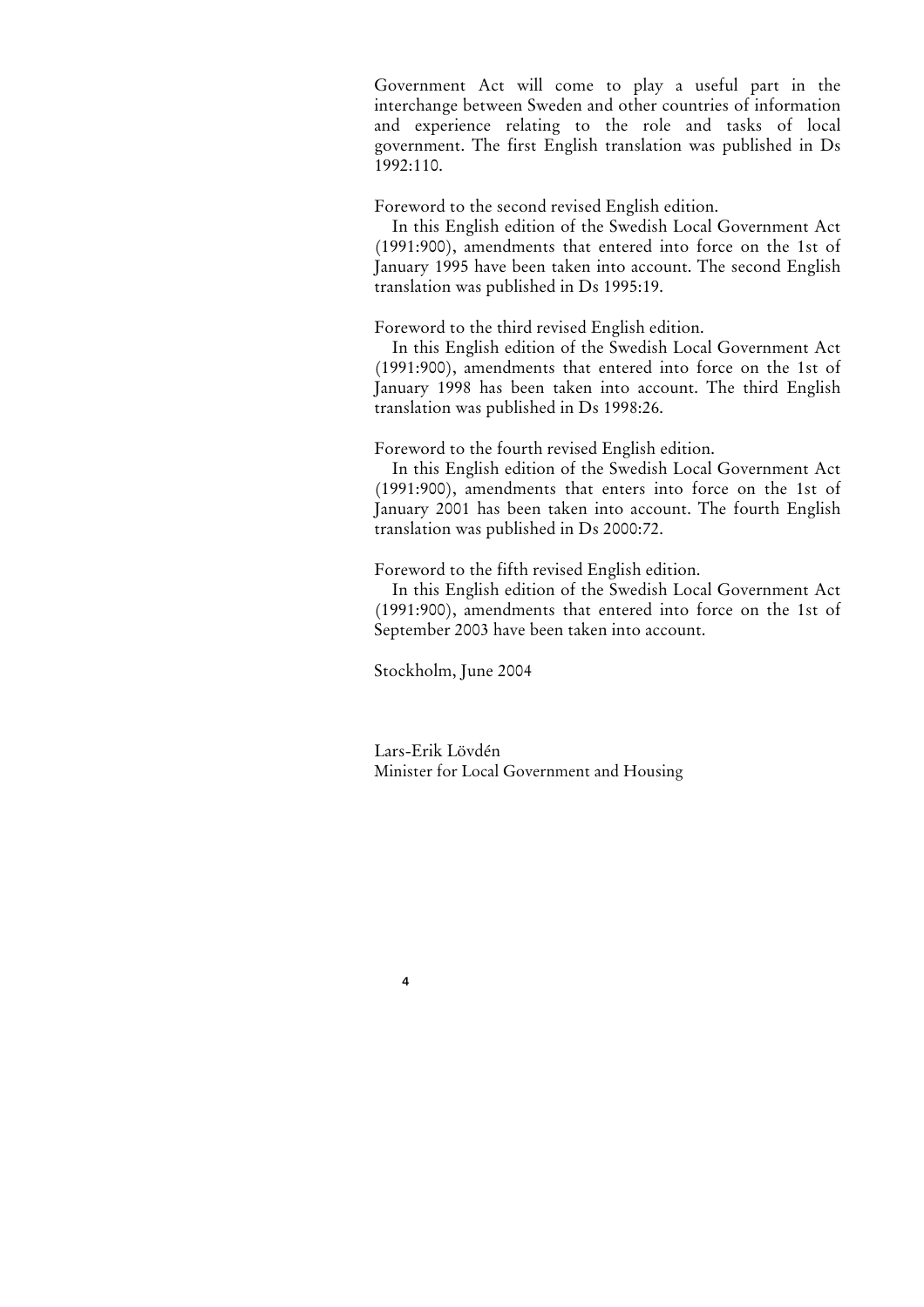Government Act will come to play a useful part in the interchange between Sweden and other countries of information and experience relating to the role and tasks of local government. The first English translation was published in Ds 1992:110.

Foreword to the second revised English edition.

In this English edition of the Swedish Local Government Act (1991:900), amendments that entered into force on the 1st of January 1995 have been taken into account. The second English translation was published in Ds 1995:19.

Foreword to the third revised English edition.

In this English edition of the Swedish Local Government Act (1991:900), amendments that entered into force on the 1st of January 1998 has been taken into account. The third English translation was published in Ds 1998:26.

Foreword to the fourth revised English edition.

In this English edition of the Swedish Local Government Act (1991:900), amendments that enters into force on the 1st of January 2001 has been taken into account. The fourth English translation was published in Ds 2000:72.

Foreword to the fifth revised English edition.

In this English edition of the Swedish Local Government Act (1991:900), amendments that entered into force on the 1st of September 2003 have been taken into account.

Stockholm, June 2004

Lars-Erik Lövdén
Minister for Local Government and Housing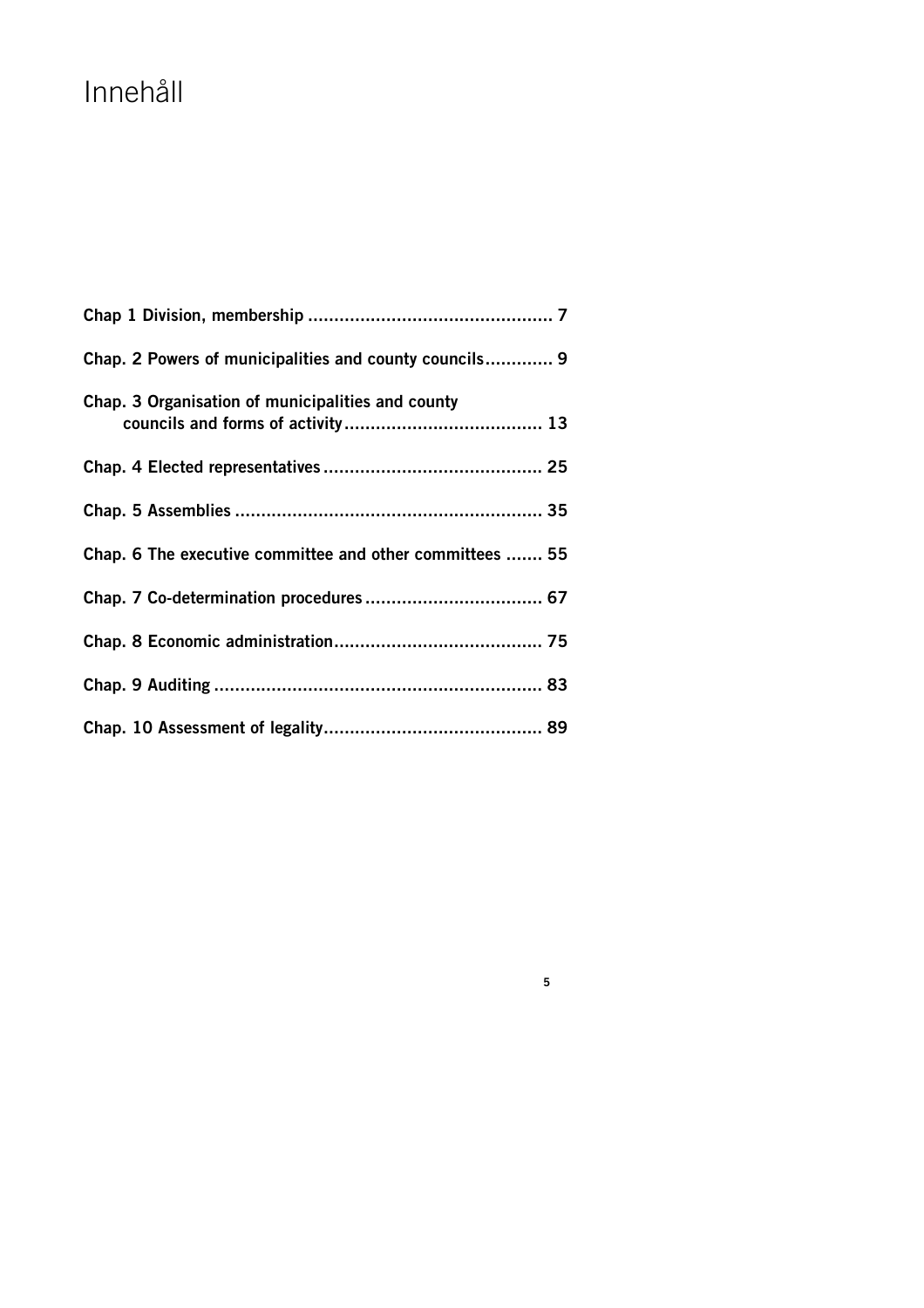# Innehåll

**Chap 1 Division, membership ............................................... 7**

**Chap. 2 Powers of municipalities and county councils............. 9**

**Chap. 3 Organisation of municipalities and county councils and forms of activity...................................... 13**

**Chap. 4 Elected representatives.......................................... 25**

**Chap. 5 Assemblies ........................................................... 35**

**Chap. 6 The executive committee and other committees ....... 55**

**Chap. 7 Co-determination procedures .................................. 67**

**Chap. 8 Economic administration........................................ 75**

**Chap. 9 Auditing ............................................................... 83**

**Chap. 10 Assessment of legality.......................................... 89**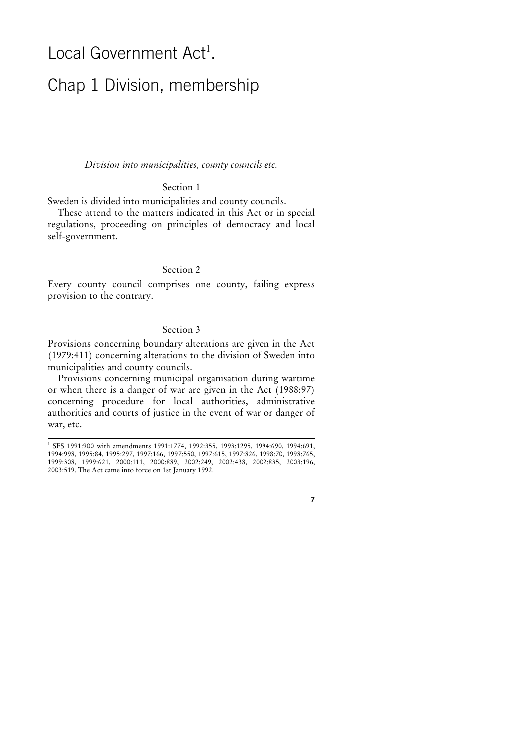# Local Government Act[1].

# Chap 1 Division, membership

*Division into municipalities, county councils etc.*

### Section 1

Sweden is divided into municipalities and county councils.

These attend to the matters indicated in this Act or in special regulations, proceeding on principles of democracy and local self-government.

### Section 2

Every county council comprises one county, failing express provision to the contrary.

### Section 3

Provisions concerning boundary alterations are given in the Act (1979:411) concerning alterations to the division of Sweden into municipalities and county councils.

Provisions concerning municipal organisation during wartime or when there is a danger of war are given in the Act (1988:97) concerning procedure for local authorities, administrative authorities and courts of justice in the event of war or danger of war, etc.

---

[1] SFS 1991:900 with amendments 1991:1774, 1992:355, 1993:1295, 1994:690, 1994:691, 1994:998, 1995:84, 1995:297, 1997:166, 1997:550, 1997:615, 1997:826, 1998:70, 1998:765, 1999:308, 1999:621, 2000:111, 2000:889, 2002:249, 2002:438, 2002:835, 2003:196, 2003:519. The Act came into force on 1st January 1992.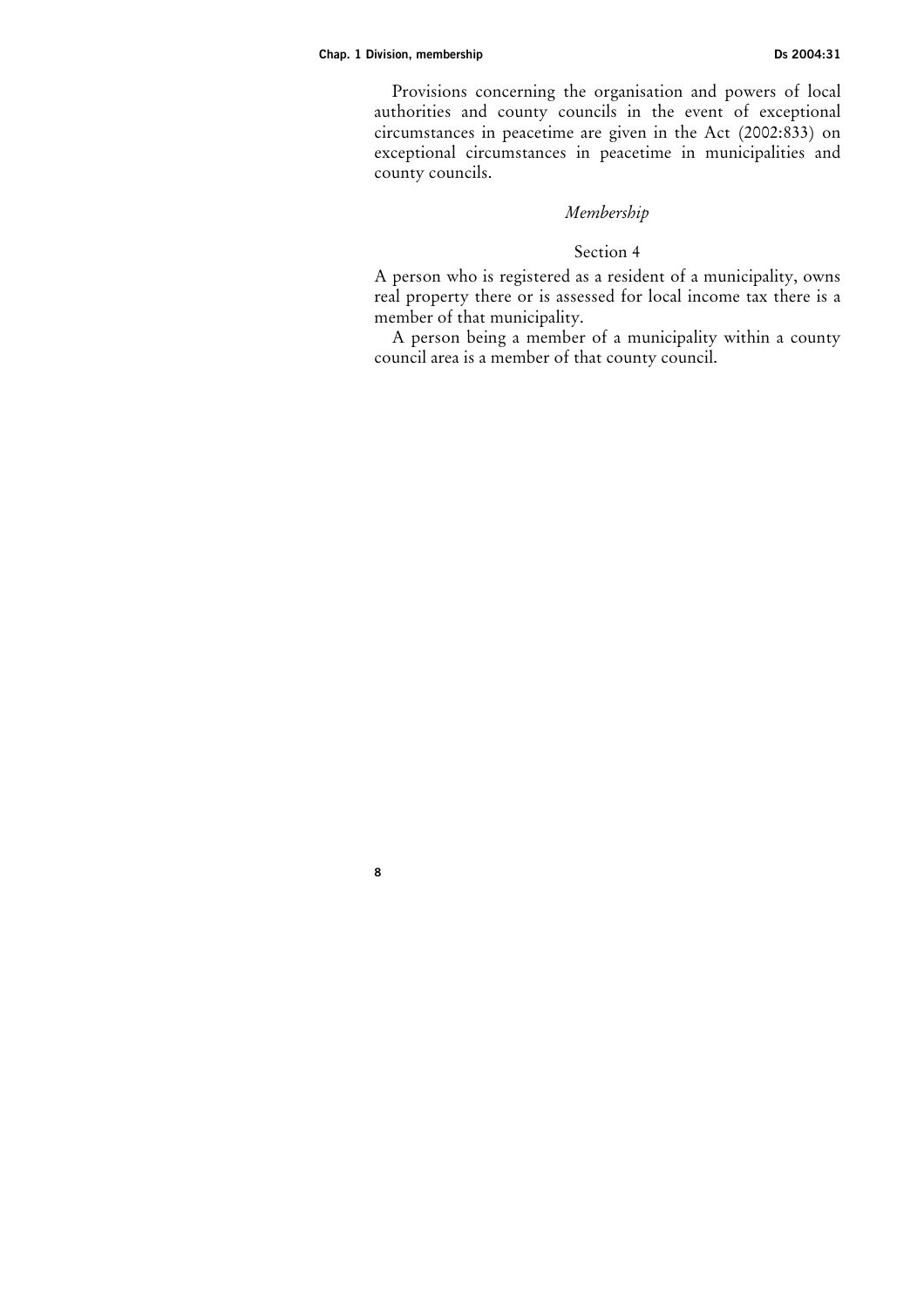Provisions concerning the organisation and powers of local authorities and county councils in the event of exceptional circumstances in peacetime are given in the Act (2002:833) on exceptional circumstances in peacetime in municipalities and county councils.

### *Membership*

#### Section 4

A person who is registered as a resident of a municipality, owns real property there or is assessed for local income tax there is a member of that municipality.

A person being a member of a municipality within a county council area is a member of that county council.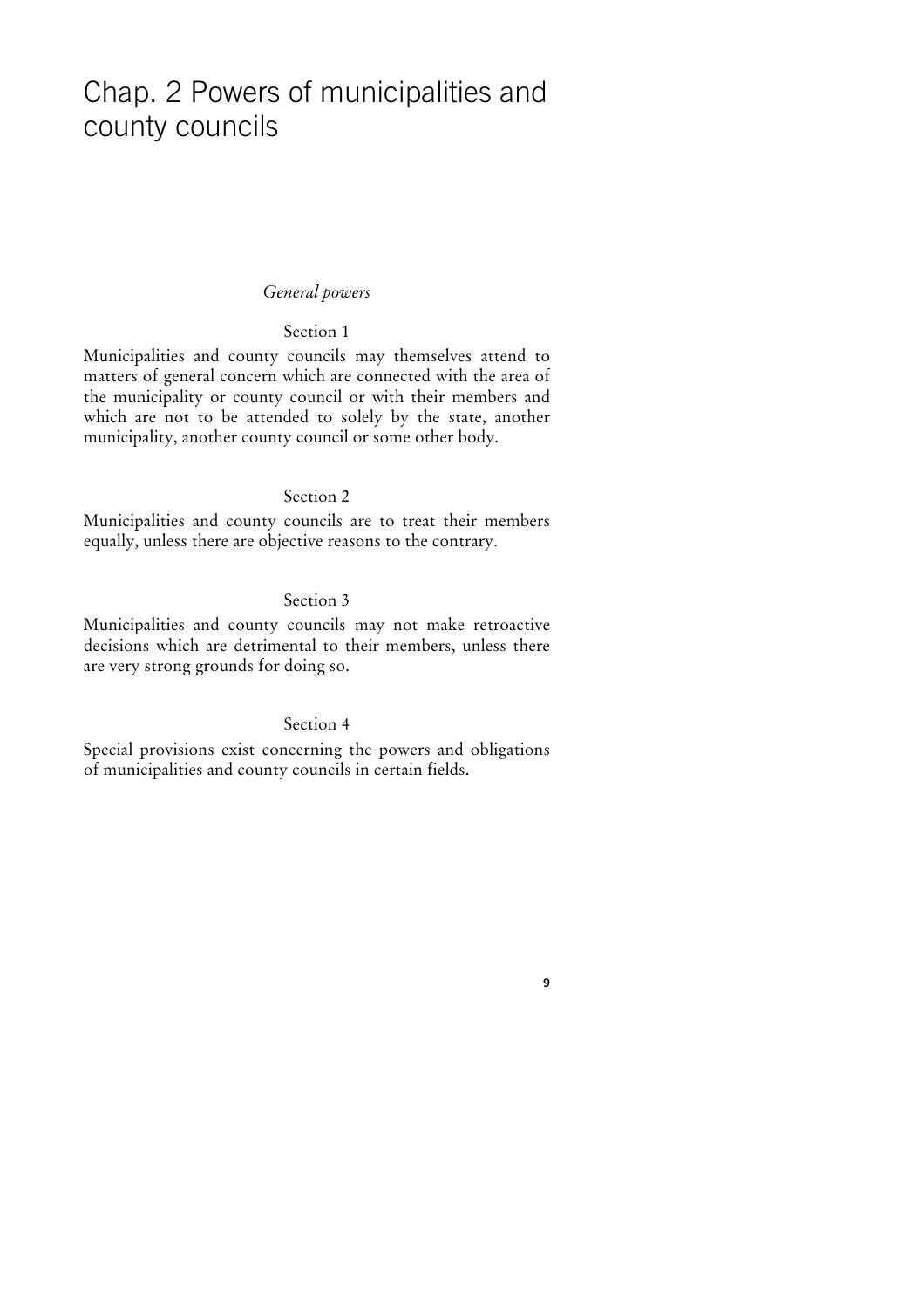# Chap. 2 Powers of municipalities and county councils

*General powers*

Section 1

Municipalities and county councils may themselves attend to matters of general concern which are connected with the area of the municipality or county council or with their members and which are not to be attended to solely by the state, another municipality, another county council or some other body.

Section 2

Municipalities and county councils are to treat their members equally, unless there are objective reasons to the contrary.

Section 3

Municipalities and county councils may not make retroactive decisions which are detrimental to their members, unless there are very strong grounds for doing so.

Section 4

Special provisions exist concerning the powers and obligations of municipalities and county councils in certain fields.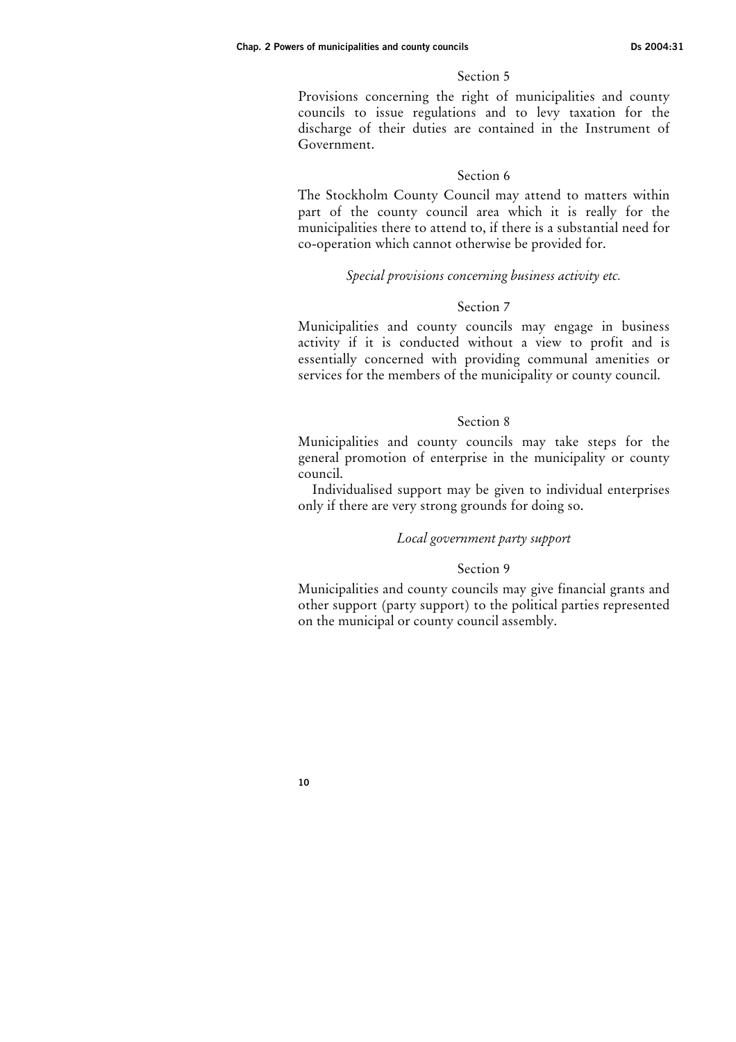Section 5

Provisions concerning the right of municipalities and county councils to issue regulations and to levy taxation for the discharge of their duties are contained in the Instrument of Government.

Section 6

The Stockholm County Council may attend to matters within part of the county council area which it is really for the municipalities there to attend to, if there is a substantial need for co-operation which cannot otherwise be provided for.

*Special provisions concerning business activity etc.*

Section 7

Municipalities and county councils may engage in business activity if it is conducted without a view to profit and is essentially concerned with providing communal amenities or services for the members of the municipality or county council.

Section 8

Municipalities and county councils may take steps for the general promotion of enterprise in the municipality or county council.

Individualised support may be given to individual enterprises only if there are very strong grounds for doing so.

*Local government party support*

Section 9

Municipalities and county councils may give financial grants and other support (party support) to the political parties represented on the municipal or county council assembly.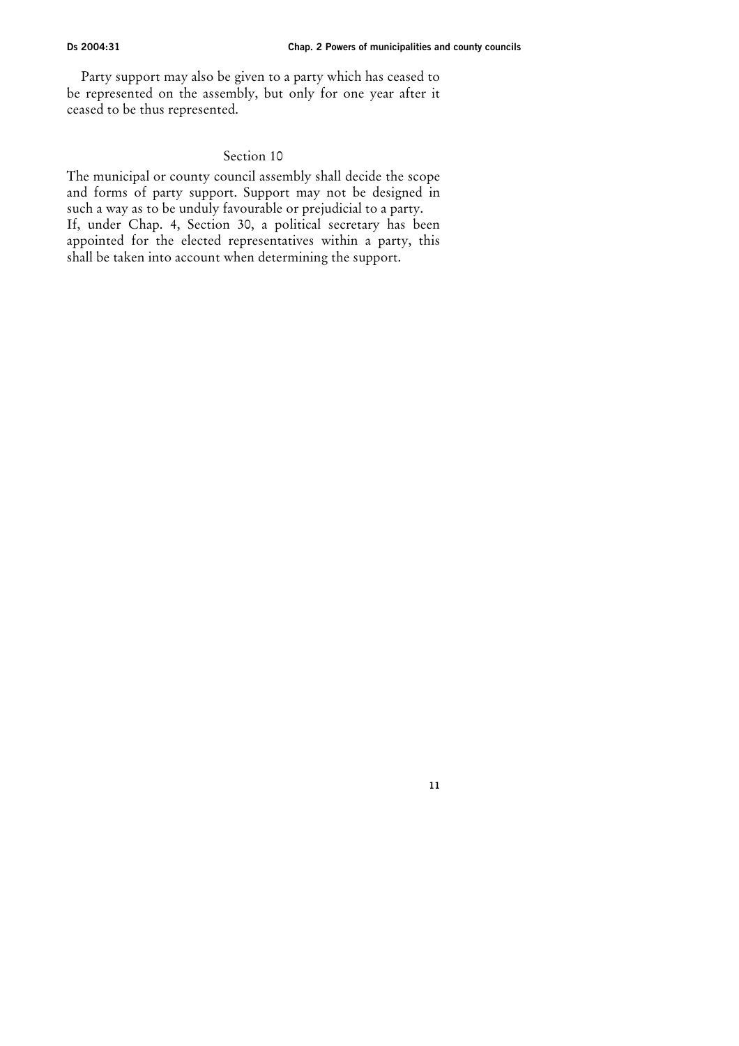Party support may also be given to a party which has ceased to be represented on the assembly, but only for one year after it ceased to be thus represented.

### Section 10

The municipal or county council assembly shall decide the scope and forms of party support. Support may not be designed in such a way as to be unduly favourable or prejudicial to a party.

If, under Chap. 4, Section 30, a political secretary has been appointed for the elected representatives within a party, this shall be taken into account when determining the support.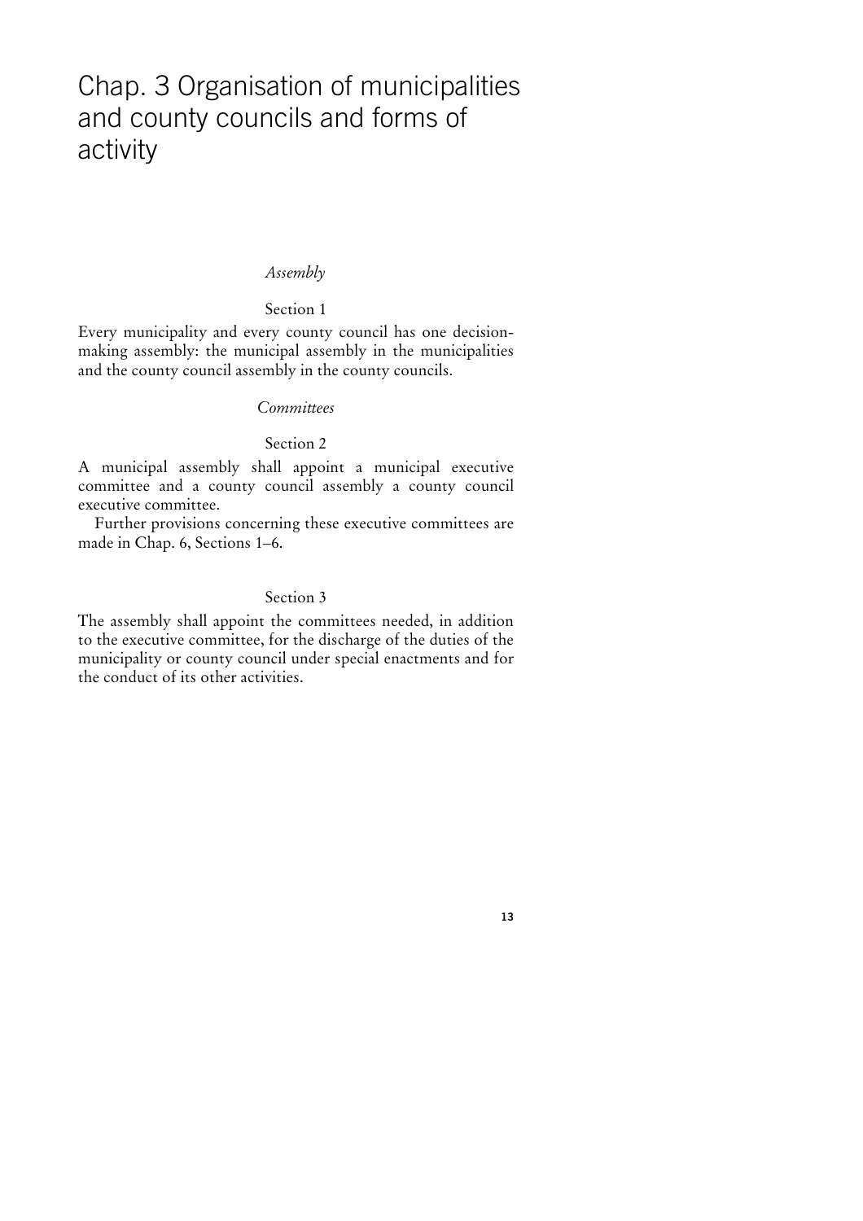# Chap. 3 Organisation of municipalities and county councils and forms of activity

*Assembly*

Section 1

Every municipality and every county council has one decision-making assembly: the municipal assembly in the municipalities and the county council assembly in the county councils.

*Committees*

Section 2

A municipal assembly shall appoint a municipal executive committee and a county council assembly a county council executive committee.

Further provisions concerning these executive committees are made in Chap. 6, Sections 1–6.

Section 3

The assembly shall appoint the committees needed, in addition to the executive committee, for the discharge of the duties of the municipality or county council under special enactments and for the conduct of its other activities.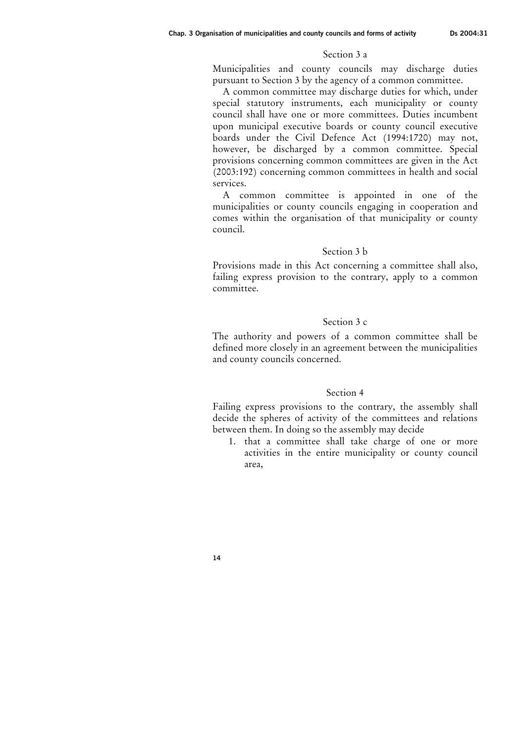### Section 3 a

Municipalities and county councils may discharge duties pursuant to Section 3 by the agency of a common committee.

A common committee may discharge duties for which, under special statutory instruments, each municipality or county council shall have one or more committees. Duties incumbent upon municipal executive boards or county council executive boards under the Civil Defence Act (1994:1720) may not, however, be discharged by a common committee. Special provisions concerning common committees are given in the Act (2003:192) concerning common committees in health and social services.

A common committee is appointed in one of the municipalities or county councils engaging in cooperation and comes within the organisation of that municipality or county council.

### Section 3 b

Provisions made in this Act concerning a committee shall also, failing express provision to the contrary, apply to a common committee.

### Section 3 c

The authority and powers of a common committee shall be defined more closely in an agreement between the municipalities and county councils concerned.

### Section 4

Failing express provisions to the contrary, the assembly shall decide the spheres of activity of the committees and relations between them. In doing so the assembly may decide

1. that a committee shall take charge of one or more activities in the entire municipality or county council area,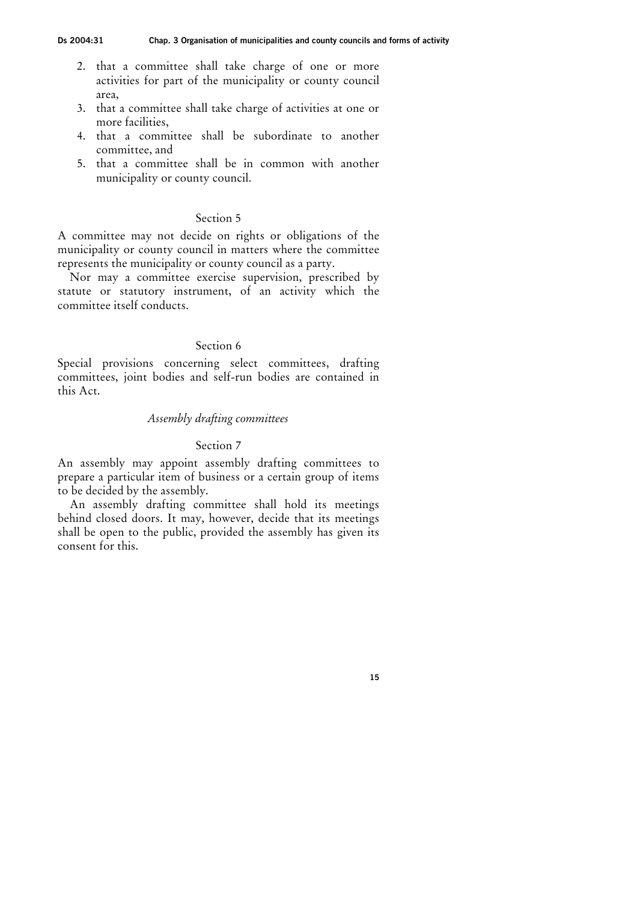2. that a committee shall take charge of one or more activities for part of the municipality or county council area,
3. that a committee shall take charge of activities at one or more facilities,
4. that a committee shall be subordinate to another committee, and
5. that a committee shall be in common with another municipality or county council.

### Section 5

A committee may not decide on rights or obligations of the municipality or county council in matters where the committee represents the municipality or county council as a party.

Nor may a committee exercise supervision, prescribed by statute or statutory instrument, of an activity which the committee itself conducts.

### Section 6

Special provisions concerning select committees, drafting committees, joint bodies and self-run bodies are contained in this Act.

## *Assembly drafting committees*

### Section 7

An assembly may appoint assembly drafting committees to prepare a particular item of business or a certain group of items to be decided by the assembly.

An assembly drafting committee shall hold its meetings behind closed doors. It may, however, decide that its meetings shall be open to the public, provided the assembly has given its consent for this.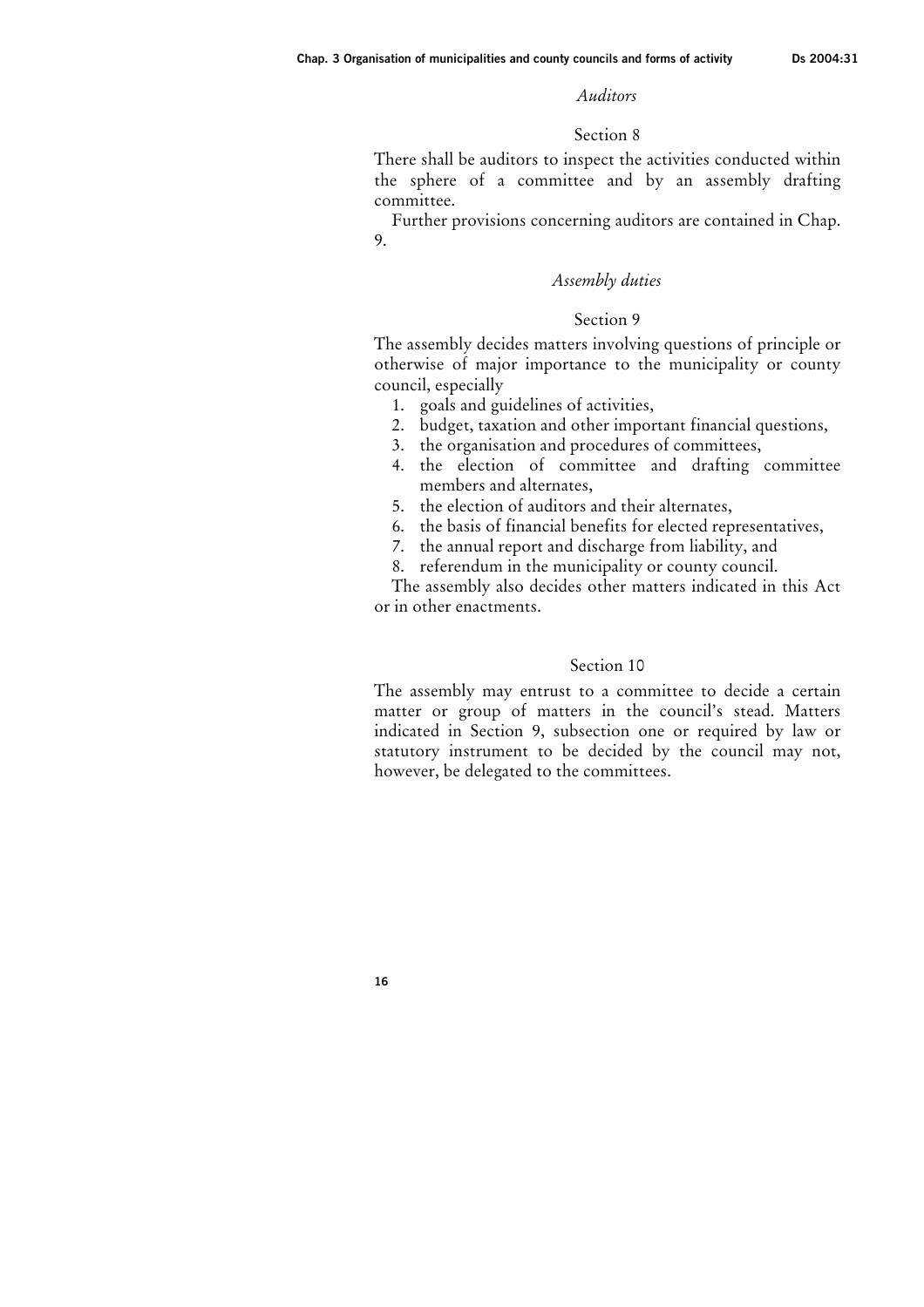*Auditors*

Section 8

There shall be auditors to inspect the activities conducted within the sphere of a committee and by an assembly drafting committee.

Further provisions concerning auditors are contained in Chap. 9.

*Assembly duties*

Section 9

The assembly decides matters involving questions of principle or otherwise of major importance to the municipality or county council, especially

1. goals and guidelines of activities,
2. budget, taxation and other important financial questions,
3. the organisation and procedures of committees,
4. the election of committee and drafting committee members and alternates,
5. the election of auditors and their alternates,
6. the basis of financial benefits for elected representatives,
7. the annual report and discharge from liability, and
8. referendum in the municipality or county council.

The assembly also decides other matters indicated in this Act or in other enactments.

Section 10

The assembly may entrust to a committee to decide a certain matter or group of matters in the council's stead. Matters indicated in Section 9, subsection one or required by law or statutory instrument to be decided by the council may not, however, be delegated to the committees.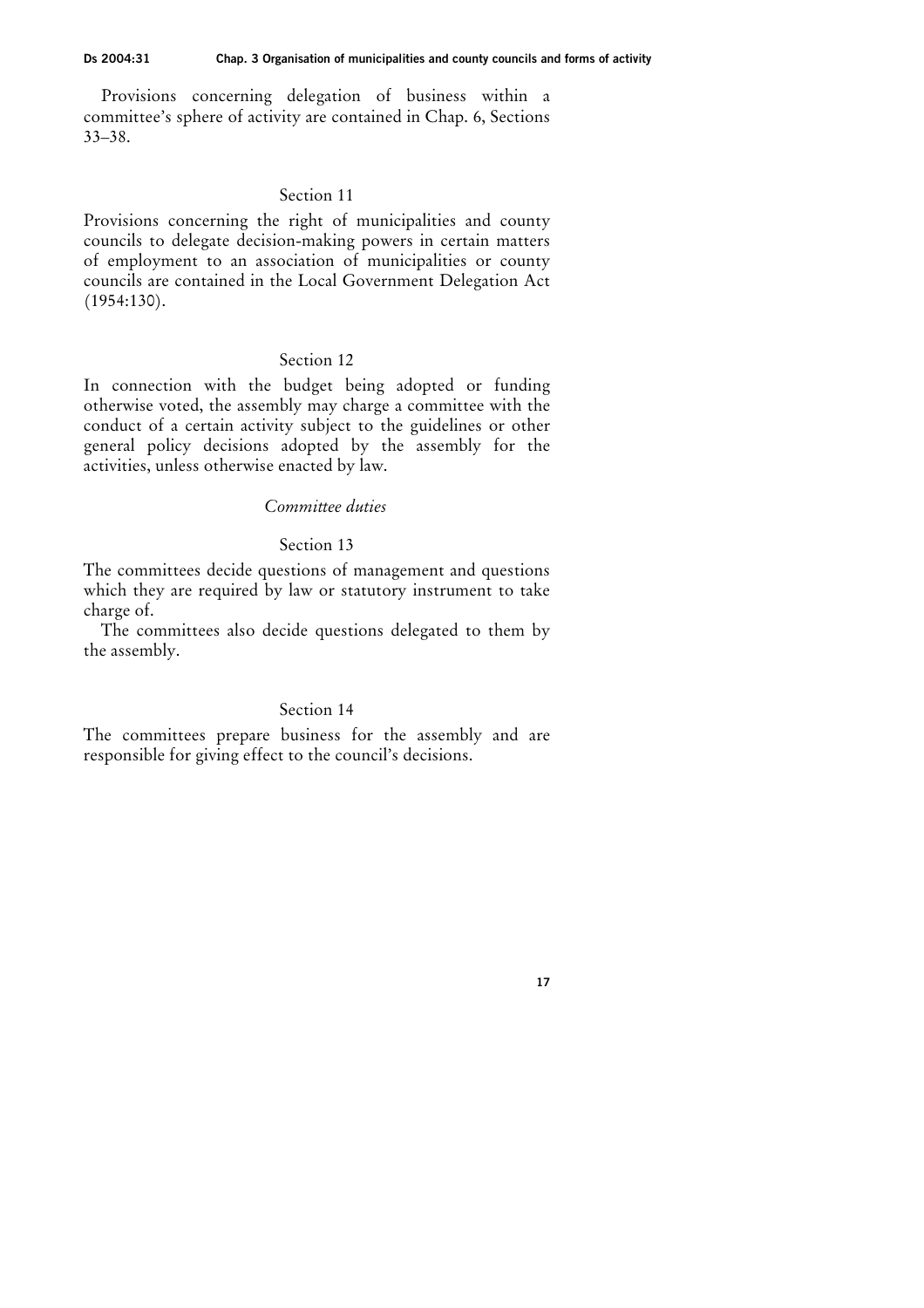Provisions concerning delegation of business within a committee's sphere of activity are contained in Chap. 6, Sections 33–38.

### Section 11

Provisions concerning the right of municipalities and county councils to delegate decision-making powers in certain matters of employment to an association of municipalities or county councils are contained in the Local Government Delegation Act (1954:130).

### Section 12

In connection with the budget being adopted or funding otherwise voted, the assembly may charge a committee with the conduct of a certain activity subject to the guidelines or other general policy decisions adopted by the assembly for the activities, unless otherwise enacted by law.

*Committee duties*

### Section 13

The committees decide questions of management and questions which they are required by law or statutory instrument to take charge of.

The committees also decide questions delegated to them by the assembly.

### Section 14

The committees prepare business for the assembly and are responsible for giving effect to the council's decisions.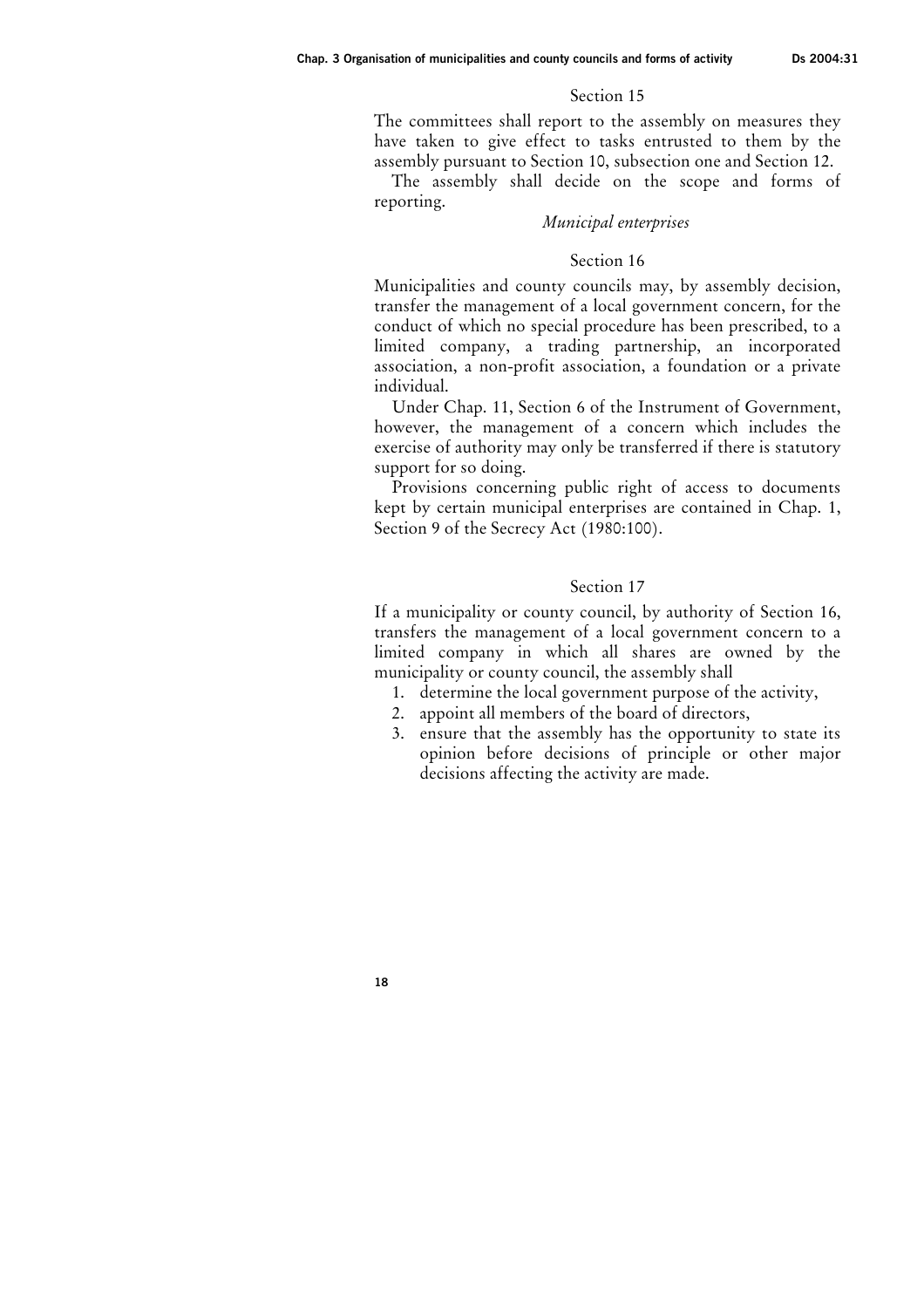### Section 15

The committees shall report to the assembly on measures they have taken to give effect to tasks entrusted to them by the assembly pursuant to Section 10, subsection one and Section 12.

The assembly shall decide on the scope and forms of reporting.

*Municipal enterprises*

### Section 16

Municipalities and county councils may, by assembly decision, transfer the management of a local government concern, for the conduct of which no special procedure has been prescribed, to a limited company, a trading partnership, an incorporated association, a non-profit association, a foundation or a private individual.

Under Chap. 11, Section 6 of the Instrument of Government, however, the management of a concern which includes the exercise of authority may only be transferred if there is statutory support for so doing.

Provisions concerning public right of access to documents kept by certain municipal enterprises are contained in Chap. 1, Section 9 of the Secrecy Act (1980:100).

### Section 17

If a municipality or county council, by authority of Section 16, transfers the management of a local government concern to a limited company in which all shares are owned by the municipality or county council, the assembly shall

1. determine the local government purpose of the activity,
2. appoint all members of the board of directors,
3. ensure that the assembly has the opportunity to state its opinion before decisions of principle or other major decisions affecting the activity are made.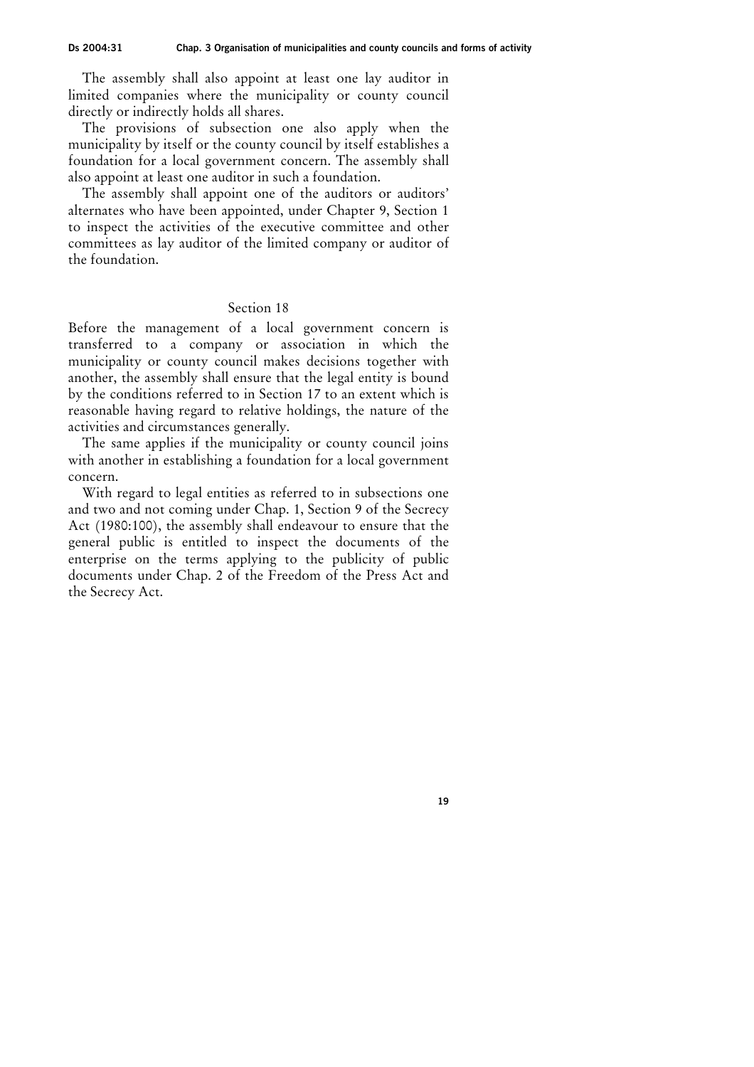The assembly shall also appoint at least one lay auditor in limited companies where the municipality or county council directly or indirectly holds all shares.

The provisions of subsection one also apply when the municipality by itself or the county council by itself establishes a foundation for a local government concern. The assembly shall also appoint at least one auditor in such a foundation.

The assembly shall appoint one of the auditors or auditors' alternates who have been appointed, under Chapter 9, Section 1 to inspect the activities of the executive committee and other committees as lay auditor of the limited company or auditor of the foundation.

### Section 18

Before the management of a local government concern is transferred to a company or association in which the municipality or county council makes decisions together with another, the assembly shall ensure that the legal entity is bound by the conditions referred to in Section 17 to an extent which is reasonable having regard to relative holdings, the nature of the activities and circumstances generally.

The same applies if the municipality or county council joins with another in establishing a foundation for a local government concern.

With regard to legal entities as referred to in subsections one and two and not coming under Chap. 1, Section 9 of the Secrecy Act (1980:100), the assembly shall endeavour to ensure that the general public is entitled to inspect the documents of the enterprise on the terms applying to the publicity of public documents under Chap. 2 of the Freedom of the Press Act and the Secrecy Act.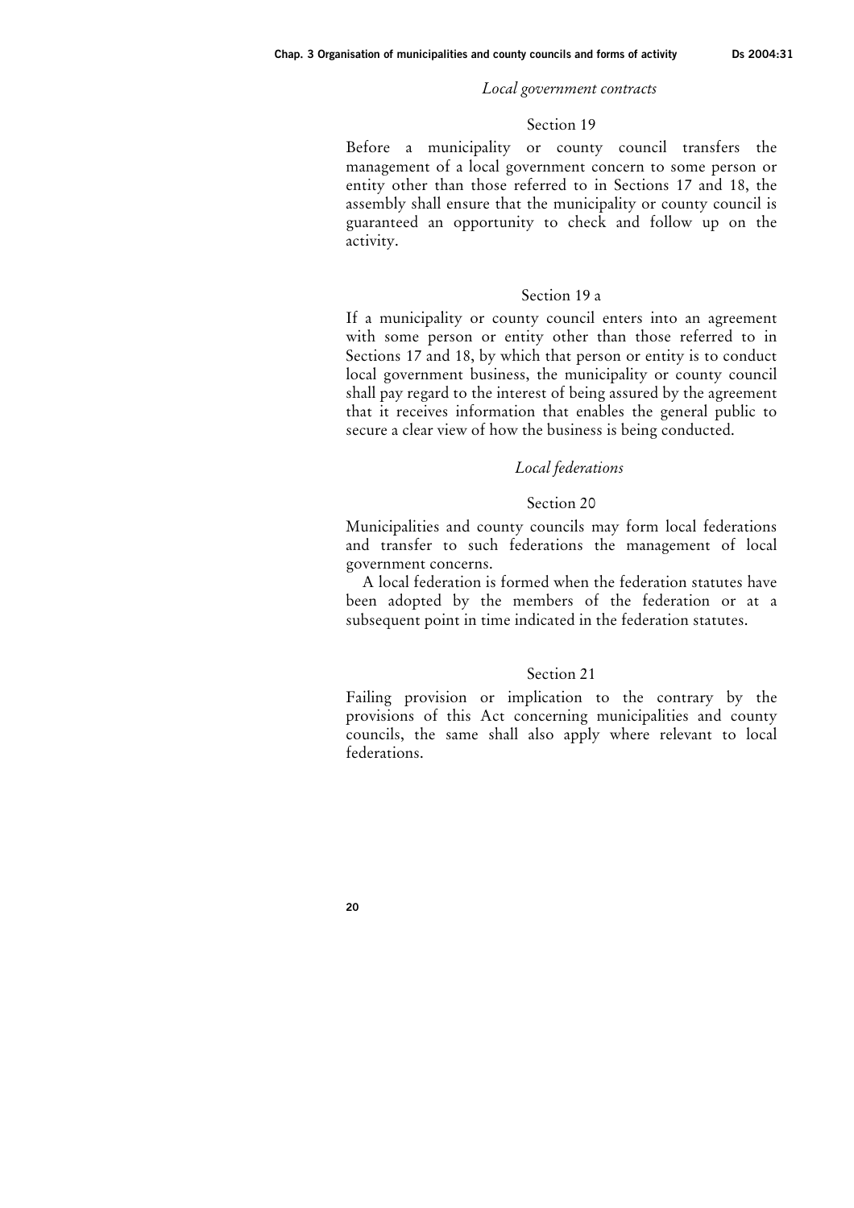*Local government contracts*

Section 19

Before a municipality or county council transfers the management of a local government concern to some person or entity other than those referred to in Sections 17 and 18, the assembly shall ensure that the municipality or county council is guaranteed an opportunity to check and follow up on the activity.

Section 19 a

If a municipality or county council enters into an agreement with some person or entity other than those referred to in Sections 17 and 18, by which that person or entity is to conduct local government business, the municipality or county council shall pay regard to the interest of being assured by the agreement that it receives information that enables the general public to secure a clear view of how the business is being conducted.

*Local federations*

Section 20

Municipalities and county councils may form local federations and transfer to such federations the management of local government concerns.

A local federation is formed when the federation statutes have been adopted by the members of the federation or at a subsequent point in time indicated in the federation statutes.

Section 21

Failing provision or implication to the contrary by the provisions of this Act concerning municipalities and county councils, the same shall also apply where relevant to local federations.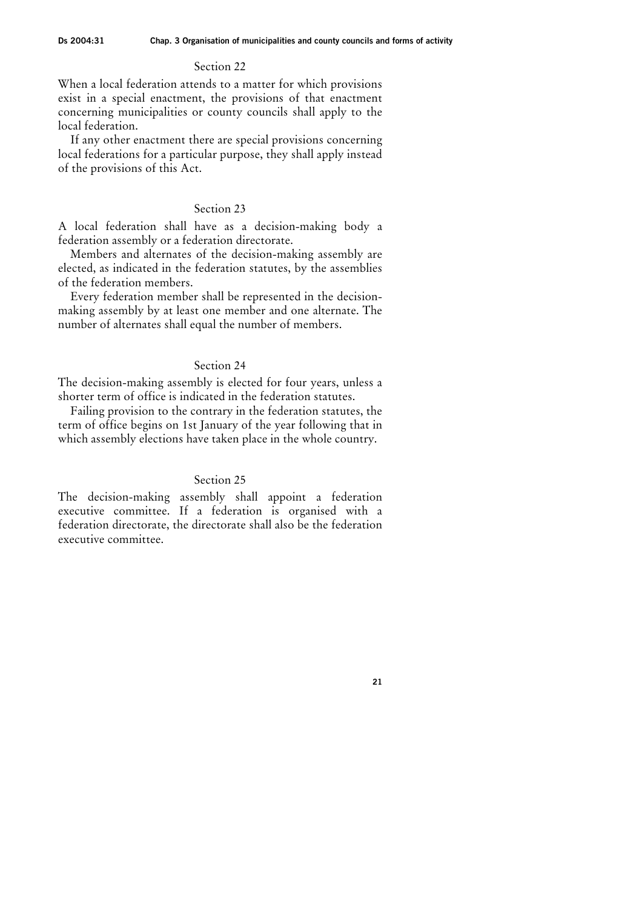### Section 22

When a local federation attends to a matter for which provisions exist in a special enactment, the provisions of that enactment concerning municipalities or county councils shall apply to the local federation.

If any other enactment there are special provisions concerning local federations for a particular purpose, they shall apply instead of the provisions of this Act.

### Section 23

A local federation shall have as a decision-making body a federation assembly or a federation directorate.

Members and alternates of the decision-making assembly are elected, as indicated in the federation statutes, by the assemblies of the federation members.

Every federation member shall be represented in the decision-making assembly by at least one member and one alternate. The number of alternates shall equal the number of members.

### Section 24

The decision-making assembly is elected for four years, unless a shorter term of office is indicated in the federation statutes.

Failing provision to the contrary in the federation statutes, the term of office begins on 1st January of the year following that in which assembly elections have taken place in the whole country.

### Section 25

The decision-making assembly shall appoint a federation executive committee. If a federation is organised with a federation directorate, the directorate shall also be the federation executive committee.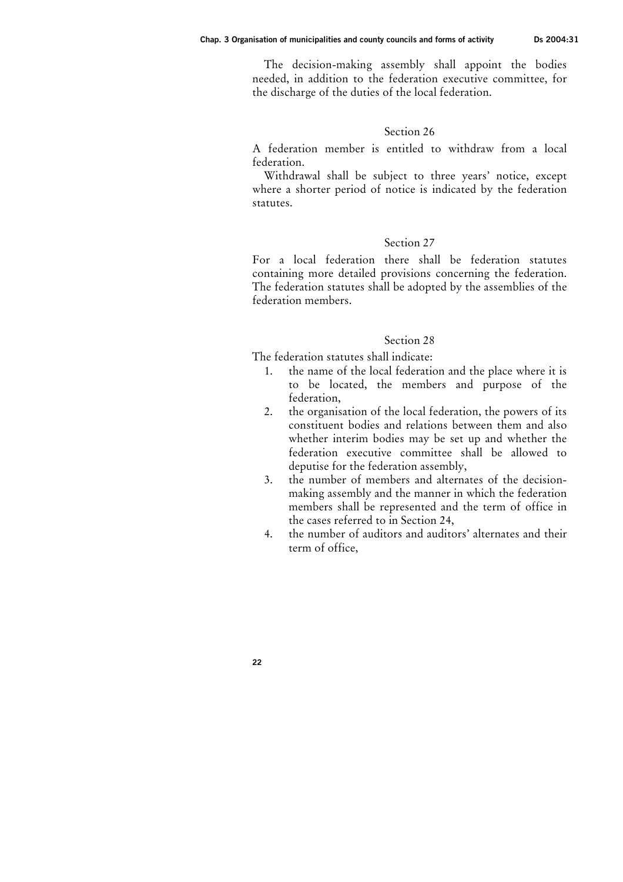The decision-making assembly shall appoint the bodies needed, in addition to the federation executive committee, for the discharge of the duties of the local federation.

### Section 26

A federation member is entitled to withdraw from a local federation.

Withdrawal shall be subject to three years' notice, except where a shorter period of notice is indicated by the federation statutes.

### Section 27

For a local federation there shall be federation statutes containing more detailed provisions concerning the federation. The federation statutes shall be adopted by the assemblies of the federation members.

### Section 28

The federation statutes shall indicate:

1. the name of the local federation and the place where it is to be located, the members and purpose of the federation,
2. the organisation of the local federation, the powers of its constituent bodies and relations between them and also whether interim bodies may be set up and whether the federation executive committee shall be allowed to deputise for the federation assembly,
3. the number of members and alternates of the decision-making assembly and the manner in which the federation members shall be represented and the term of office in the cases referred to in Section 24,
4. the number of auditors and auditors' alternates and their term of office,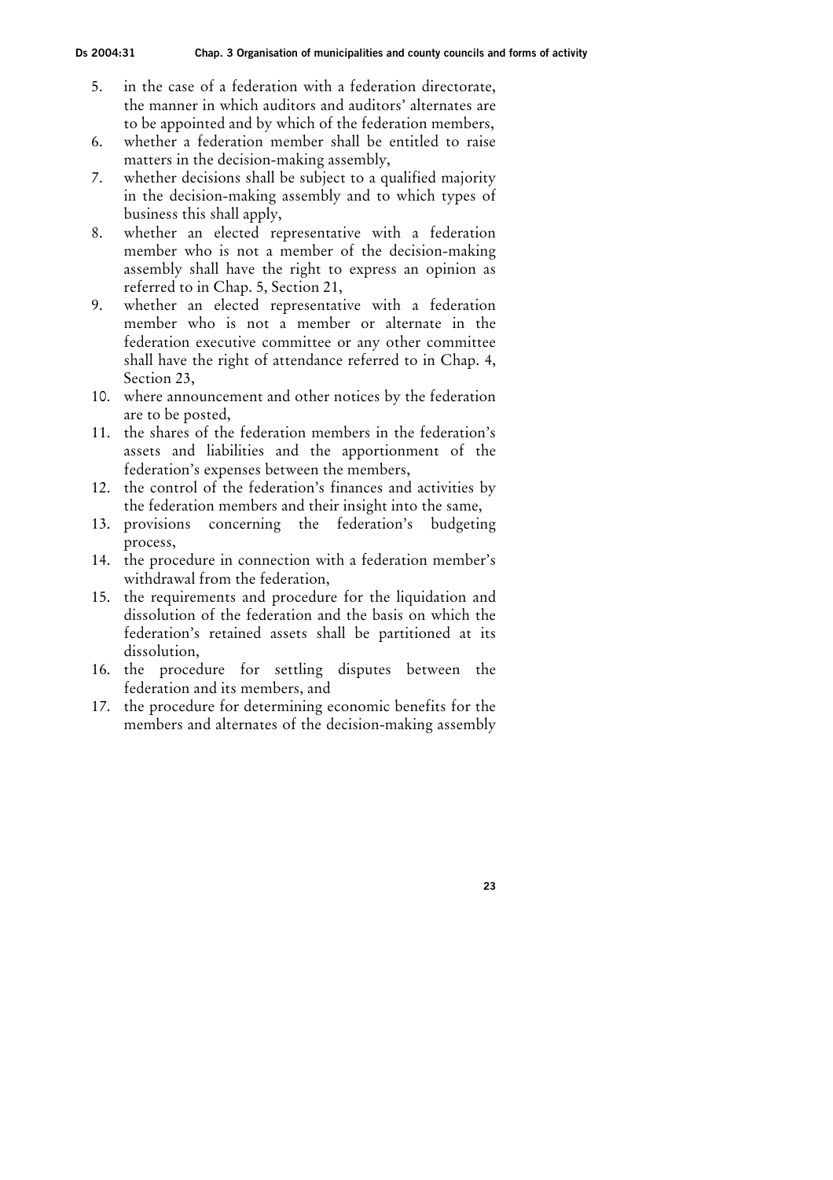5. in the case of a federation with a federation directorate, the manner in which auditors and auditors' alternates are to be appointed and by which of the federation members,
6. whether a federation member shall be entitled to raise matters in the decision-making assembly,
7. whether decisions shall be subject to a qualified majority in the decision-making assembly and to which types of business this shall apply,
8. whether an elected representative with a federation member who is not a member of the decision-making assembly shall have the right to express an opinion as referred to in Chap. 5, Section 21,
9. whether an elected representative with a federation member who is not a member or alternate in the federation executive committee or any other committee shall have the right of attendance referred to in Chap. 4, Section 23,
10. where announcement and other notices by the federation are to be posted,
11. the shares of the federation members in the federation's assets and liabilities and the apportionment of the federation's expenses between the members,
12. the control of the federation's finances and activities by the federation members and their insight into the same,
13. provisions concerning the federation's budgeting process,
14. the procedure in connection with a federation member's withdrawal from the federation,
15. the requirements and procedure for the liquidation and dissolution of the federation and the basis on which the federation's retained assets shall be partitioned at its dissolution,
16. the procedure for settling disputes between the federation and its members, and
17. the procedure for determining economic benefits for the members and alternates of the decision-making assembly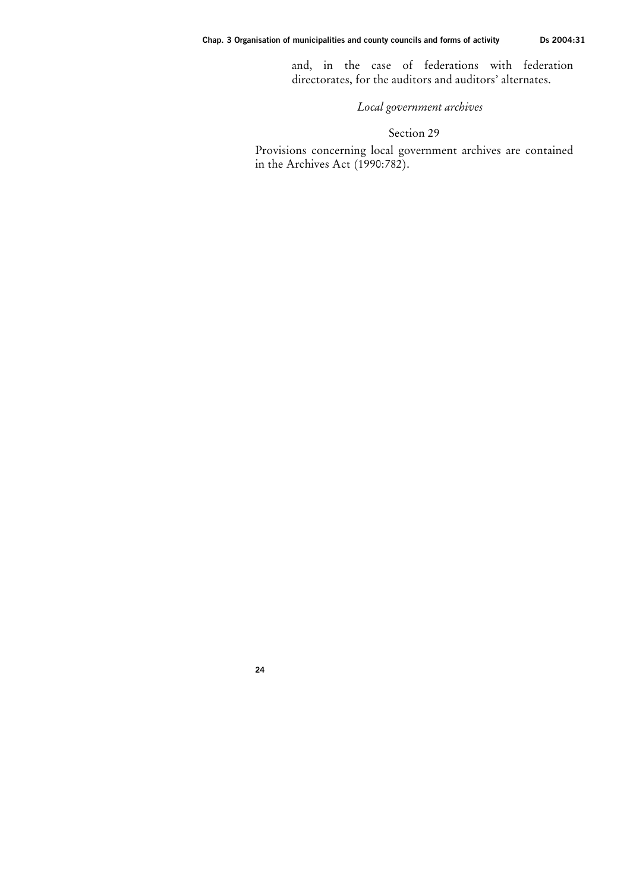and, in the case of federations with federation directorates, for the auditors and auditors' alternates.

*Local government archives*

Section 29

Provisions concerning local government archives are contained in the Archives Act (1990:782).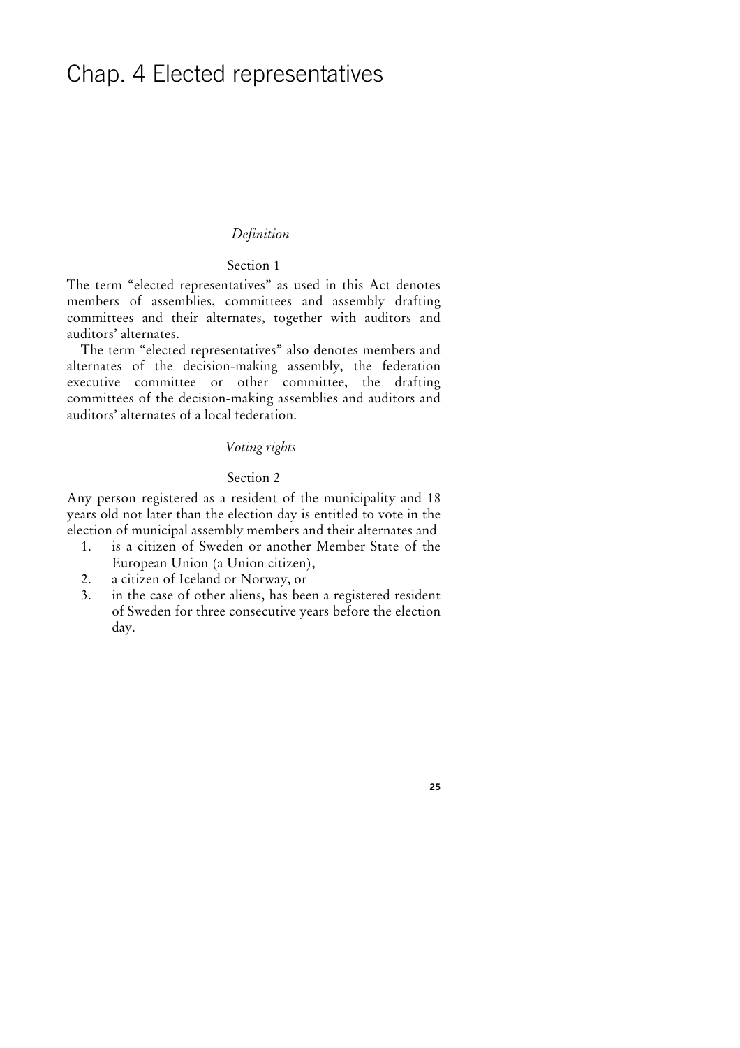# Chap. 4 Elected representatives

*Definition*

Section 1

The term "elected representatives" as used in this Act denotes members of assemblies, committees and assembly drafting committees and their alternates, together with auditors and auditors' alternates.

The term "elected representatives" also denotes members and alternates of the decision-making assembly, the federation executive committee or other committee, the drafting committees of the decision-making assemblies and auditors and auditors' alternates of a local federation.

*Voting rights*

Section 2

Any person registered as a resident of the municipality and 18 years old not later than the election day is entitled to vote in the election of municipal assembly members and their alternates and

1. is a citizen of Sweden or another Member State of the European Union (a Union citizen),
2. a citizen of Iceland or Norway, or
3. in the case of other aliens, has been a registered resident of Sweden for three consecutive years before the election day.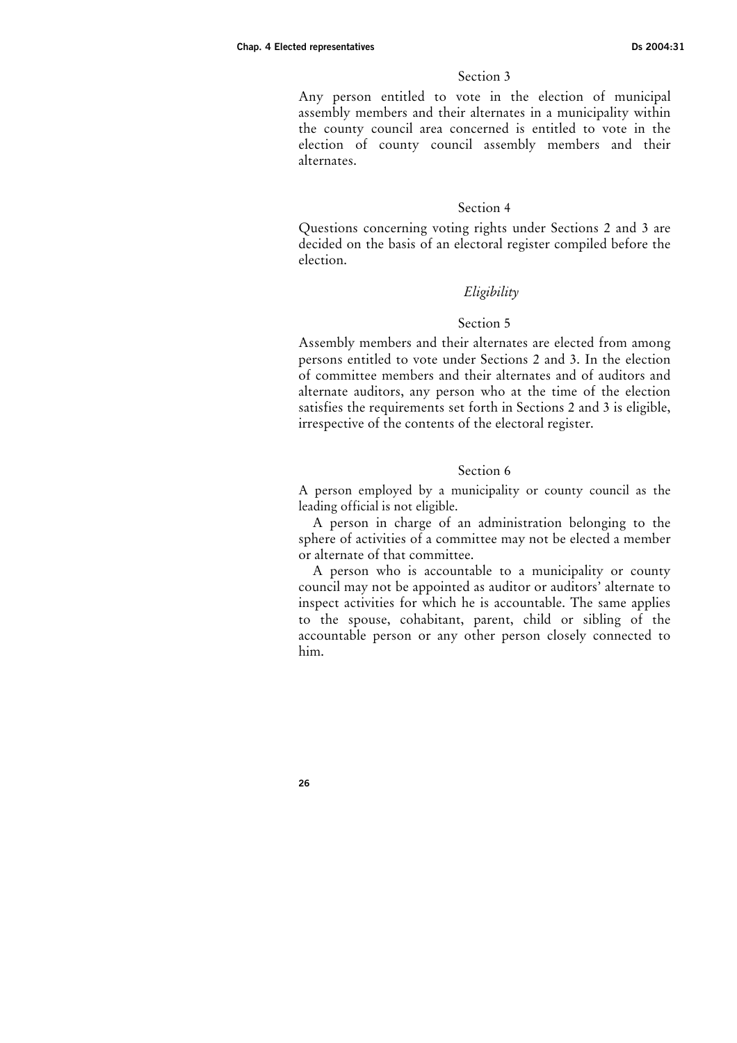Section 3

Any person entitled to vote in the election of municipal assembly members and their alternates in a municipality within the county council area concerned is entitled to vote in the election of county council assembly members and their alternates.

Section 4

Questions concerning voting rights under Sections 2 and 3 are decided on the basis of an electoral register compiled before the election.

*Eligibility*

Section 5

Assembly members and their alternates are elected from among persons entitled to vote under Sections 2 and 3. In the election of committee members and their alternates and of auditors and alternate auditors, any person who at the time of the election satisfies the requirements set forth in Sections 2 and 3 is eligible, irrespective of the contents of the electoral register.

Section 6

A person employed by a municipality or county council as the leading official is not eligible.

A person in charge of an administration belonging to the sphere of activities of a committee may not be elected a member or alternate of that committee.

A person who is accountable to a municipality or county council may not be appointed as auditor or auditors' alternate to inspect activities for which he is accountable. The same applies to the spouse, cohabitant, parent, child or sibling of the accountable person or any other person closely connected to him.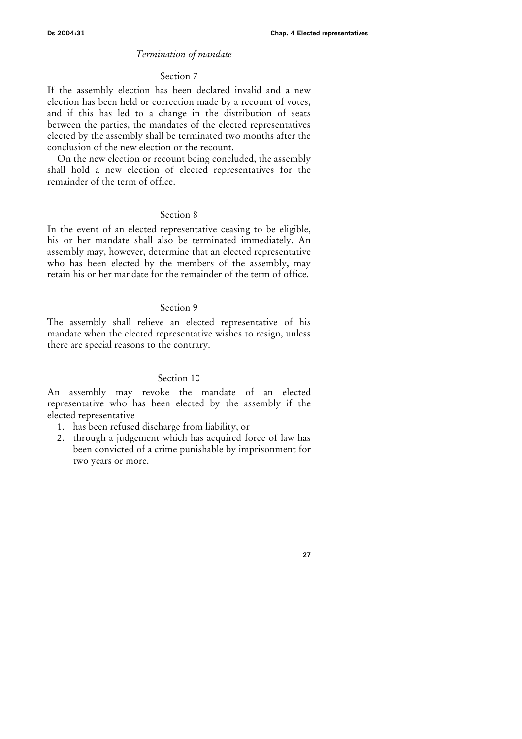*Termination of mandate*

### Section 7

If the assembly election has been declared invalid and a new election has been held or correction made by a recount of votes, and if this has led to a change in the distribution of seats between the parties, the mandates of the elected representatives elected by the assembly shall be terminated two months after the conclusion of the new election or the recount.

On the new election or recount being concluded, the assembly shall hold a new election of elected representatives for the remainder of the term of office.

### Section 8

In the event of an elected representative ceasing to be eligible, his or her mandate shall also be terminated immediately. An assembly may, however, determine that an elected representative who has been elected by the members of the assembly, may retain his or her mandate for the remainder of the term of office.

### Section 9

The assembly shall relieve an elected representative of his mandate when the elected representative wishes to resign, unless there are special reasons to the contrary.

### Section 10

An assembly may revoke the mandate of an elected representative who has been elected by the assembly if the elected representative

1. has been refused discharge from liability, or
2. through a judgement which has acquired force of law has been convicted of a crime punishable by imprisonment for two years or more.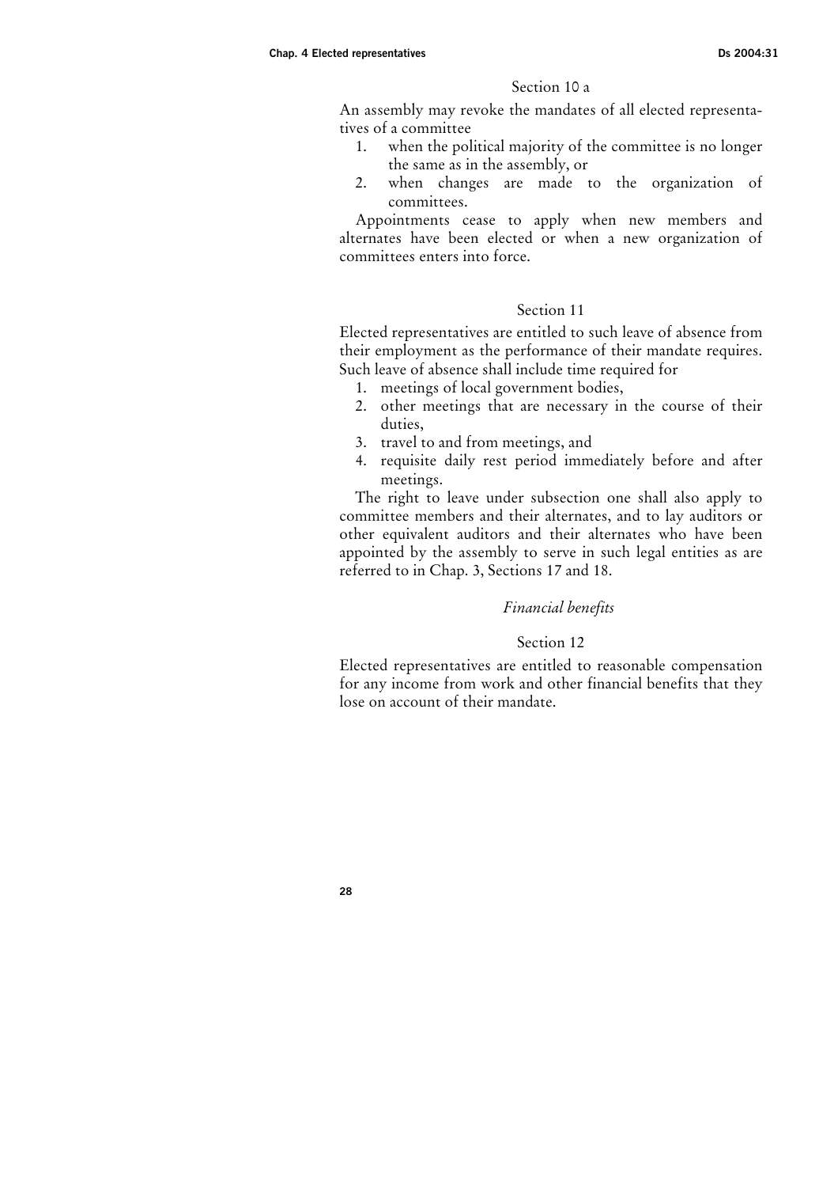Section 10 a

An assembly may revoke the mandates of all elected representatives of a committee

1. when the political majority of the committee is no longer the same as in the assembly, or
2. when changes are made to the organization of committees.

Appointments cease to apply when new members and alternates have been elected or when a new organization of committees enters into force.

Section 11

Elected representatives are entitled to such leave of absence from their employment as the performance of their mandate requires. Such leave of absence shall include time required for

1. meetings of local government bodies,
2. other meetings that are necessary in the course of their duties,
3. travel to and from meetings, and
4. requisite daily rest period immediately before and after meetings.

The right to leave under subsection one shall also apply to committee members and their alternates, and to lay auditors or other equivalent auditors and their alternates who have been appointed by the assembly to serve in such legal entities as are referred to in Chap. 3, Sections 17 and 18.

*Financial benefits*

Section 12

Elected representatives are entitled to reasonable compensation for any income from work and other financial benefits that they lose on account of their mandate.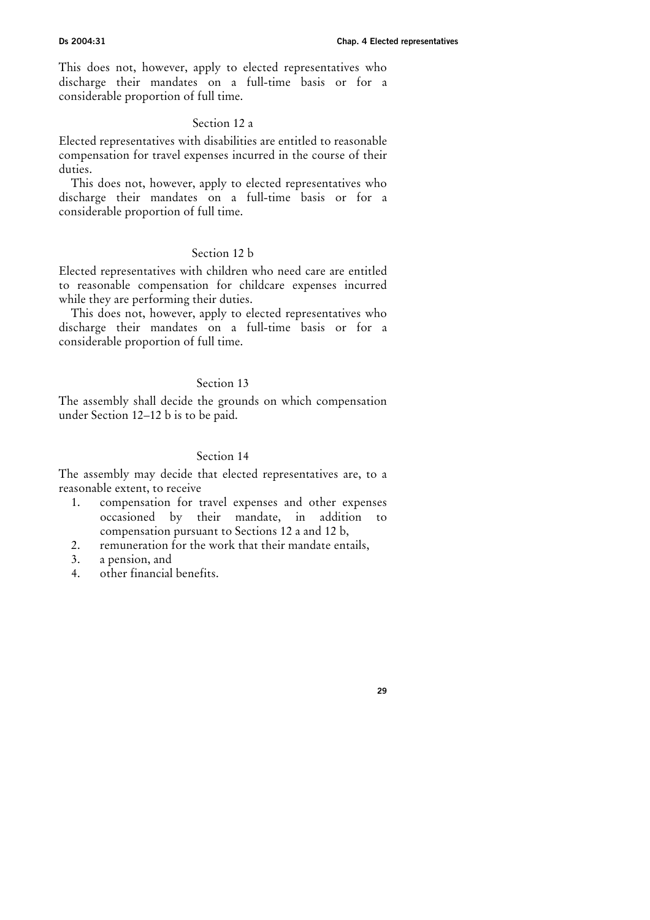This does not, however, apply to elected representatives who discharge their mandates on a full-time basis or for a considerable proportion of full time.

### Section 12 a

Elected representatives with disabilities are entitled to reasonable compensation for travel expenses incurred in the course of their duties.

This does not, however, apply to elected representatives who discharge their mandates on a full-time basis or for a considerable proportion of full time.

### Section 12 b

Elected representatives with children who need care are entitled to reasonable compensation for childcare expenses incurred while they are performing their duties.

This does not, however, apply to elected representatives who discharge their mandates on a full-time basis or for a considerable proportion of full time.

### Section 13

The assembly shall decide the grounds on which compensation under Section 12–12 b is to be paid.

### Section 14

The assembly may decide that elected representatives are, to a reasonable extent, to receive

1. compensation for travel expenses and other expenses occasioned by their mandate, in addition to compensation pursuant to Sections 12 a and 12 b,
2. remuneration for the work that their mandate entails,
3. a pension, and
4. other financial benefits.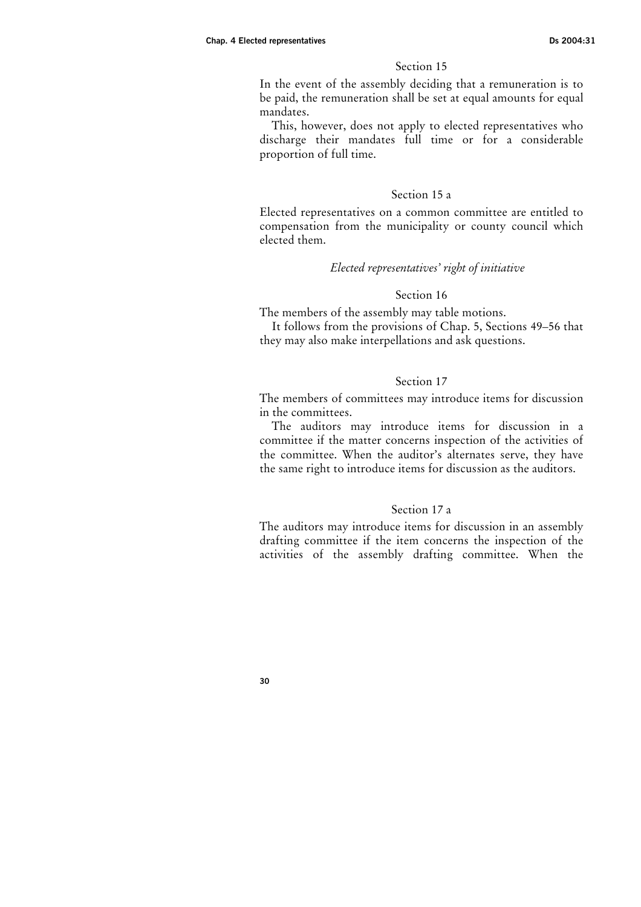### Section 15

In the event of the assembly deciding that a remuneration is to be paid, the remuneration shall be set at equal amounts for equal mandates.

This, however, does not apply to elected representatives who discharge their mandates full time or for a considerable proportion of full time.

### Section 15 a

Elected representatives on a common committee are entitled to compensation from the municipality or county council which elected them.

*Elected representatives' right of initiative*

### Section 16

The members of the assembly may table motions.

It follows from the provisions of Chap. 5, Sections 49–56 that they may also make interpellations and ask questions.

### Section 17

The members of committees may introduce items for discussion in the committees.

The auditors may introduce items for discussion in a committee if the matter concerns inspection of the activities of the committee. When the auditor's alternates serve, they have the same right to introduce items for discussion as the auditors.

### Section 17 a

The auditors may introduce items for discussion in an assembly drafting committee if the item concerns the inspection of the activities of the assembly drafting committee. When the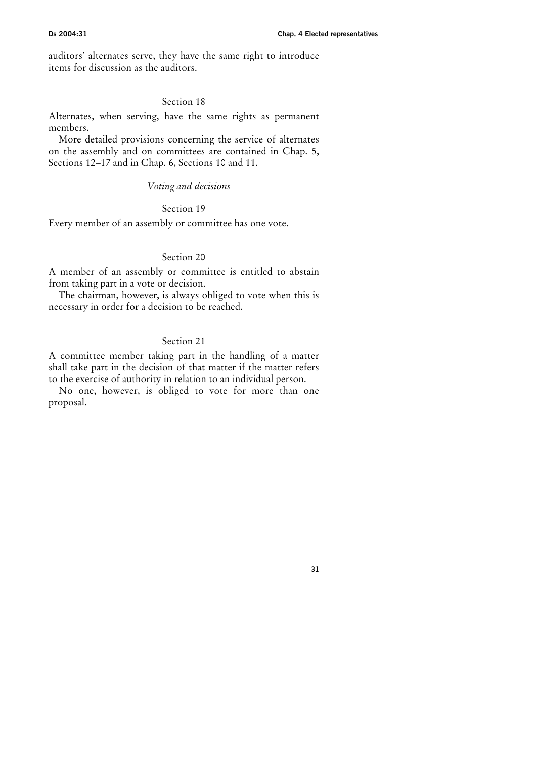auditors' alternates serve, they have the same right to introduce items for discussion as the auditors.

### Section 18

Alternates, when serving, have the same rights as permanent members.

More detailed provisions concerning the service of alternates on the assembly and on committees are contained in Chap. 5, Sections 12–17 and in Chap. 6, Sections 10 and 11.

*Voting and decisions*

### Section 19

Every member of an assembly or committee has one vote.

### Section 20

A member of an assembly or committee is entitled to abstain from taking part in a vote or decision.

The chairman, however, is always obliged to vote when this is necessary in order for a decision to be reached.

### Section 21

A committee member taking part in the handling of a matter shall take part in the decision of that matter if the matter refers to the exercise of authority in relation to an individual person.

No one, however, is obliged to vote for more than one proposal.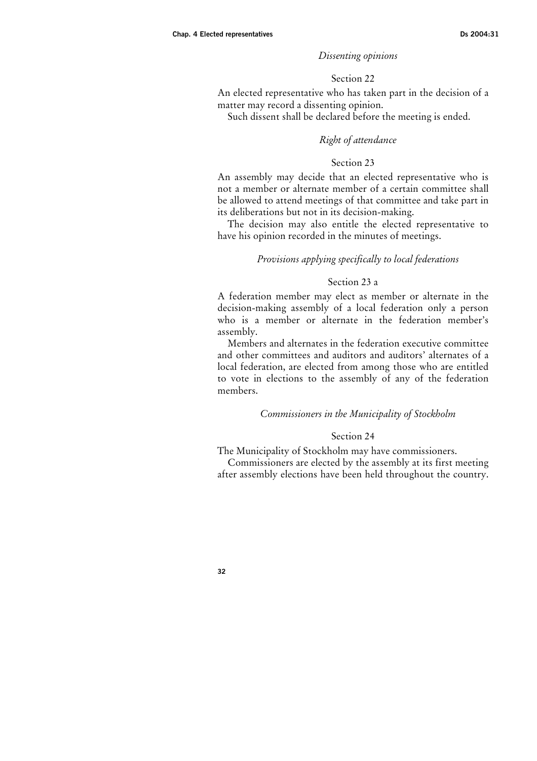*Dissenting opinions*

Section 22

An elected representative who has taken part in the decision of a matter may record a dissenting opinion.

Such dissent shall be declared before the meeting is ended.

*Right of attendance*

Section 23

An assembly may decide that an elected representative who is not a member or alternate member of a certain committee shall be allowed to attend meetings of that committee and take part in its deliberations but not in its decision-making.

The decision may also entitle the elected representative to have his opinion recorded in the minutes of meetings.

*Provisions applying specifically to local federations*

Section 23 a

A federation member may elect as member or alternate in the decision-making assembly of a local federation only a person who is a member or alternate in the federation member's assembly.

Members and alternates in the federation executive committee and other committees and auditors and auditors' alternates of a local federation, are elected from among those who are entitled to vote in elections to the assembly of any of the federation members.

*Commissioners in the Municipality of Stockholm*

Section 24

The Municipality of Stockholm may have commissioners.

Commissioners are elected by the assembly at its first meeting after assembly elections have been held throughout the country.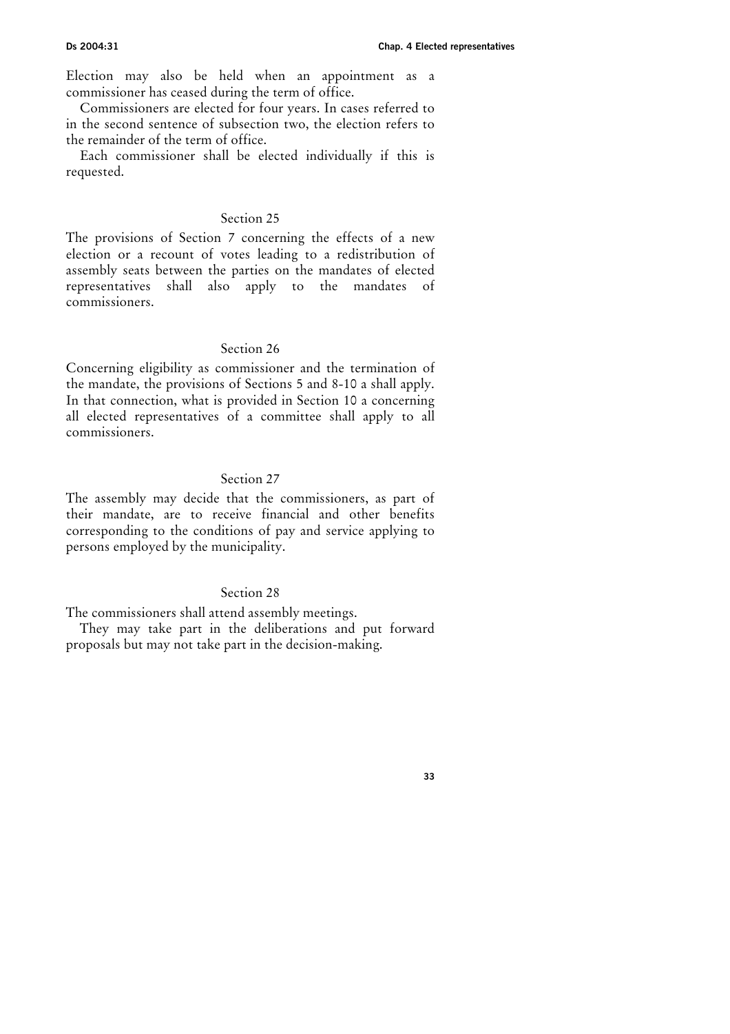Election may also be held when an appointment as a commissioner has ceased during the term of office.

Commissioners are elected for four years. In cases referred to in the second sentence of subsection two, the election refers to the remainder of the term of office.

Each commissioner shall be elected individually if this is requested.

### Section 25

The provisions of Section 7 concerning the effects of a new election or a recount of votes leading to a redistribution of assembly seats between the parties on the mandates of elected representatives shall also apply to the mandates of commissioners.

### Section 26

Concerning eligibility as commissioner and the termination of the mandate, the provisions of Sections 5 and 8-10 a shall apply. In that connection, what is provided in Section 10 a concerning all elected representatives of a committee shall apply to all commissioners.

### Section 27

The assembly may decide that the commissioners, as part of their mandate, are to receive financial and other benefits corresponding to the conditions of pay and service applying to persons employed by the municipality.

### Section 28

The commissioners shall attend assembly meetings.

They may take part in the deliberations and put forward proposals but may not take part in the decision-making.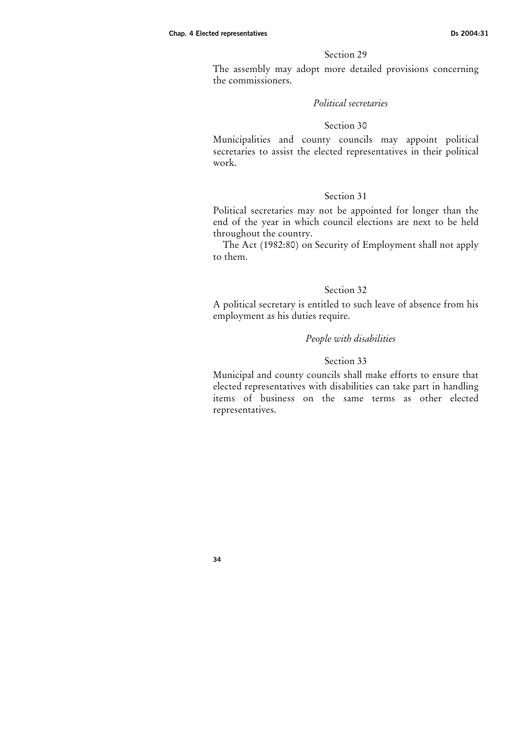Section 29

The assembly may adopt more detailed provisions concerning the commissioners.

*Political secretaries*

Section 30

Municipalities and county councils may appoint political secretaries to assist the elected representatives in their political work.

Section 31

Political secretaries may not be appointed for longer than the end of the year in which council elections are next to be held throughout the country.

The Act (1982:80) on Security of Employment shall not apply to them.

Section 32

A political secretary is entitled to such leave of absence from his employment as his duties require.

*People with disabilities*

Section 33

Municipal and county councils shall make efforts to ensure that elected representatives with disabilities can take part in handling items of business on the same terms as other elected representatives.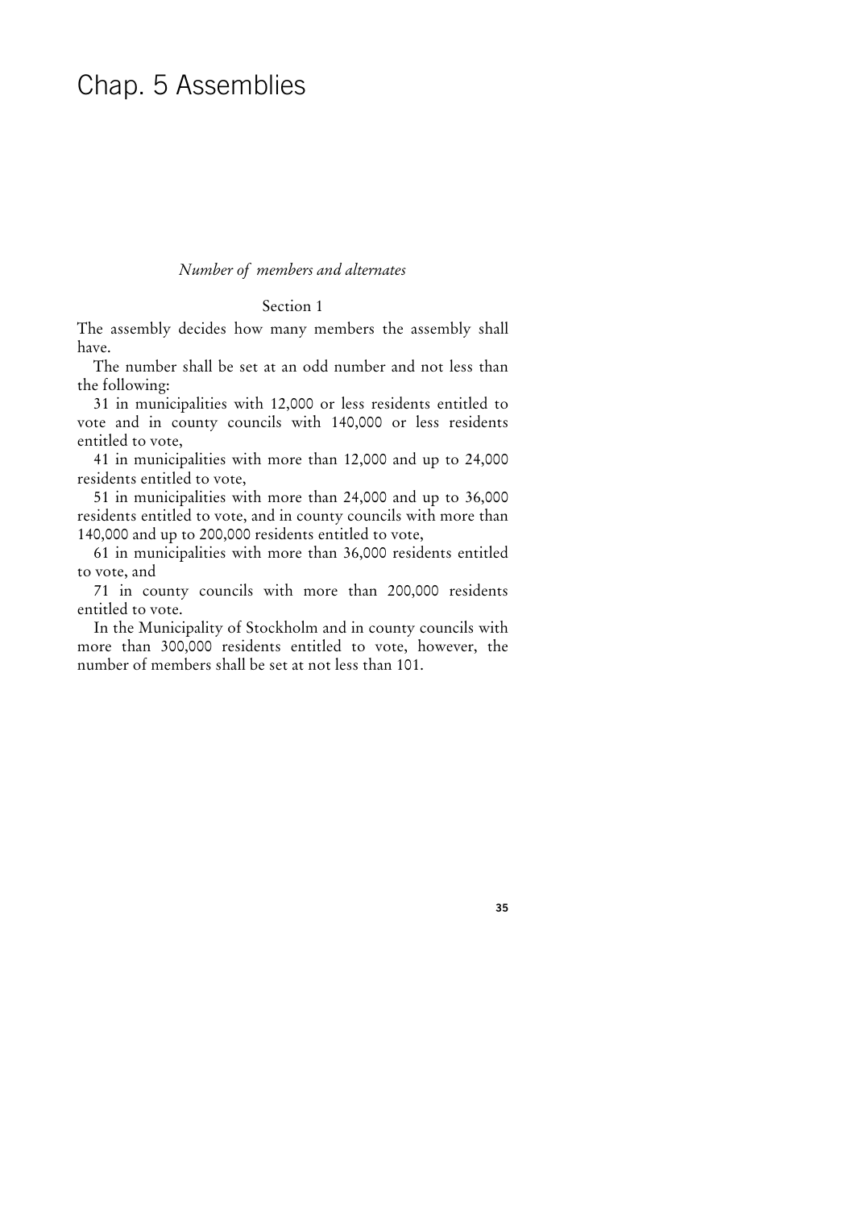# Chap. 5 Assemblies

*Number of members and alternates*

Section 1

The assembly decides how many members the assembly shall have.

The number shall be set at an odd number and not less than the following:

31 in municipalities with 12,000 or less residents entitled to vote and in county councils with 140,000 or less residents entitled to vote,

41 in municipalities with more than 12,000 and up to 24,000 residents entitled to vote,

51 in municipalities with more than 24,000 and up to 36,000 residents entitled to vote, and in county councils with more than 140,000 and up to 200,000 residents entitled to vote,

61 in municipalities with more than 36,000 residents entitled to vote, and

71 in county councils with more than 200,000 residents entitled to vote.

In the Municipality of Stockholm and in county councils with more than 300,000 residents entitled to vote, however, the number of members shall be set at not less than 101.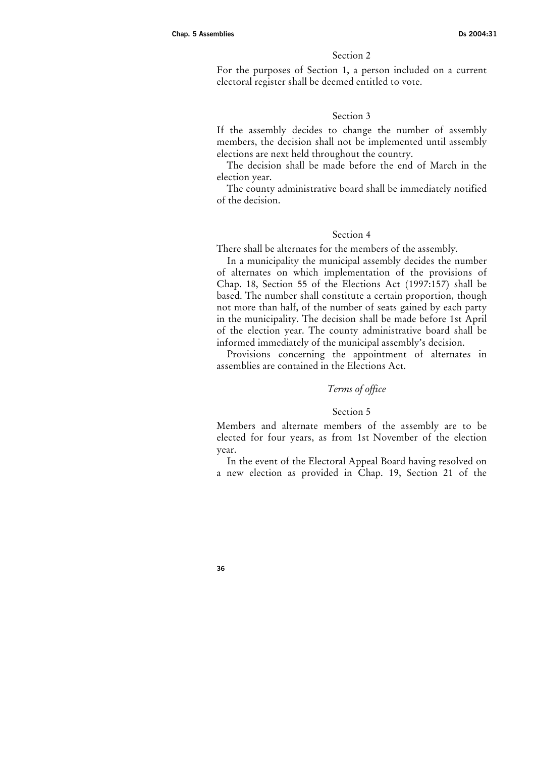### Section 2

For the purposes of Section 1, a person included on a current electoral register shall be deemed entitled to vote.

### Section 3

If the assembly decides to change the number of assembly members, the decision shall not be implemented until assembly elections are next held throughout the country.

The decision shall be made before the end of March in the election year.

The county administrative board shall be immediately notified of the decision.

### Section 4

There shall be alternates for the members of the assembly.

In a municipality the municipal assembly decides the number of alternates on which implementation of the provisions of Chap. 18, Section 55 of the Elections Act (1997:157) shall be based. The number shall constitute a certain proportion, though not more than half, of the number of seats gained by each party in the municipality. The decision shall be made before 1st April of the election year. The county administrative board shall be informed immediately of the municipal assembly's decision.

Provisions concerning the appointment of alternates in assemblies are contained in the Elections Act.

## *Terms of office*

### Section 5

Members and alternate members of the assembly are to be elected for four years, as from 1st November of the election year.

In the event of the Electoral Appeal Board having resolved on a new election as provided in Chap. 19, Section 21 of the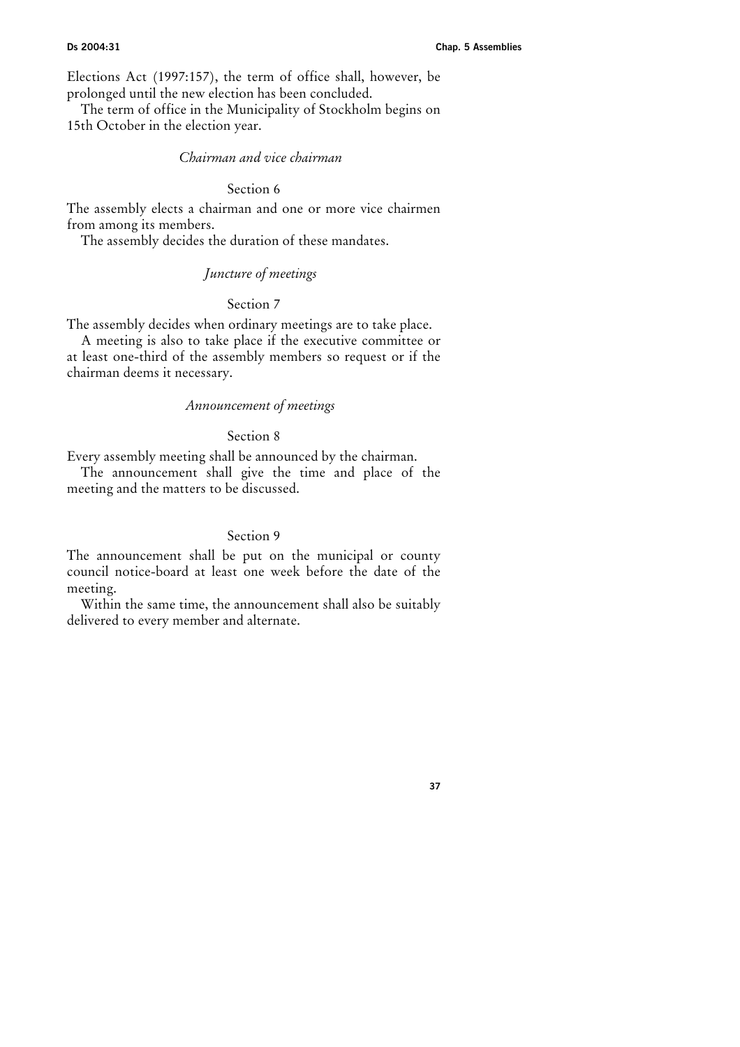Elections Act (1997:157), the term of office shall, however, be prolonged until the new election has been concluded.

The term of office in the Municipality of Stockholm begins on 15th October in the election year.

*Chairman and vice chairman*

Section 6

The assembly elects a chairman and one or more vice chairmen from among its members.

The assembly decides the duration of these mandates.

*Juncture of meetings*

Section 7

The assembly decides when ordinary meetings are to take place.

A meeting is also to take place if the executive committee or at least one-third of the assembly members so request or if the chairman deems it necessary.

*Announcement of meetings*

Section 8

Every assembly meeting shall be announced by the chairman.

The announcement shall give the time and place of the meeting and the matters to be discussed.

Section 9

The announcement shall be put on the municipal or county council notice-board at least one week before the date of the meeting.

Within the same time, the announcement shall also be suitably delivered to every member and alternate.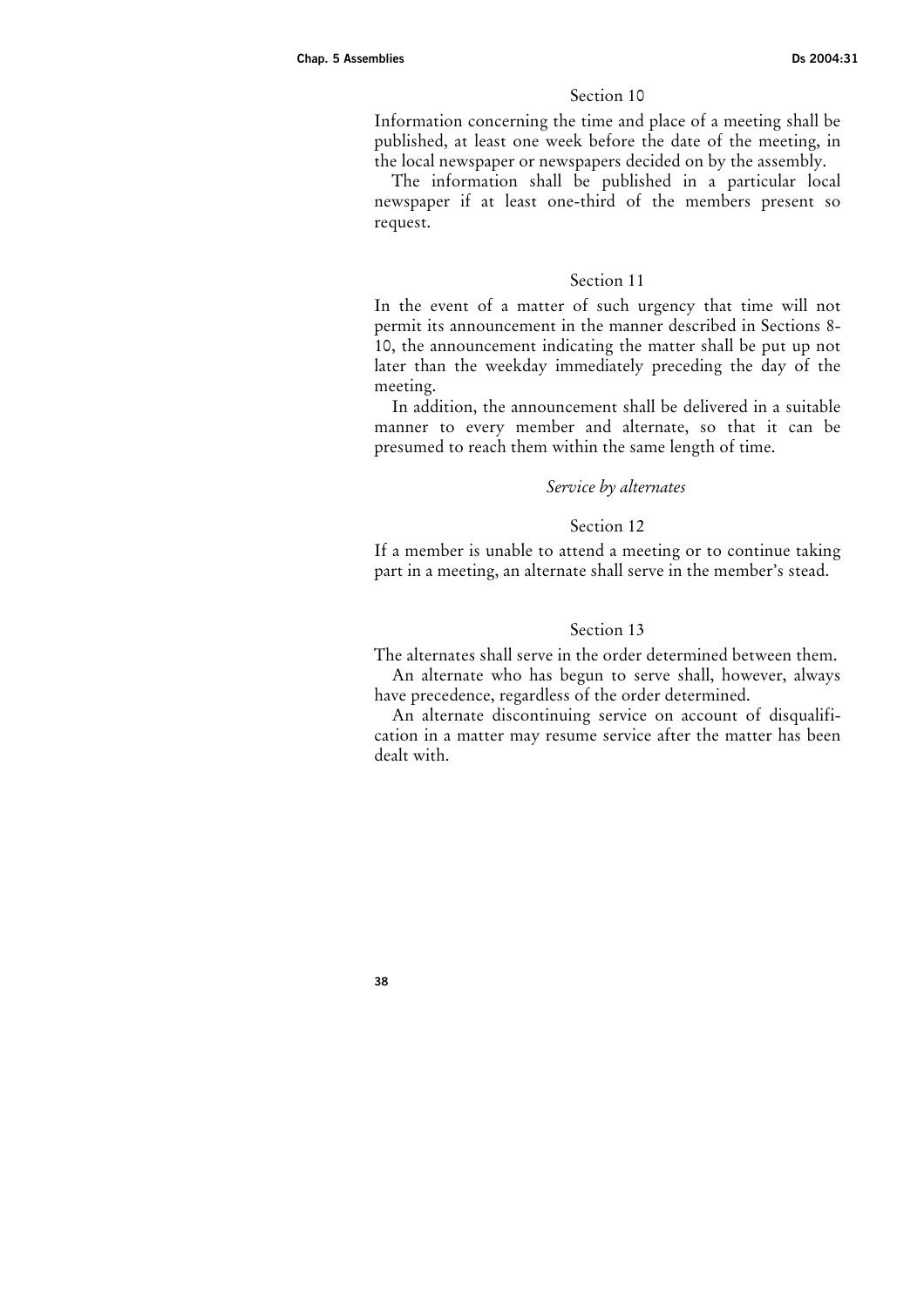### Section 10

Information concerning the time and place of a meeting shall be published, at least one week before the date of the meeting, in the local newspaper or newspapers decided on by the assembly.

The information shall be published in a particular local newspaper if at least one-third of the members present so request.

### Section 11

In the event of a matter of such urgency that time will not permit its announcement in the manner described in Sections 8-10, the announcement indicating the matter shall be put up not later than the weekday immediately preceding the day of the meeting.

In addition, the announcement shall be delivered in a suitable manner to every member and alternate, so that it can be presumed to reach them within the same length of time.

*Service by alternates*

### Section 12

If a member is unable to attend a meeting or to continue taking part in a meeting, an alternate shall serve in the member's stead.

### Section 13

The alternates shall serve in the order determined between them.

An alternate who has begun to serve shall, however, always have precedence, regardless of the order determined.

An alternate discontinuing service on account of disqualification in a matter may resume service after the matter has been dealt with.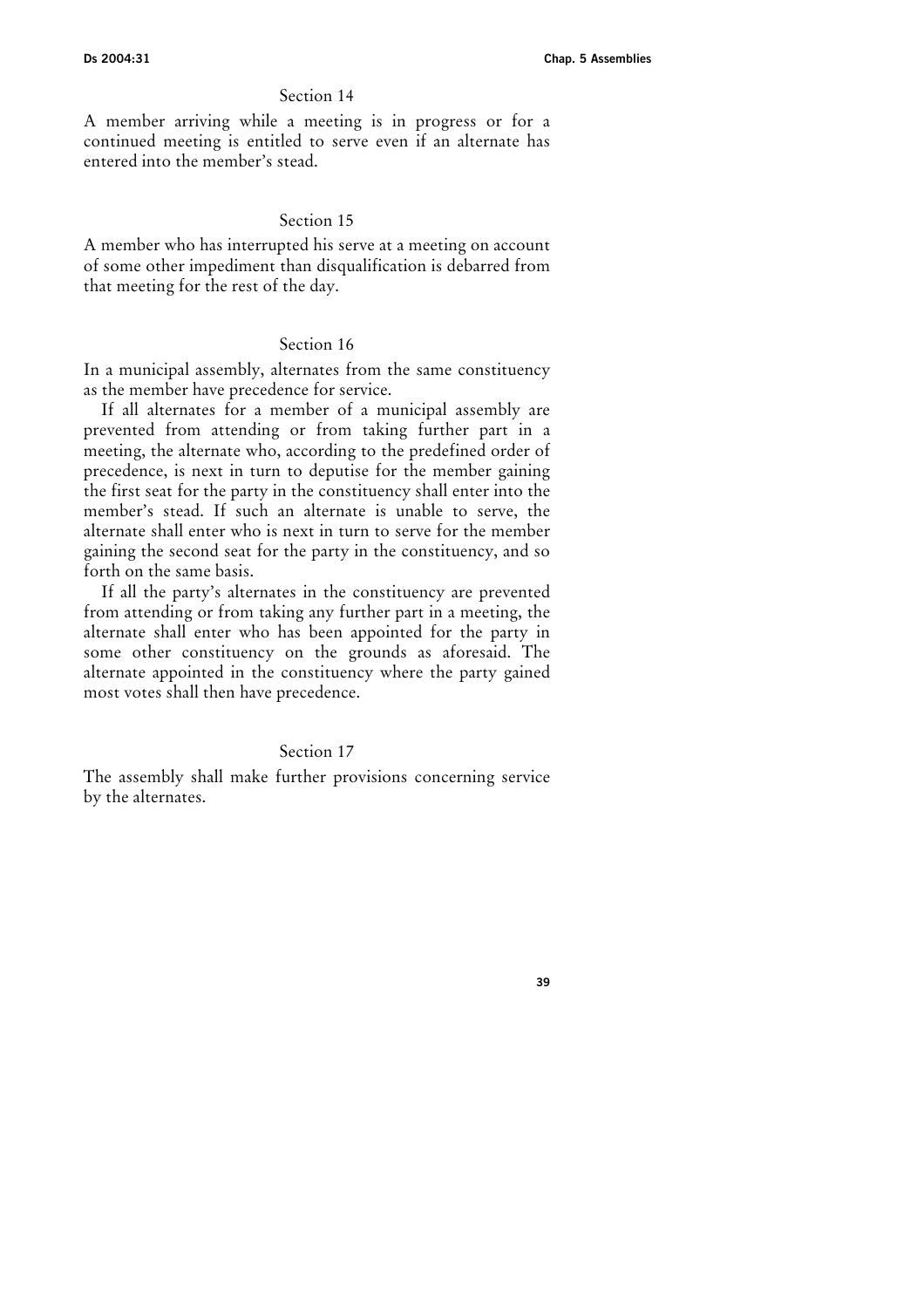### Section 14

A member arriving while a meeting is in progress or for a continued meeting is entitled to serve even if an alternate has entered into the member's stead.

### Section 15

A member who has interrupted his serve at a meeting on account of some other impediment than disqualification is debarred from that meeting for the rest of the day.

### Section 16

In a municipal assembly, alternates from the same constituency as the member have precedence for service.

If all alternates for a member of a municipal assembly are prevented from attending or from taking further part in a meeting, the alternate who, according to the predefined order of precedence, is next in turn to deputise for the member gaining the first seat for the party in the constituency shall enter into the member's stead. If such an alternate is unable to serve, the alternate shall enter who is next in turn to serve for the member gaining the second seat for the party in the constituency, and so forth on the same basis.

If all the party's alternates in the constituency are prevented from attending or from taking any further part in a meeting, the alternate shall enter who has been appointed for the party in some other constituency on the grounds as aforesaid. The alternate appointed in the constituency where the party gained most votes shall then have precedence.

### Section 17

The assembly shall make further provisions concerning service by the alternates.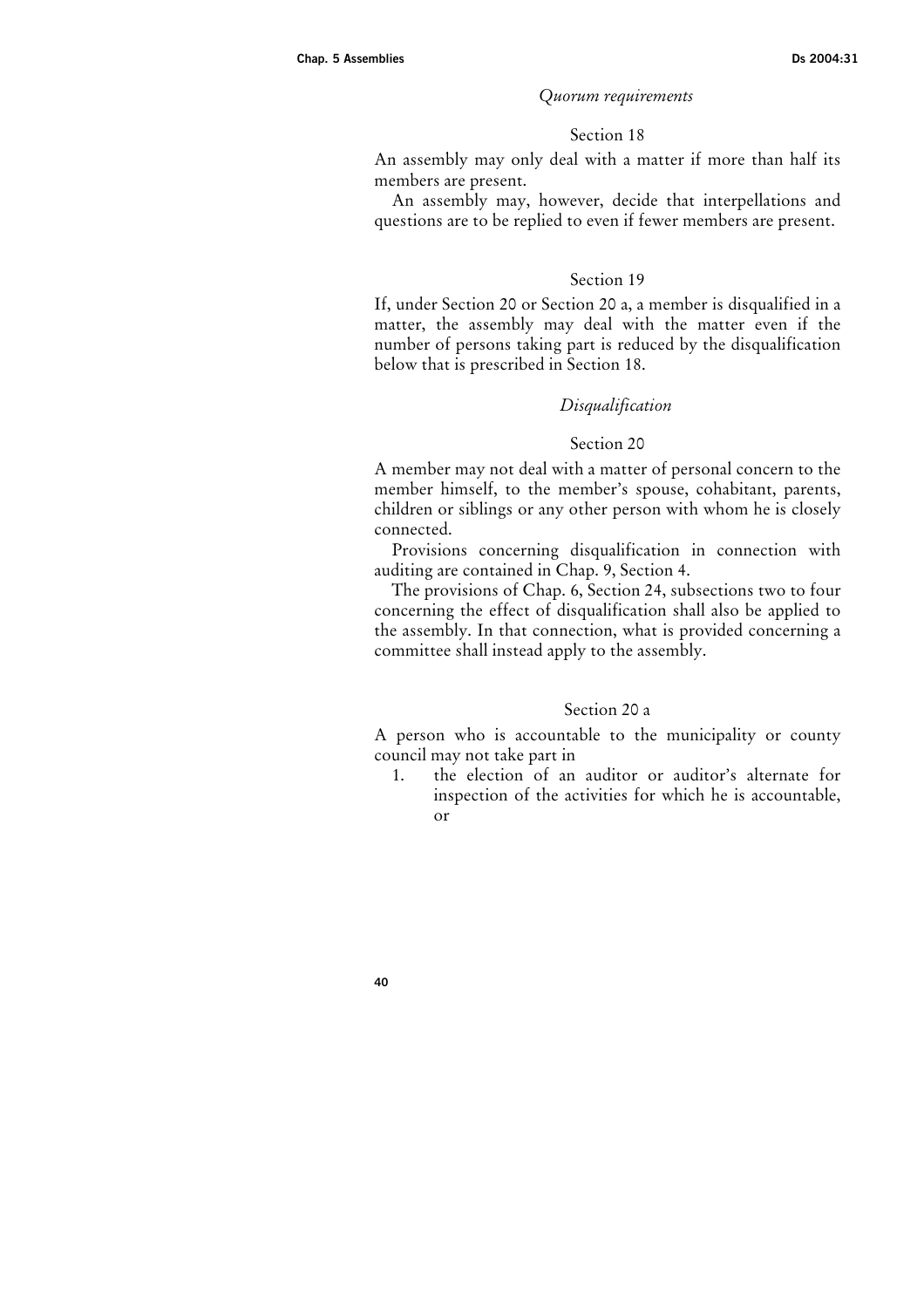### *Quorum requirements*

#### Section 18

An assembly may only deal with a matter if more than half its members are present.

An assembly may, however, decide that interpellations and questions are to be replied to even if fewer members are present.

#### Section 19

If, under Section 20 or Section 20 a, a member is disqualified in a matter, the assembly may deal with the matter even if the number of persons taking part is reduced by the disqualification below that is prescribed in Section 18.

### *Disqualification*

#### Section 20

A member may not deal with a matter of personal concern to the member himself, to the member's spouse, cohabitant, parents, children or siblings or any other person with whom he is closely connected.

Provisions concerning disqualification in connection with auditing are contained in Chap. 9, Section 4.

The provisions of Chap. 6, Section 24, subsections two to four concerning the effect of disqualification shall also be applied to the assembly. In that connection, what is provided concerning a committee shall instead apply to the assembly.

#### Section 20 a

A person who is accountable to the municipality or county council may not take part in

1. the election of an auditor or auditor's alternate for inspection of the activities for which he is accountable, or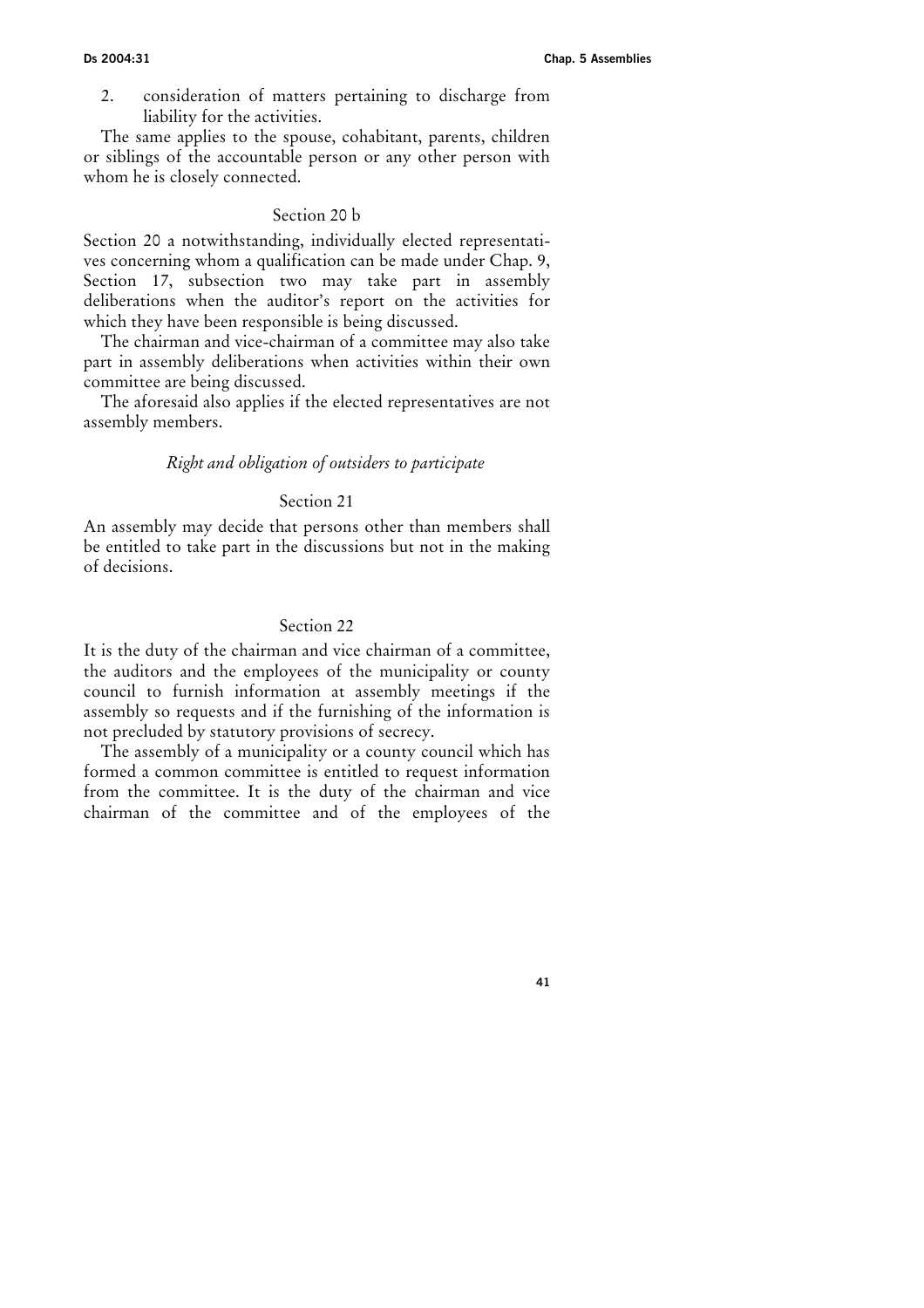2. consideration of matters pertaining to discharge from liability for the activities.

The same applies to the spouse, cohabitant, parents, children or siblings of the accountable person or any other person with whom he is closely connected.

### Section 20 b

Section 20 a notwithstanding, individually elected representatives concerning whom a qualification can be made under Chap. 9, Section 17, subsection two may take part in assembly deliberations when the auditor's report on the activities for which they have been responsible is being discussed.

The chairman and vice-chairman of a committee may also take part in assembly deliberations when activities within their own committee are being discussed.

The aforesaid also applies if the elected representatives are not assembly members.

## *Right and obligation of outsiders to participate*

### Section 21

An assembly may decide that persons other than members shall be entitled to take part in the discussions but not in the making of decisions.

### Section 22

It is the duty of the chairman and vice chairman of a committee, the auditors and the employees of the municipality or county council to furnish information at assembly meetings if the assembly so requests and if the furnishing of the information is not precluded by statutory provisions of secrecy.

The assembly of a municipality or a county council which has formed a common committee is entitled to request information from the committee. It is the duty of the chairman and vice chairman of the committee and of the employees of the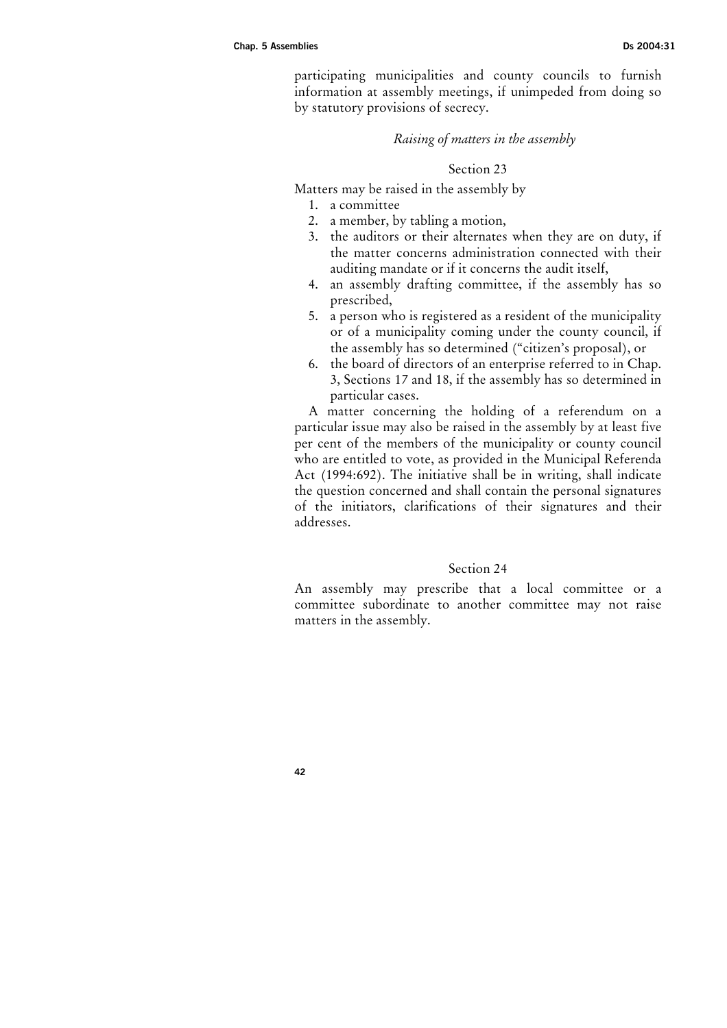participating municipalities and county councils to furnish information at assembly meetings, if unimpeded from doing so by statutory provisions of secrecy.

### *Raising of matters in the assembly*

#### Section 23

Matters may be raised in the assembly by

1. a committee
2. a member, by tabling a motion,
3. the auditors or their alternates when they are on duty, if the matter concerns administration connected with their auditing mandate or if it concerns the audit itself,
4. an assembly drafting committee, if the assembly has so prescribed,
5. a person who is registered as a resident of the municipality or of a municipality coming under the county council, if the assembly has so determined ("citizen's proposal), or
6. the board of directors of an enterprise referred to in Chap. 3, Sections 17 and 18, if the assembly has so determined in particular cases.

A matter concerning the holding of a referendum on a particular issue may also be raised in the assembly by at least five per cent of the members of the municipality or county council who are entitled to vote, as provided in the Municipal Referenda Act (1994:692). The initiative shall be in writing, shall indicate the question concerned and shall contain the personal signatures of the initiators, clarifications of their signatures and their addresses.

#### Section 24

An assembly may prescribe that a local committee or a committee subordinate to another committee may not raise matters in the assembly.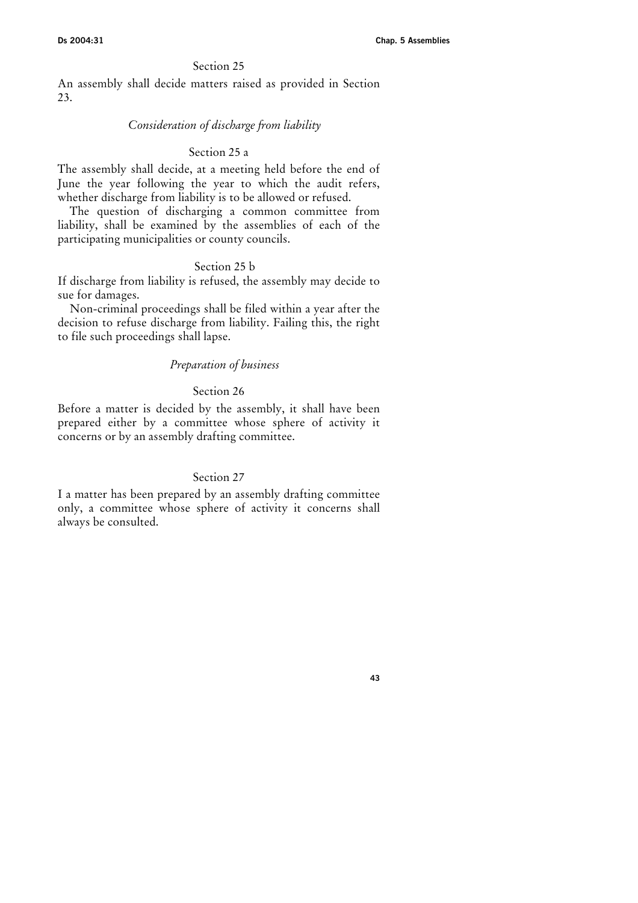Section 25

An assembly shall decide matters raised as provided in Section 23.

*Consideration of discharge from liability*

Section 25 a

The assembly shall decide, at a meeting held before the end of June the year following the year to which the audit refers, whether discharge from liability is to be allowed or refused.

The question of discharging a common committee from liability, shall be examined by the assemblies of each of the participating municipalities or county councils.

Section 25 b

If discharge from liability is refused, the assembly may decide to sue for damages.

Non-criminal proceedings shall be filed within a year after the decision to refuse discharge from liability. Failing this, the right to file such proceedings shall lapse.

*Preparation of business*

Section 26

Before a matter is decided by the assembly, it shall have been prepared either by a committee whose sphere of activity it concerns or by an assembly drafting committee.

Section 27

I a matter has been prepared by an assembly drafting committee only, a committee whose sphere of activity it concerns shall always be consulted.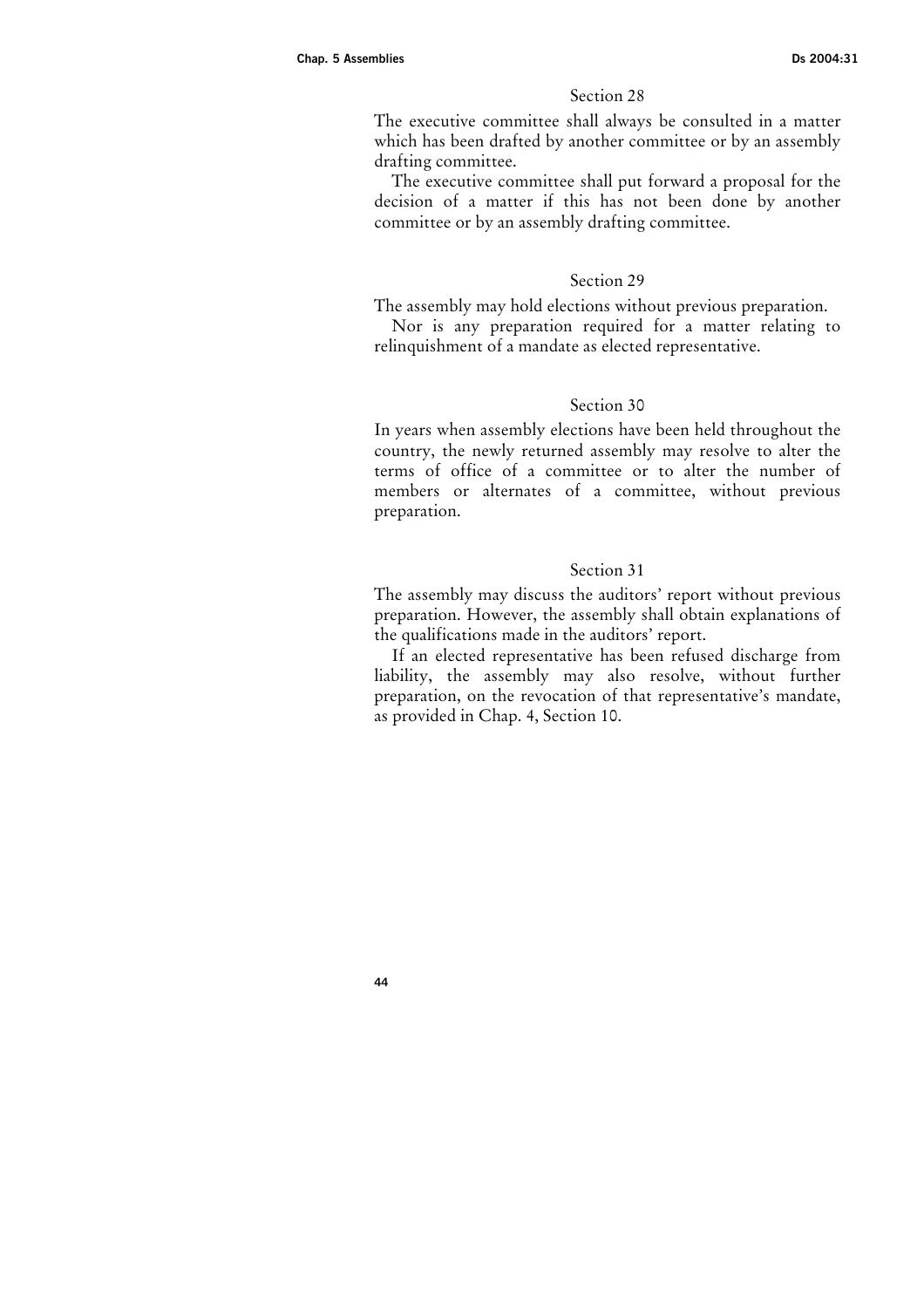### Section 28

The executive committee shall always be consulted in a matter which has been drafted by another committee or by an assembly drafting committee.

The executive committee shall put forward a proposal for the decision of a matter if this has not been done by another committee or by an assembly drafting committee.

### Section 29

The assembly may hold elections without previous preparation.

Nor is any preparation required for a matter relating to relinquishment of a mandate as elected representative.

### Section 30

In years when assembly elections have been held throughout the country, the newly returned assembly may resolve to alter the terms of office of a committee or to alter the number of members or alternates of a committee, without previous preparation.

### Section 31

The assembly may discuss the auditors' report without previous preparation. However, the assembly shall obtain explanations of the qualifications made in the auditors' report.

If an elected representative has been refused discharge from liability, the assembly may also resolve, without further preparation, on the revocation of that representative's mandate, as provided in Chap. 4, Section 10.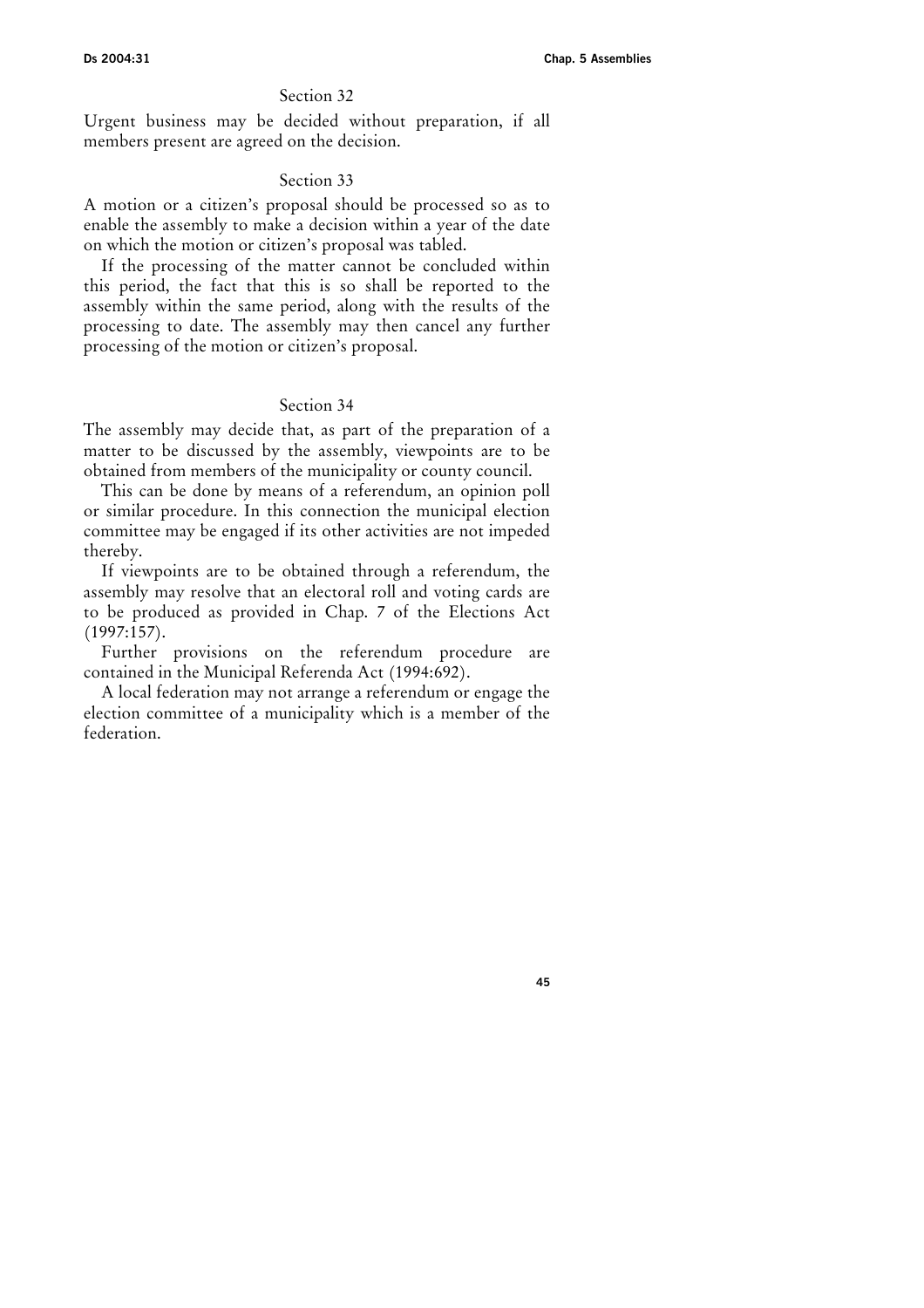### Section 32

Urgent business may be decided without preparation, if all members present are agreed on the decision.

### Section 33

A motion or a citizen's proposal should be processed so as to enable the assembly to make a decision within a year of the date on which the motion or citizen's proposal was tabled.

If the processing of the matter cannot be concluded within this period, the fact that this is so shall be reported to the assembly within the same period, along with the results of the processing to date. The assembly may then cancel any further processing of the motion or citizen's proposal.

### Section 34

The assembly may decide that, as part of the preparation of a matter to be discussed by the assembly, viewpoints are to be obtained from members of the municipality or county council.

This can be done by means of a referendum, an opinion poll or similar procedure. In this connection the municipal election committee may be engaged if its other activities are not impeded thereby.

If viewpoints are to be obtained through a referendum, the assembly may resolve that an electoral roll and voting cards are to be produced as provided in Chap. 7 of the Elections Act (1997:157).

Further provisions on the referendum procedure are contained in the Municipal Referenda Act (1994:692).

A local federation may not arrange a referendum or engage the election committee of a municipality which is a member of the federation.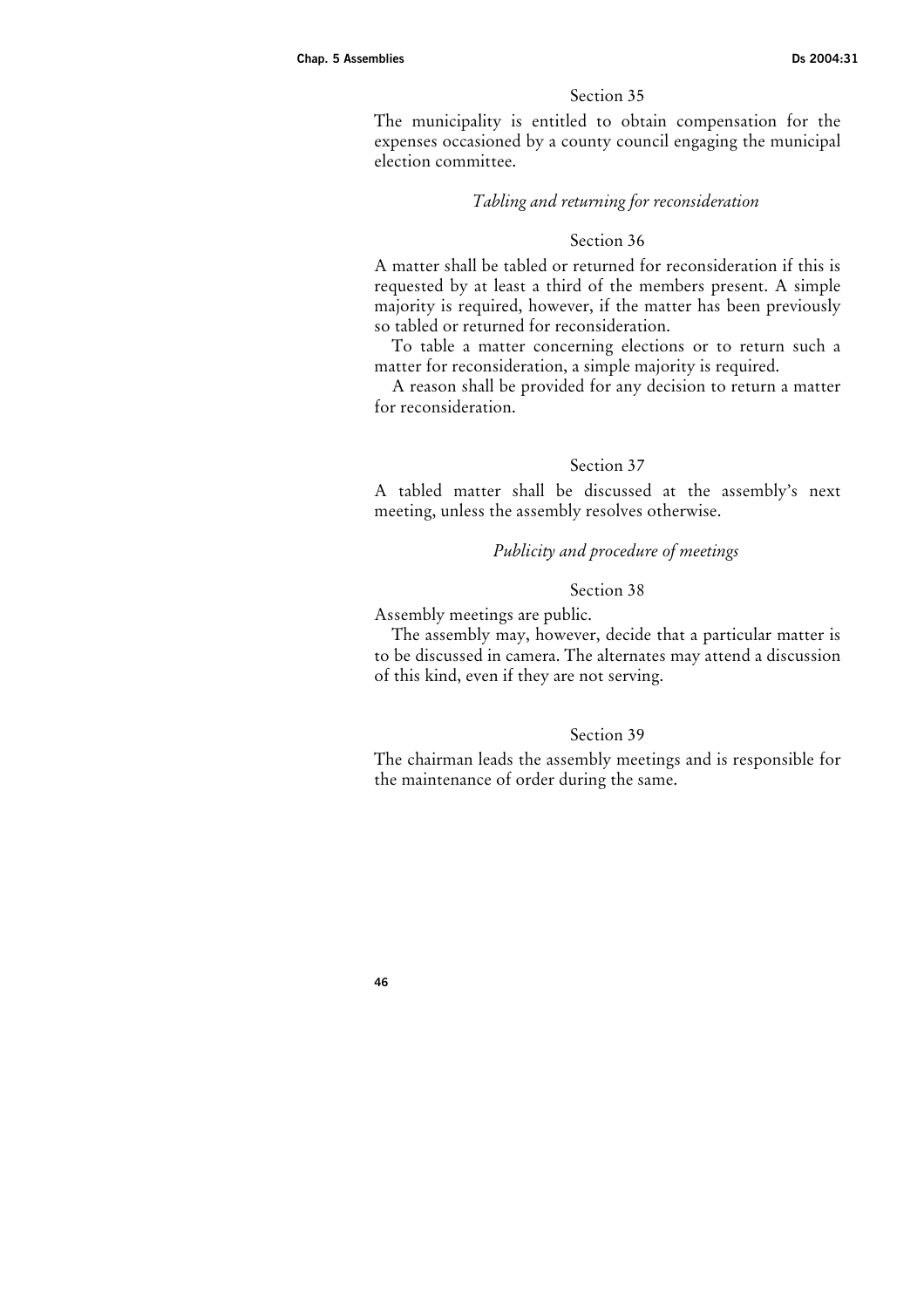### Section 35

The municipality is entitled to obtain compensation for the expenses occasioned by a county council engaging the municipal election committee.

*Tabling and returning for reconsideration*

### Section 36

A matter shall be tabled or returned for reconsideration if this is requested by at least a third of the members present. A simple majority is required, however, if the matter has been previously so tabled or returned for reconsideration.

To table a matter concerning elections or to return such a matter for reconsideration, a simple majority is required.

A reason shall be provided for any decision to return a matter for reconsideration.

### Section 37

A tabled matter shall be discussed at the assembly's next meeting, unless the assembly resolves otherwise.

*Publicity and procedure of meetings*

### Section 38

Assembly meetings are public.

The assembly may, however, decide that a particular matter is to be discussed in camera. The alternates may attend a discussion of this kind, even if they are not serving.

### Section 39

The chairman leads the assembly meetings and is responsible for the maintenance of order during the same.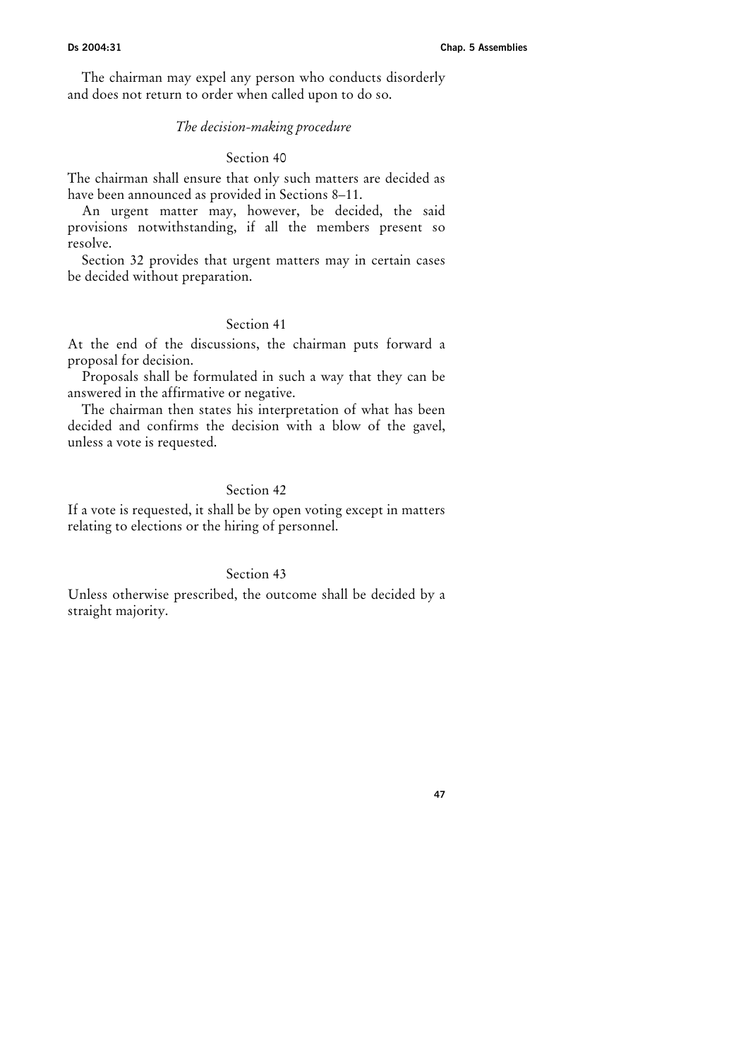The chairman may expel any person who conducts disorderly and does not return to order when called upon to do so.

*The decision-making procedure*

### Section 40

The chairman shall ensure that only such matters are decided as have been announced as provided in Sections 8–11.

An urgent matter may, however, be decided, the said provisions notwithstanding, if all the members present so resolve.

Section 32 provides that urgent matters may in certain cases be decided without preparation.

### Section 41

At the end of the discussions, the chairman puts forward a proposal for decision.

Proposals shall be formulated in such a way that they can be answered in the affirmative or negative.

The chairman then states his interpretation of what has been decided and confirms the decision with a blow of the gavel, unless a vote is requested.

### Section 42

If a vote is requested, it shall be by open voting except in matters relating to elections or the hiring of personnel.

### Section 43

Unless otherwise prescribed, the outcome shall be decided by a straight majority.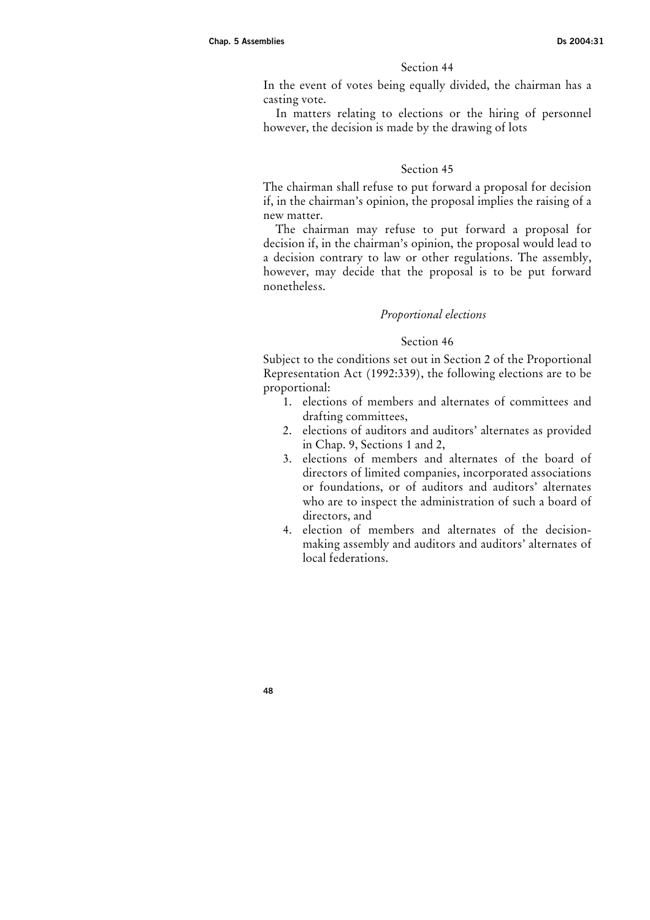### Section 44

In the event of votes being equally divided, the chairman has a casting vote.

In matters relating to elections or the hiring of personnel however, the decision is made by the drawing of lots

### Section 45

The chairman shall refuse to put forward a proposal for decision if, in the chairman's opinion, the proposal implies the raising of a new matter.

The chairman may refuse to put forward a proposal for decision if, in the chairman's opinion, the proposal would lead to a decision contrary to law or other regulations. The assembly, however, may decide that the proposal is to be put forward nonetheless.

*Proportional elections*

### Section 46

Subject to the conditions set out in Section 2 of the Proportional Representation Act (1992:339), the following elections are to be proportional:

1. elections of members and alternates of committees and drafting committees,
2. elections of auditors and auditors' alternates as provided in Chap. 9, Sections 1 and 2,
3. elections of members and alternates of the board of directors of limited companies, incorporated associations or foundations, or of auditors and auditors' alternates who are to inspect the administration of such a board of directors, and
4. election of members and alternates of the decision-making assembly and auditors and auditors' alternates of local federations.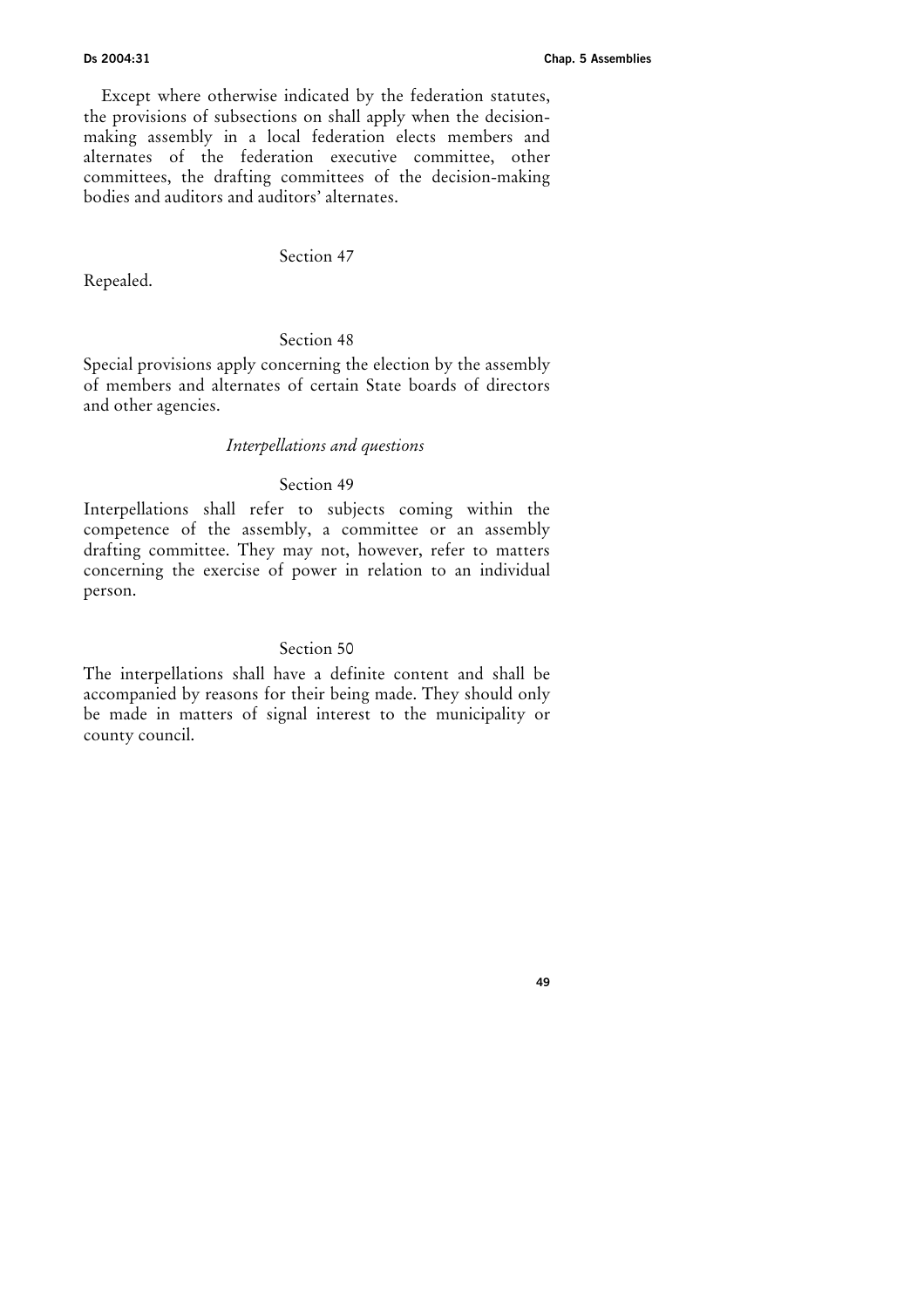Except where otherwise indicated by the federation statutes, the provisions of subsections on shall apply when the decision-making assembly in a local federation elects members and alternates of the federation executive committee, other committees, the drafting committees of the decision-making bodies and auditors and auditors' alternates.

Section 47

Repealed.

Section 48

Special provisions apply concerning the election by the assembly of members and alternates of certain State boards of directors and other agencies.

*Interpellations and questions*

Section 49

Interpellations shall refer to subjects coming within the competence of the assembly, a committee or an assembly drafting committee. They may not, however, refer to matters concerning the exercise of power in relation to an individual person.

Section 50

The interpellations shall have a definite content and shall be accompanied by reasons for their being made. They should only be made in matters of signal interest to the municipality or county council.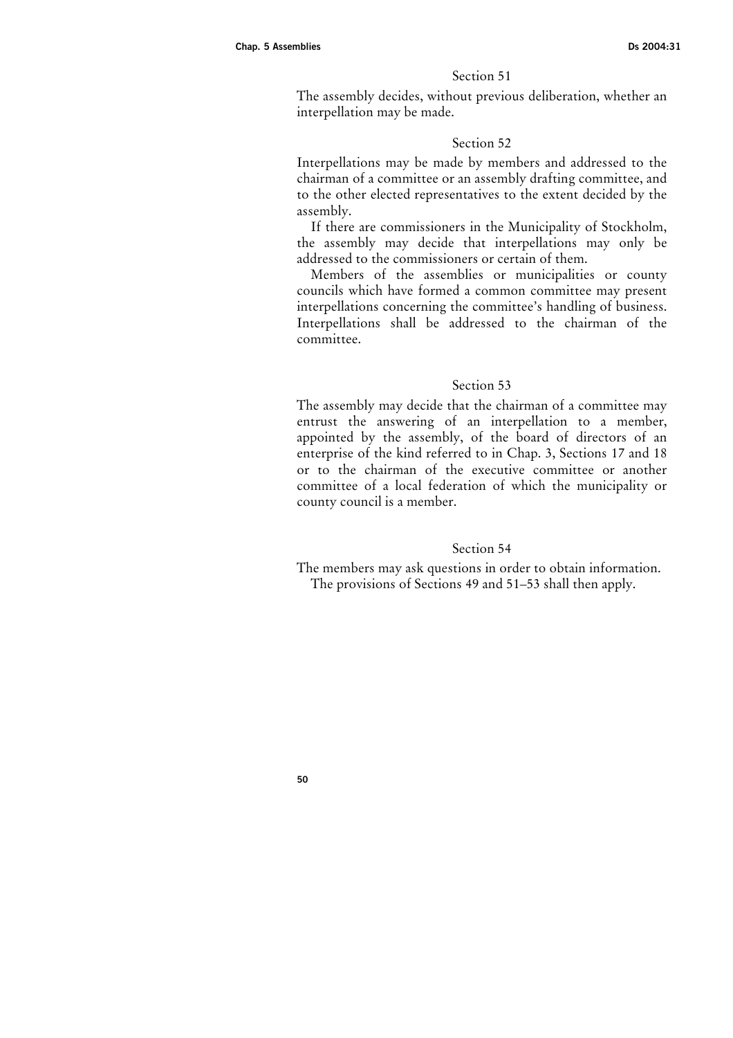### Section 51

The assembly decides, without previous deliberation, whether an interpellation may be made.

### Section 52

Interpellations may be made by members and addressed to the chairman of a committee or an assembly drafting committee, and to the other elected representatives to the extent decided by the assembly.

If there are commissioners in the Municipality of Stockholm, the assembly may decide that interpellations may only be addressed to the commissioners or certain of them.

Members of the assemblies or municipalities or county councils which have formed a common committee may present interpellations concerning the committee's handling of business. Interpellations shall be addressed to the chairman of the committee.

### Section 53

The assembly may decide that the chairman of a committee may entrust the answering of an interpellation to a member, appointed by the assembly, of the board of directors of an enterprise of the kind referred to in Chap. 3, Sections 17 and 18 or to the chairman of the executive committee or another committee of a local federation of which the municipality or county council is a member.

### Section 54

The members may ask questions in order to obtain information.

The provisions of Sections 49 and 51–53 shall then apply.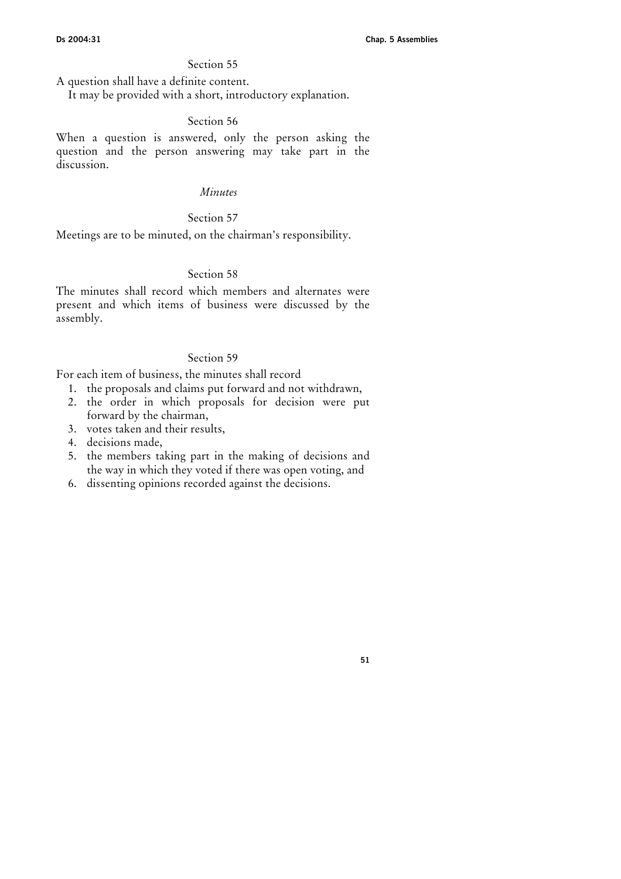Section 55

A question shall have a definite content.

It may be provided with a short, introductory explanation.

Section 56

When a question is answered, only the person asking the question and the person answering may take part in the discussion.

*Minutes*

Section 57

Meetings are to be minuted, on the chairman's responsibility.

Section 58

The minutes shall record which members and alternates were present and which items of business were discussed by the assembly.

Section 59

For each item of business, the minutes shall record

1. the proposals and claims put forward and not withdrawn,
2. the order in which proposals for decision were put forward by the chairman,
3. votes taken and their results,
4. decisions made,
5. the members taking part in the making of decisions and the way in which they voted if there was open voting, and
6. dissenting opinions recorded against the decisions.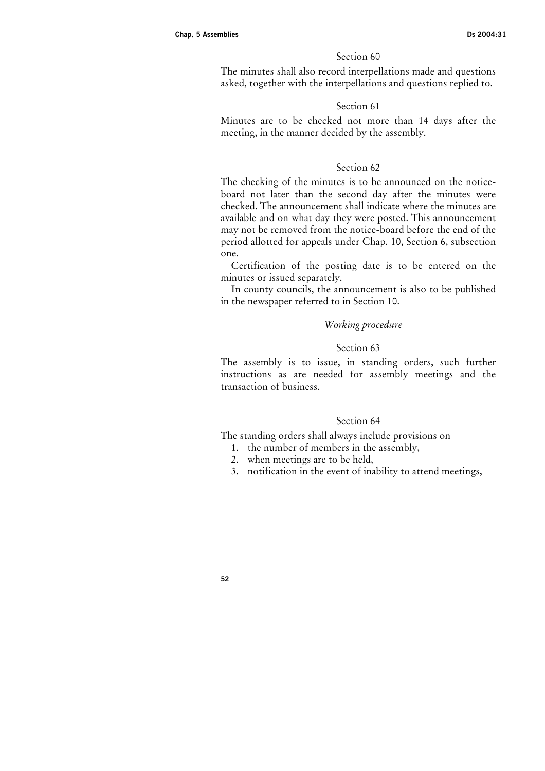Section 60

The minutes shall also record interpellations made and questions asked, together with the interpellations and questions replied to.

Section 61

Minutes are to be checked not more than 14 days after the meeting, in the manner decided by the assembly.

Section 62

The checking of the minutes is to be announced on the notice-board not later than the second day after the minutes were checked. The announcement shall indicate where the minutes are available and on what day they were posted. This announcement may not be removed from the notice-board before the end of the period allotted for appeals under Chap. 10, Section 6, subsection one.

Certification of the posting date is to be entered on the minutes or issued separately.

In county councils, the announcement is also to be published in the newspaper referred to in Section 10.

*Working procedure*

Section 63

The assembly is to issue, in standing orders, such further instructions as are needed for assembly meetings and the transaction of business.

Section 64

The standing orders shall always include provisions on

1. the number of members in the assembly,
2. when meetings are to be held,
3. notification in the event of inability to attend meetings,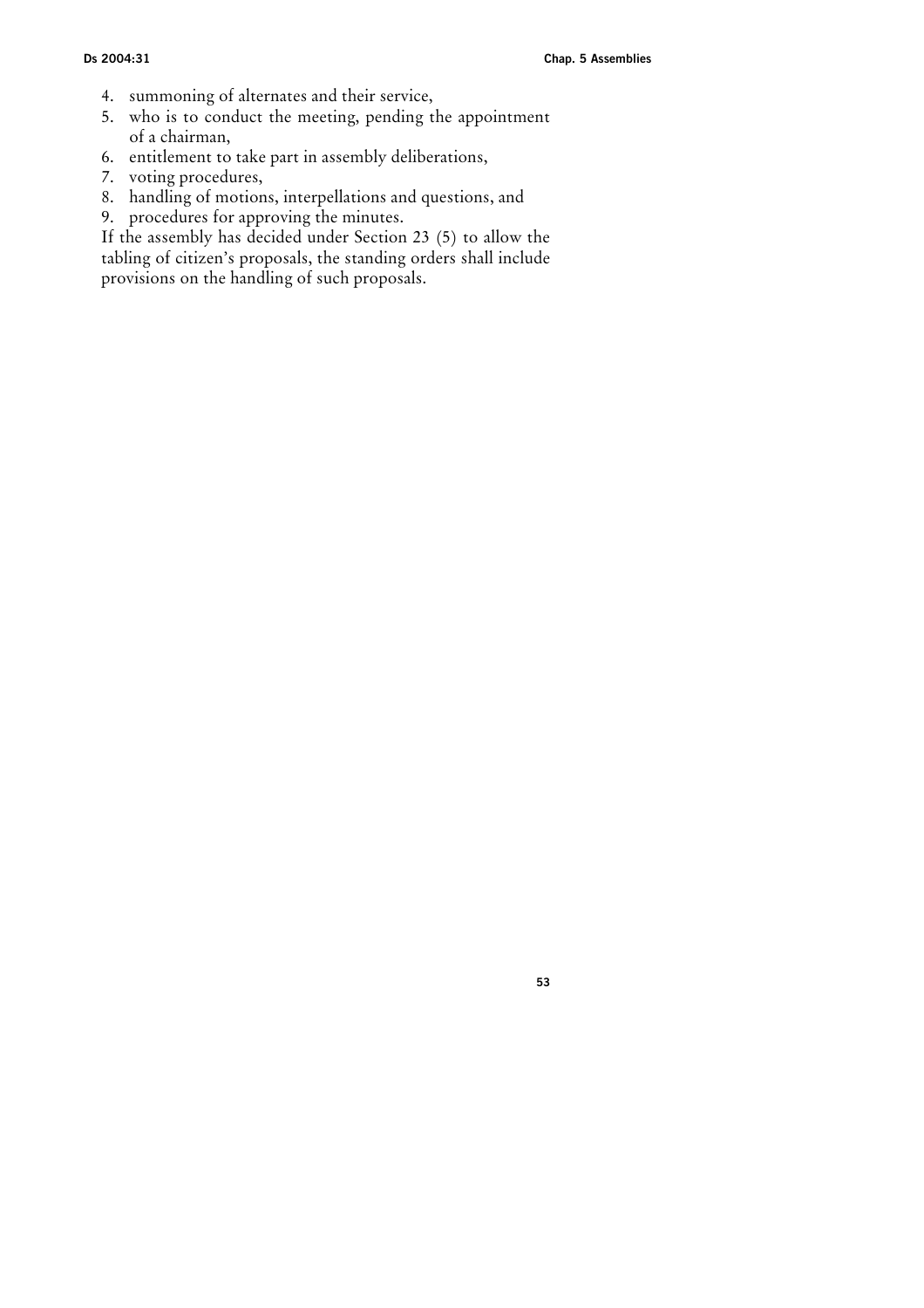4. summoning of alternates and their service,
5. who is to conduct the meeting, pending the appointment of a chairman,
6. entitlement to take part in assembly deliberations,
7. voting procedures,
8. handling of motions, interpellations and questions, and
9. procedures for approving the minutes.

If the assembly has decided under Section 23 (5) to allow the tabling of citizen's proposals, the standing orders shall include provisions on the handling of such proposals.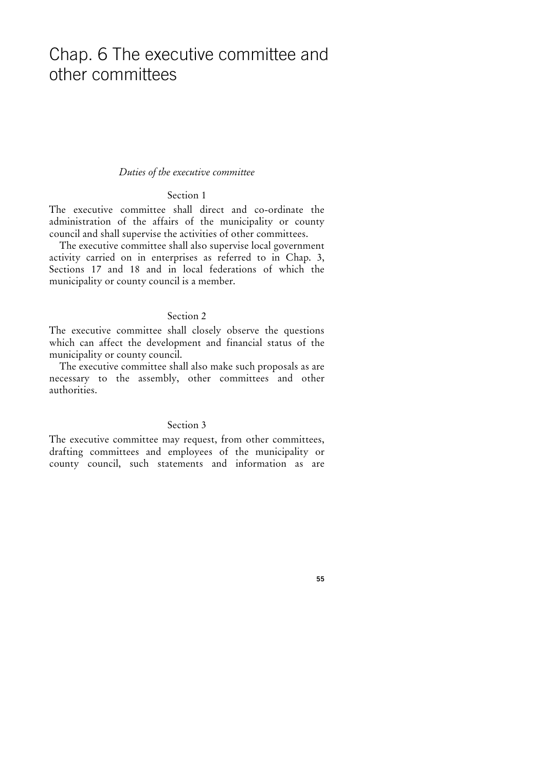# Chap. 6 The executive committee and other committees

*Duties of the executive committee*

### Section 1

The executive committee shall direct and co-ordinate the administration of the affairs of the municipality or county council and shall supervise the activities of other committees.

The executive committee shall also supervise local government activity carried on in enterprises as referred to in Chap. 3, Sections 17 and 18 and in local federations of which the municipality or county council is a member.

### Section 2

The executive committee shall closely observe the questions which can affect the development and financial status of the municipality or county council.

The executive committee shall also make such proposals as are necessary to the assembly, other committees and other authorities.

### Section 3

The executive committee may request, from other committees, drafting committees and employees of the municipality or county council, such statements and information as are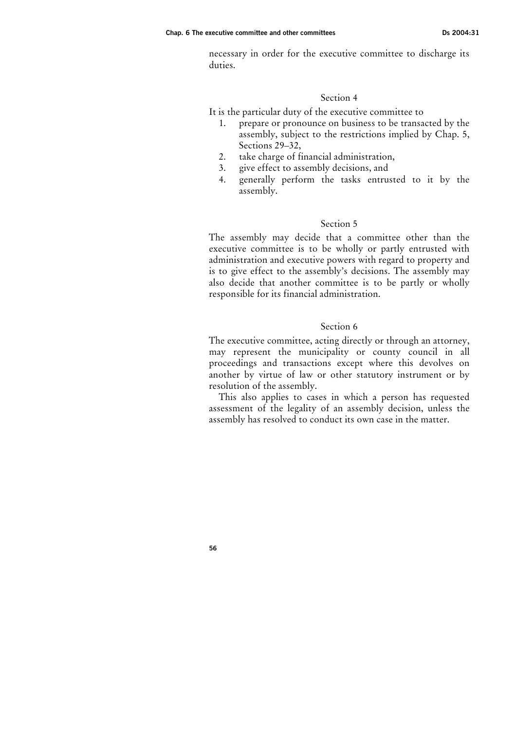necessary in order for the executive committee to discharge its duties.

### Section 4

It is the particular duty of the executive committee to

1. prepare or pronounce on business to be transacted by the assembly, subject to the restrictions implied by Chap. 5, Sections 29–32,
2. take charge of financial administration,
3. give effect to assembly decisions, and
4. generally perform the tasks entrusted to it by the assembly.

### Section 5

The assembly may decide that a committee other than the executive committee is to be wholly or partly entrusted with administration and executive powers with regard to property and is to give effect to the assembly's decisions. The assembly may also decide that another committee is to be partly or wholly responsible for its financial administration.

### Section 6

The executive committee, acting directly or through an attorney, may represent the municipality or county council in all proceedings and transactions except where this devolves on another by virtue of law or other statutory instrument or by resolution of the assembly.

This also applies to cases in which a person has requested assessment of the legality of an assembly decision, unless the assembly has resolved to conduct its own case in the matter.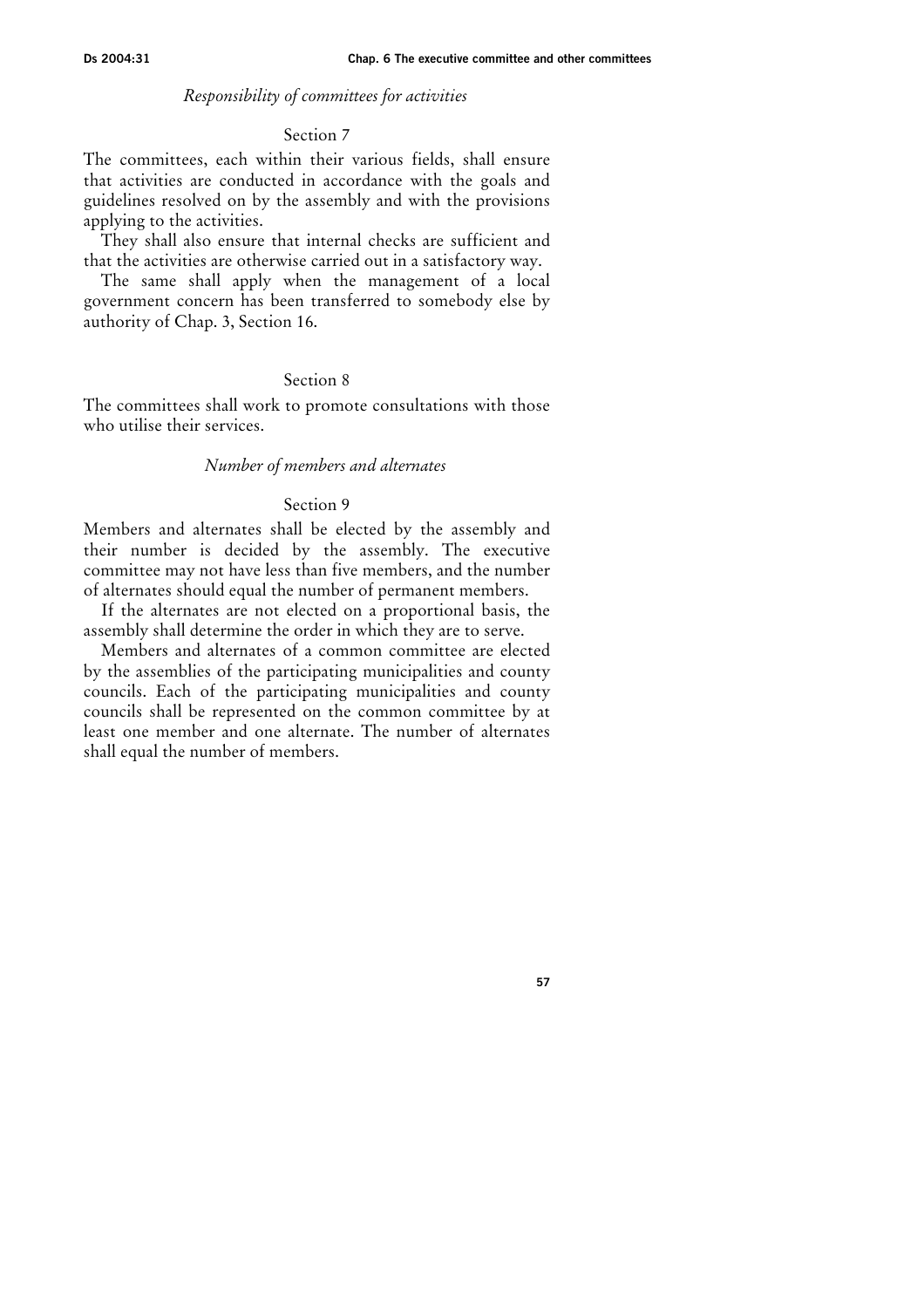### *Responsibility of committees for activities*

#### Section 7

The committees, each within their various fields, shall ensure that activities are conducted in accordance with the goals and guidelines resolved on by the assembly and with the provisions applying to the activities.

They shall also ensure that internal checks are sufficient and that the activities are otherwise carried out in a satisfactory way.

The same shall apply when the management of a local government concern has been transferred to somebody else by authority of Chap. 3, Section 16.

#### Section 8

The committees shall work to promote consultations with those who utilise their services.

### *Number of members and alternates*

#### Section 9

Members and alternates shall be elected by the assembly and their number is decided by the assembly. The executive committee may not have less than five members, and the number of alternates should equal the number of permanent members.

If the alternates are not elected on a proportional basis, the assembly shall determine the order in which they are to serve.

Members and alternates of a common committee are elected by the assemblies of the participating municipalities and county councils. Each of the participating municipalities and county councils shall be represented on the common committee by at least one member and one alternate. The number of alternates shall equal the number of members.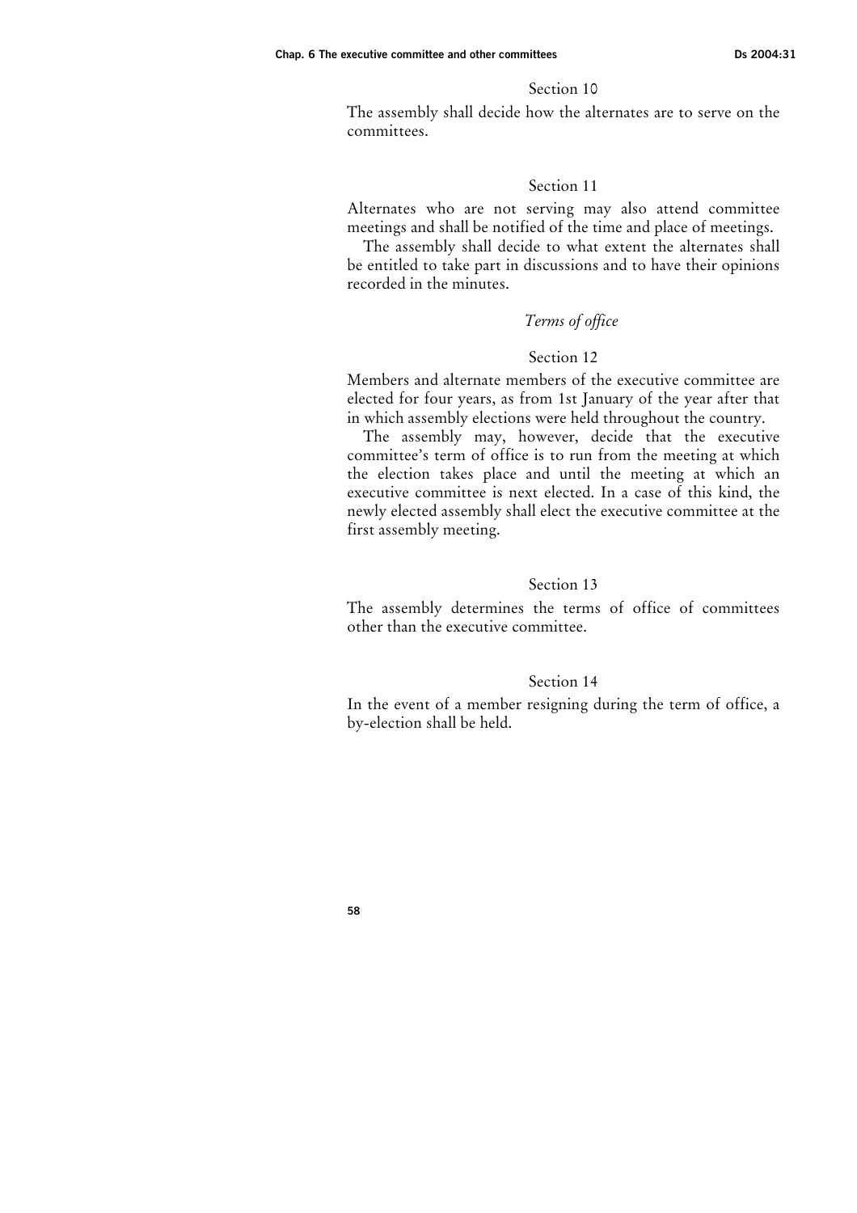Section 10

The assembly shall decide how the alternates are to serve on the committees.

Section 11

Alternates who are not serving may also attend committee meetings and shall be notified of the time and place of meetings.

The assembly shall decide to what extent the alternates shall be entitled to take part in discussions and to have their opinions recorded in the minutes.

*Terms of office*

Section 12

Members and alternate members of the executive committee are elected for four years, as from 1st January of the year after that in which assembly elections were held throughout the country.

The assembly may, however, decide that the executive committee's term of office is to run from the meeting at which the election takes place and until the meeting at which an executive committee is next elected. In a case of this kind, the newly elected assembly shall elect the executive committee at the first assembly meeting.

Section 13

The assembly determines the terms of office of committees other than the executive committee.

Section 14

In the event of a member resigning during the term of office, a by-election shall be held.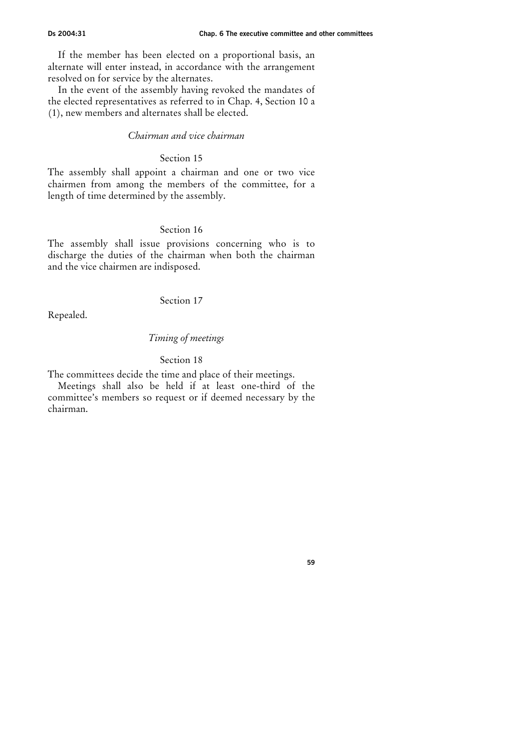If the member has been elected on a proportional basis, an alternate will enter instead, in accordance with the arrangement resolved on for service by the alternates.

In the event of the assembly having revoked the mandates of the elected representatives as referred to in Chap. 4, Section 10 a (1), new members and alternates shall be elected.

### *Chairman and vice chairman*

#### Section 15

The assembly shall appoint a chairman and one or two vice chairmen from among the members of the committee, for a length of time determined by the assembly.

#### Section 16

The assembly shall issue provisions concerning who is to discharge the duties of the chairman when both the chairman and the vice chairmen are indisposed.

#### Section 17

Repealed.

### *Timing of meetings*

#### Section 18

The committees decide the time and place of their meetings.

Meetings shall also be held if at least one-third of the committee's members so request or if deemed necessary by the chairman.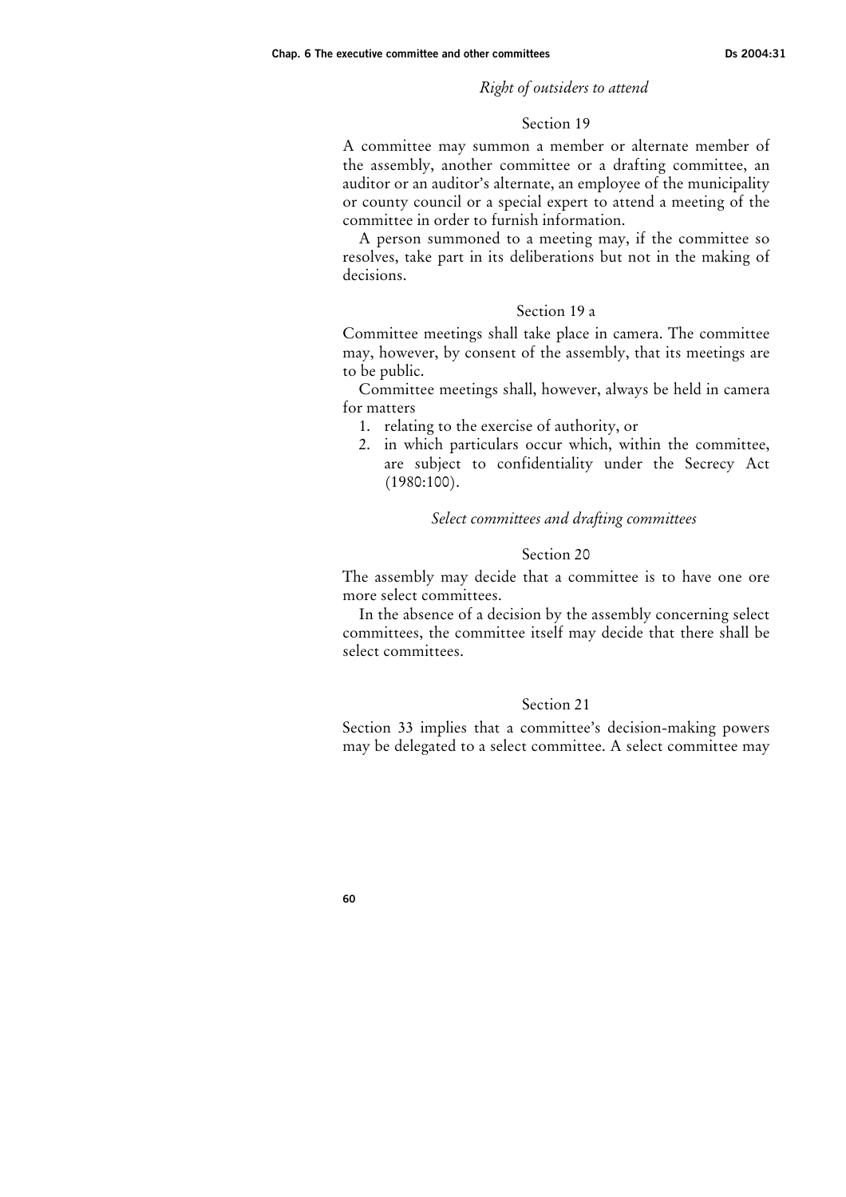*Right of outsiders to attend*

Section 19

A committee may summon a member or alternate member of the assembly, another committee or a drafting committee, an auditor or an auditor's alternate, an employee of the municipality or county council or a special expert to attend a meeting of the committee in order to furnish information.

A person summoned to a meeting may, if the committee so resolves, take part in its deliberations but not in the making of decisions.

Section 19 a

Committee meetings shall take place in camera. The committee may, however, by consent of the assembly, that its meetings are to be public.

Committee meetings shall, however, always be held in camera for matters

1. relating to the exercise of authority, or
2. in which particulars occur which, within the committee, are subject to confidentiality under the Secrecy Act (1980:100).

*Select committees and drafting committees*

Section 20

The assembly may decide that a committee is to have one ore more select committees.

In the absence of a decision by the assembly concerning select committees, the committee itself may decide that there shall be select committees.

Section 21

Section 33 implies that a committee's decision-making powers may be delegated to a select committee. A select committee may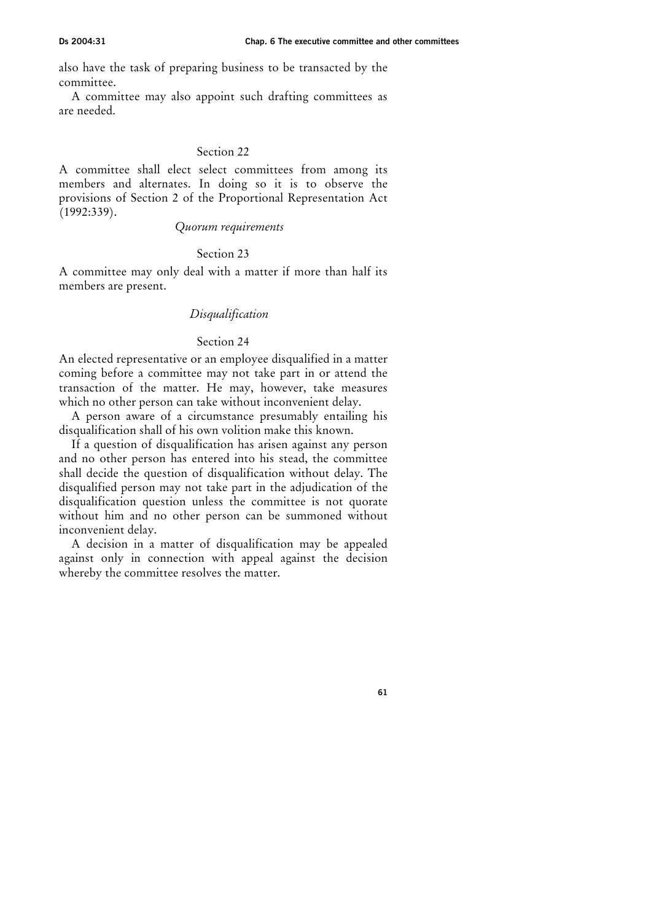also have the task of preparing business to be transacted by the committee.

A committee may also appoint such drafting committees as are needed.

Section 22

A committee shall elect select committees from among its members and alternates. In doing so it is to observe the provisions of Section 2 of the Proportional Representation Act (1992:339).

*Quorum requirements*

Section 23

A committee may only deal with a matter if more than half its members are present.

*Disqualification*

Section 24

An elected representative or an employee disqualified in a matter coming before a committee may not take part in or attend the transaction of the matter. He may, however, take measures which no other person can take without inconvenient delay.

A person aware of a circumstance presumably entailing his disqualification shall of his own volition make this known.

If a question of disqualification has arisen against any person and no other person has entered into his stead, the committee shall decide the question of disqualification without delay. The disqualified person may not take part in the adjudication of the disqualification question unless the committee is not quorate without him and no other person can be summoned without inconvenient delay.

A decision in a matter of disqualification may be appealed against only in connection with appeal against the decision whereby the committee resolves the matter.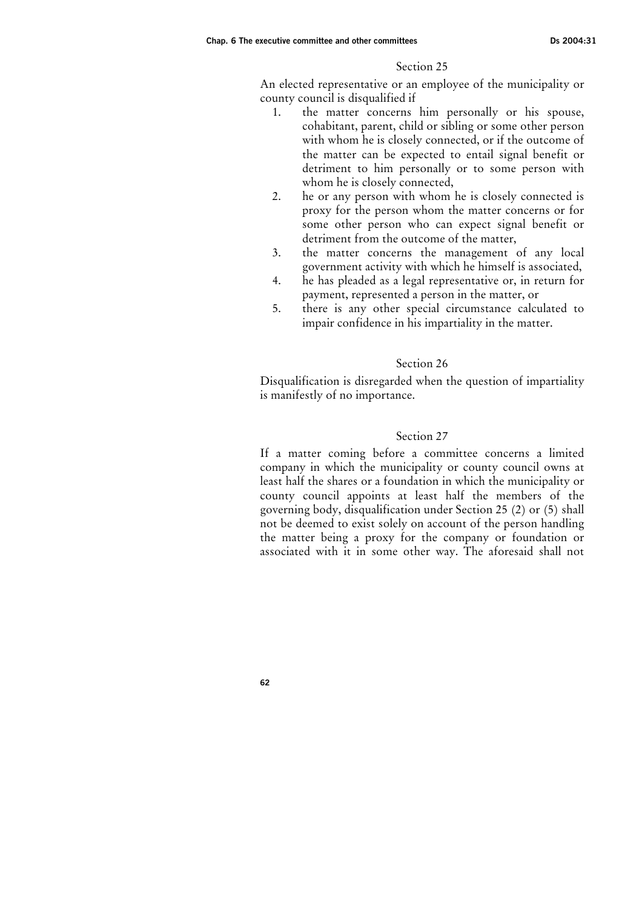### Section 25

An elected representative or an employee of the municipality or county council is disqualified if

1. the matter concerns him personally or his spouse, cohabitant, parent, child or sibling or some other person with whom he is closely connected, or if the outcome of the matter can be expected to entail signal benefit or detriment to him personally or to some person with whom he is closely connected,
2. he or any person with whom he is closely connected is proxy for the person whom the matter concerns or for some other person who can expect signal benefit or detriment from the outcome of the matter,
3. the matter concerns the management of any local government activity with which he himself is associated,
4. he has pleaded as a legal representative or, in return for payment, represented a person in the matter, or
5. there is any other special circumstance calculated to impair confidence in his impartiality in the matter.

### Section 26

Disqualification is disregarded when the question of impartiality is manifestly of no importance.

### Section 27

If a matter coming before a committee concerns a limited company in which the municipality or county council owns at least half the shares or a foundation in which the municipality or county council appoints at least half the members of the governing body, disqualification under Section 25 (2) or (5) shall not be deemed to exist solely on account of the person handling the matter being a proxy for the company or foundation or associated with it in some other way. The aforesaid shall not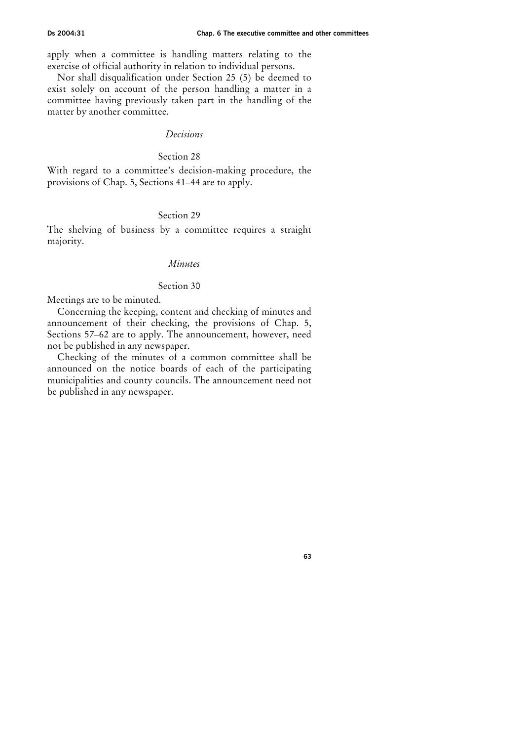apply when a committee is handling matters relating to the exercise of official authority in relation to individual persons.

Nor shall disqualification under Section 25 (5) be deemed to exist solely on account of the person handling a matter in a committee having previously taken part in the handling of the matter by another committee.

### *Decisions*

#### Section 28

With regard to a committee's decision-making procedure, the provisions of Chap. 5, Sections 41–44 are to apply.

#### Section 29

The shelving of business by a committee requires a straight majority.

### *Minutes*

#### Section 30

Meetings are to be minuted.

Concerning the keeping, content and checking of minutes and announcement of their checking, the provisions of Chap. 5, Sections 57–62 are to apply. The announcement, however, need not be published in any newspaper.

Checking of the minutes of a common committee shall be announced on the notice boards of each of the participating municipalities and county councils. The announcement need not be published in any newspaper.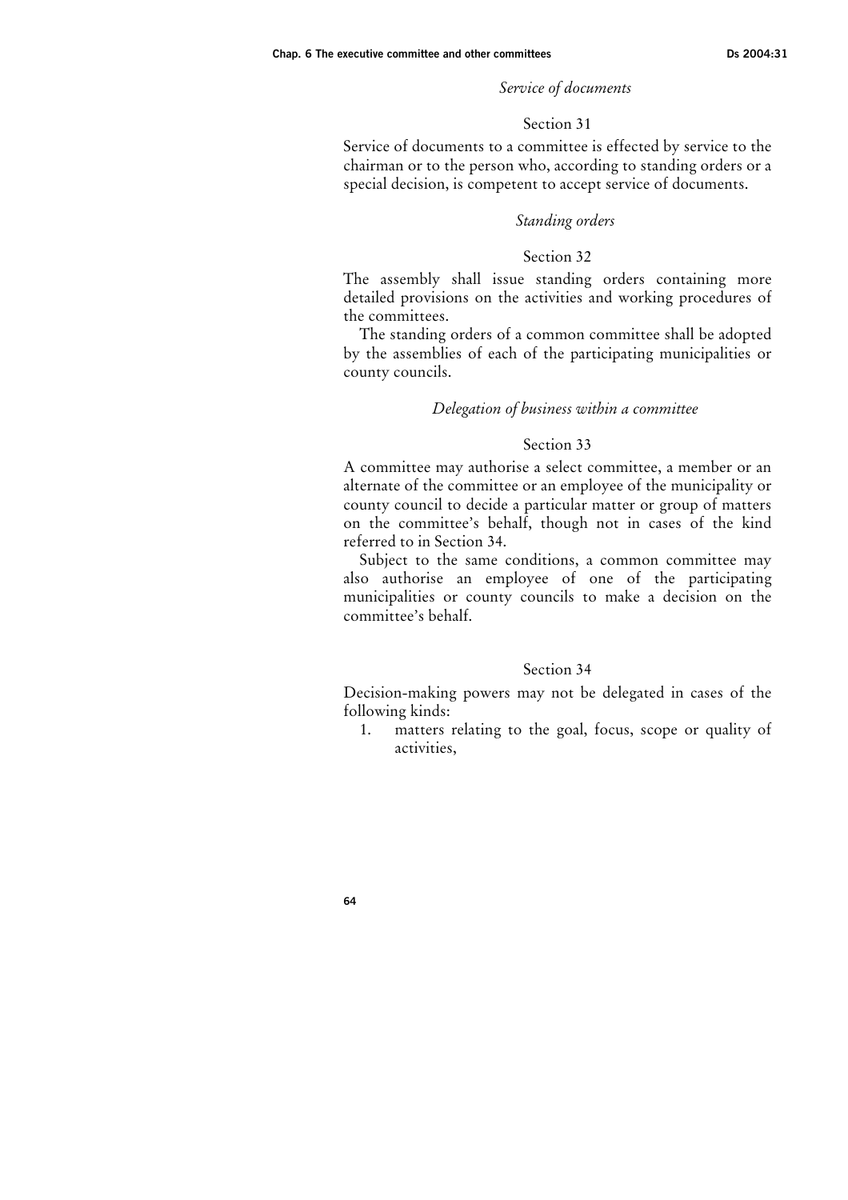*Service of documents*

Section 31

Service of documents to a committee is effected by service to the chairman or to the person who, according to standing orders or a special decision, is competent to accept service of documents.

*Standing orders*

Section 32

The assembly shall issue standing orders containing more detailed provisions on the activities and working procedures of the committees.

The standing orders of a common committee shall be adopted by the assemblies of each of the participating municipalities or county councils.

*Delegation of business within a committee*

Section 33

A committee may authorise a select committee, a member or an alternate of the committee or an employee of the municipality or county council to decide a particular matter or group of matters on the committee's behalf, though not in cases of the kind referred to in Section 34.

Subject to the same conditions, a common committee may also authorise an employee of one of the participating municipalities or county councils to make a decision on the committee's behalf.

Section 34

Decision-making powers may not be delegated in cases of the following kinds:

1. matters relating to the goal, focus, scope or quality of activities,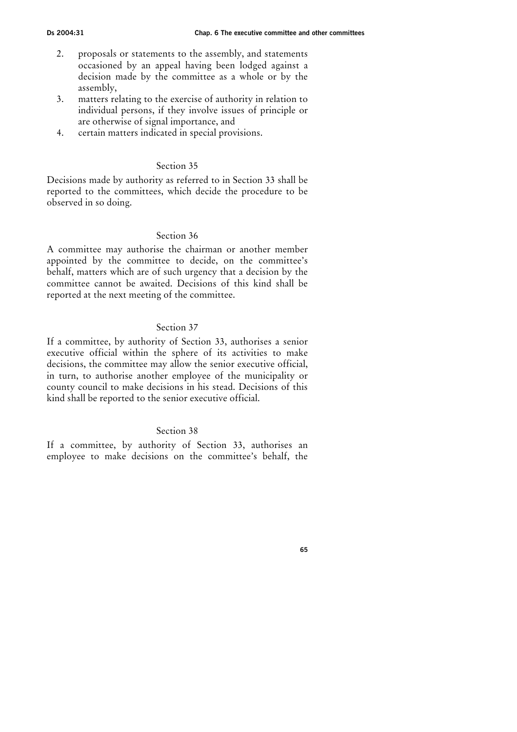2. proposals or statements to the assembly, and statements occasioned by an appeal having been lodged against a decision made by the committee as a whole or by the assembly,
3. matters relating to the exercise of authority in relation to individual persons, if they involve issues of principle or are otherwise of signal importance, and
4. certain matters indicated in special provisions.

### Section 35

Decisions made by authority as referred to in Section 33 shall be reported to the committees, which decide the procedure to be observed in so doing.

### Section 36

A committee may authorise the chairman or another member appointed by the committee to decide, on the committee's behalf, matters which are of such urgency that a decision by the committee cannot be awaited. Decisions of this kind shall be reported at the next meeting of the committee.

### Section 37

If a committee, by authority of Section 33, authorises a senior executive official within the sphere of its activities to make decisions, the committee may allow the senior executive official, in turn, to authorise another employee of the municipality or county council to make decisions in his stead. Decisions of this kind shall be reported to the senior executive official.

### Section 38

If a committee, by authority of Section 33, authorises an employee to make decisions on the committee's behalf, the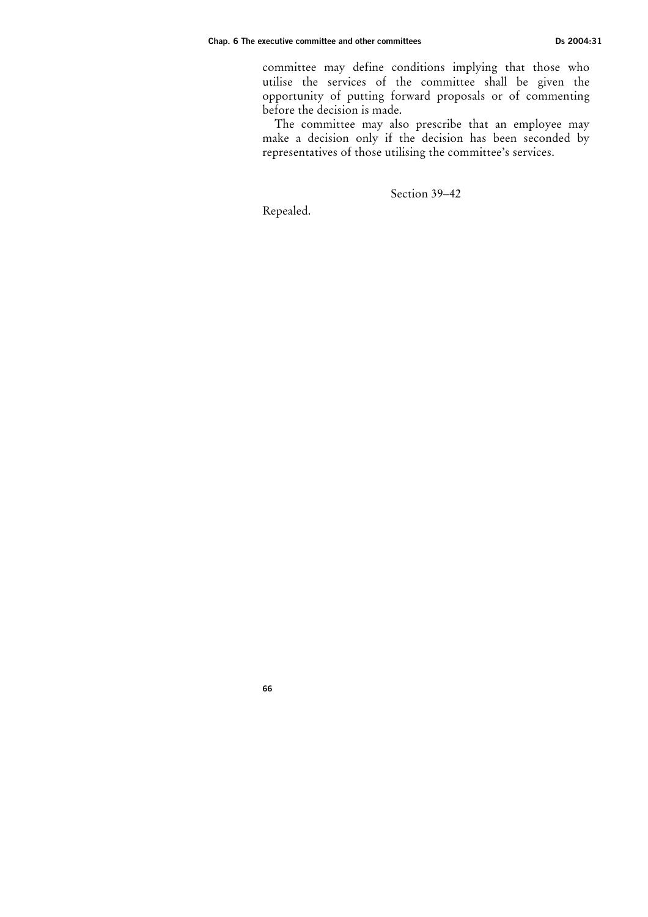committee may define conditions implying that those who utilise the services of the committee shall be given the opportunity of putting forward proposals or of commenting before the decision is made.

The committee may also prescribe that an employee may make a decision only if the decision has been seconded by representatives of those utilising the committee's services.

### Section 39–42

Repealed.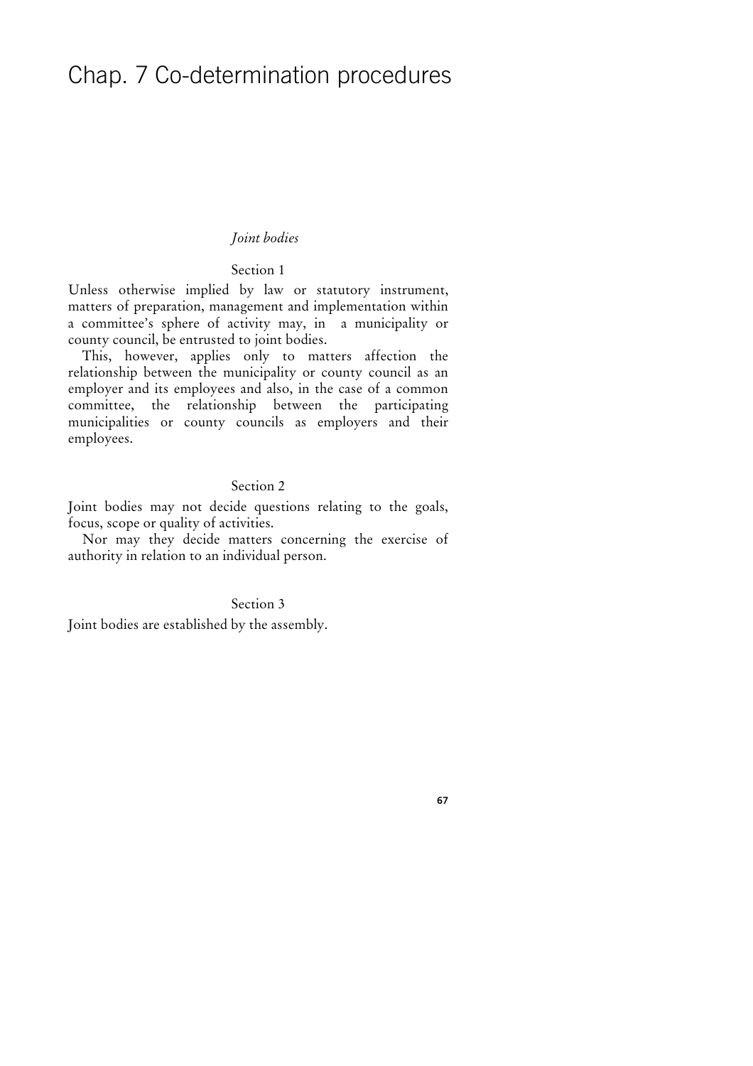# Chap. 7 Co-determination procedures

*Joint bodies*

Section 1

Unless otherwise implied by law or statutory instrument, matters of preparation, management and implementation within a committee's sphere of activity may, in a municipality or county council, be entrusted to joint bodies.

This, however, applies only to matters affection the relationship between the municipality or county council as an employer and its employees and also, in the case of a common committee, the relationship between the participating municipalities or county councils as employers and their employees.

Section 2

Joint bodies may not decide questions relating to the goals, focus, scope or quality of activities.

Nor may they decide matters concerning the exercise of authority in relation to an individual person.

Section 3

Joint bodies are established by the assembly.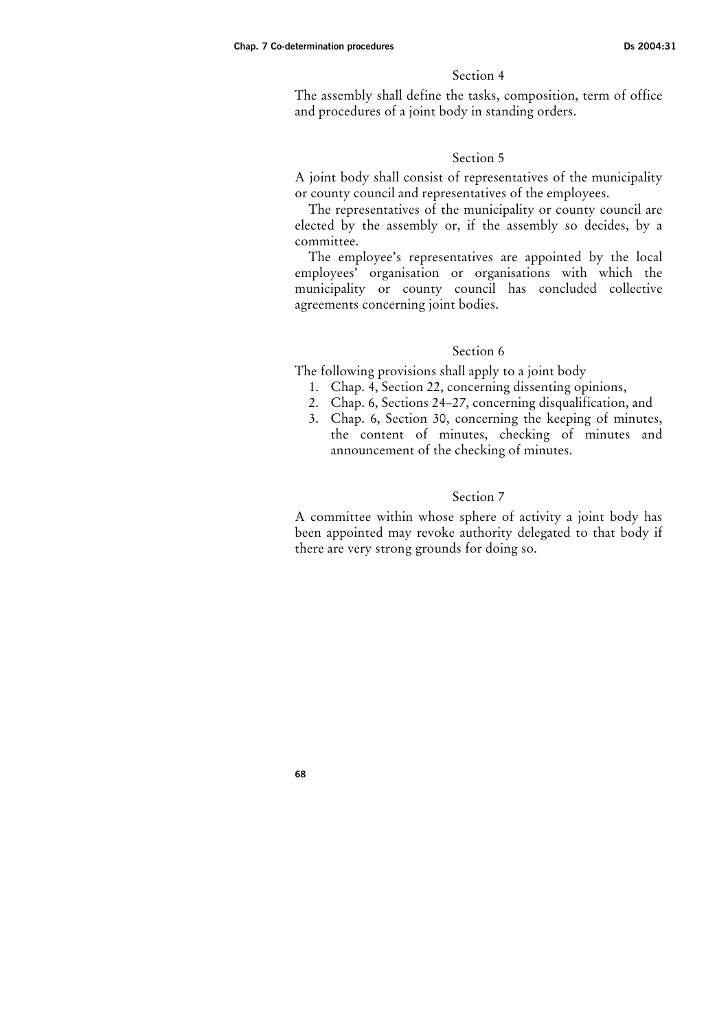### Section 4

The assembly shall define the tasks, composition, term of office and procedures of a joint body in standing orders.

### Section 5

A joint body shall consist of representatives of the municipality or county council and representatives of the employees.

The representatives of the municipality or county council are elected by the assembly or, if the assembly so decides, by a committee.

The employee's representatives are appointed by the local employees' organisation or organisations with which the municipality or county council has concluded collective agreements concerning joint bodies.

### Section 6

The following provisions shall apply to a joint body

1. Chap. 4, Section 22, concerning dissenting opinions,
2. Chap. 6, Sections 24–27, concerning disqualification, and
3. Chap. 6, Section 30, concerning the keeping of minutes, the content of minutes, checking of minutes and announcement of the checking of minutes.

### Section 7

A committee within whose sphere of activity a joint body has been appointed may revoke authority delegated to that body if there are very strong grounds for doing so.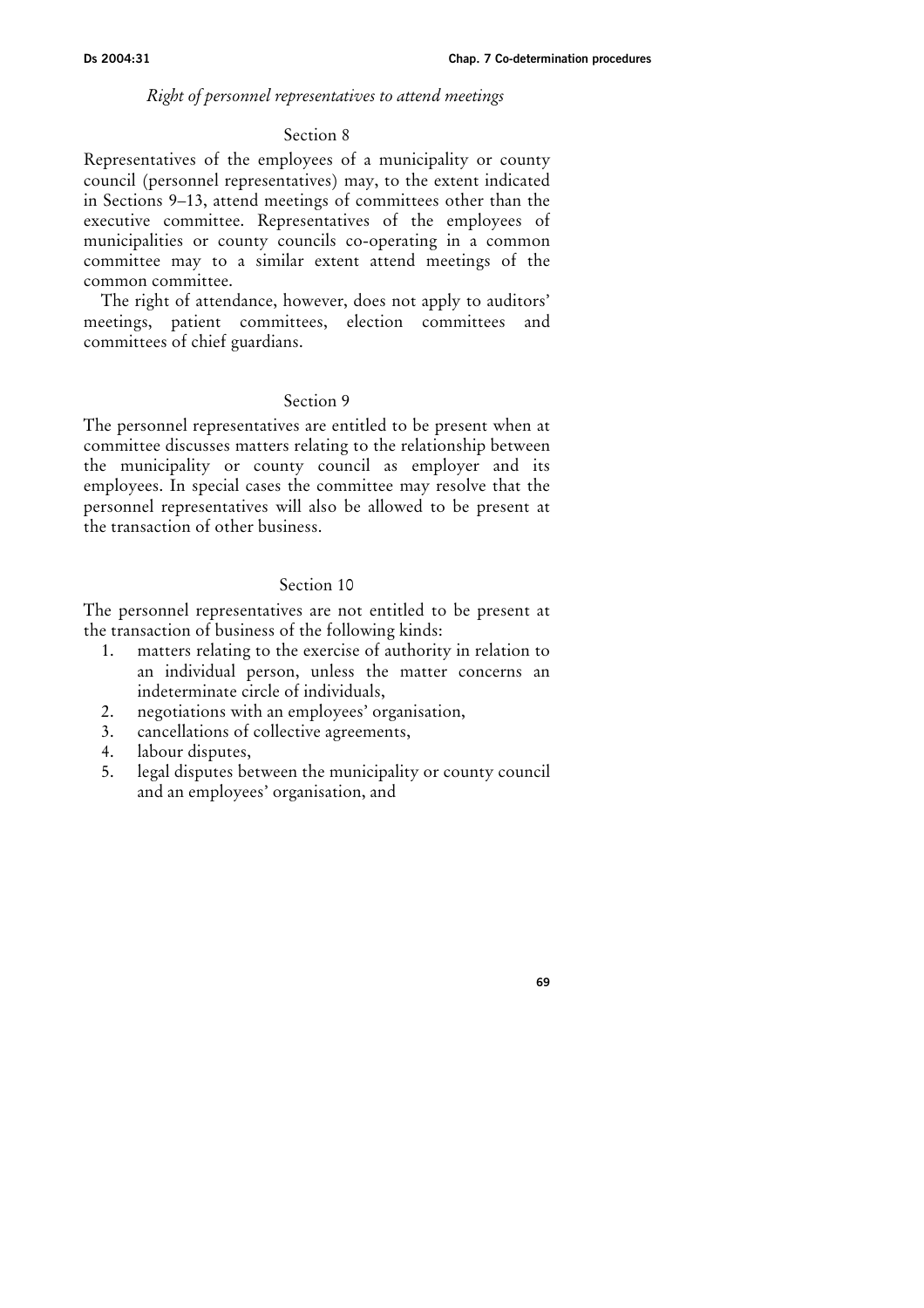*Right of personnel representatives to attend meetings*

Section 8

Representatives of the employees of a municipality or county council (personnel representatives) may, to the extent indicated in Sections 9–13, attend meetings of committees other than the executive committee. Representatives of the employees of municipalities or county councils co-operating in a common committee may to a similar extent attend meetings of the common committee.

The right of attendance, however, does not apply to auditors' meetings, patient committees, election committees and committees of chief guardians.

Section 9

The personnel representatives are entitled to be present when at committee discusses matters relating to the relationship between the municipality or county council as employer and its employees. In special cases the committee may resolve that the personnel representatives will also be allowed to be present at the transaction of other business.

Section 10

The personnel representatives are not entitled to be present at the transaction of business of the following kinds:

1. matters relating to the exercise of authority in relation to an individual person, unless the matter concerns an indeterminate circle of individuals,
2. negotiations with an employees' organisation,
3. cancellations of collective agreements,
4. labour disputes,
5. legal disputes between the municipality or county council and an employees' organisation, and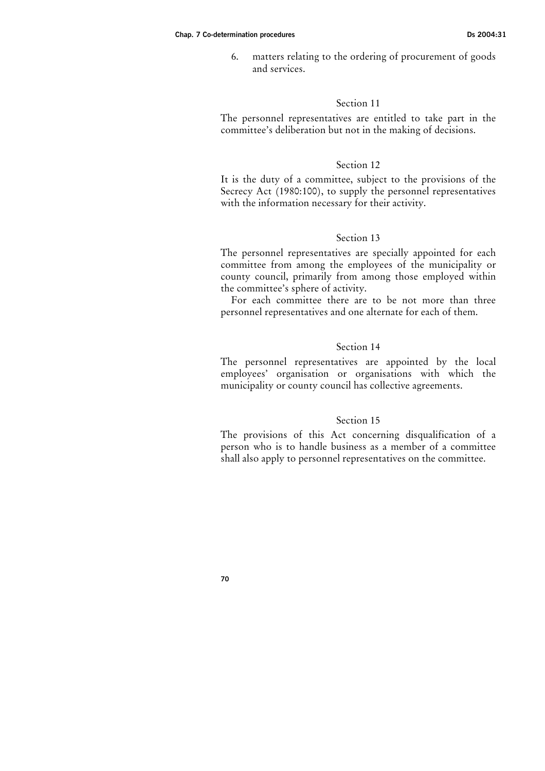6. matters relating to the ordering of procurement of goods and services.

### Section 11

The personnel representatives are entitled to take part in the committee's deliberation but not in the making of decisions.

### Section 12

It is the duty of a committee, subject to the provisions of the Secrecy Act (1980:100), to supply the personnel representatives with the information necessary for their activity.

### Section 13

The personnel representatives are specially appointed for each committee from among the employees of the municipality or county council, primarily from among those employed within the committee's sphere of activity.

For each committee there are to be not more than three personnel representatives and one alternate for each of them.

### Section 14

The personnel representatives are appointed by the local employees' organisation or organisations with which the municipality or county council has collective agreements.

### Section 15

The provisions of this Act concerning disqualification of a person who is to handle business as a member of a committee shall also apply to personnel representatives on the committee.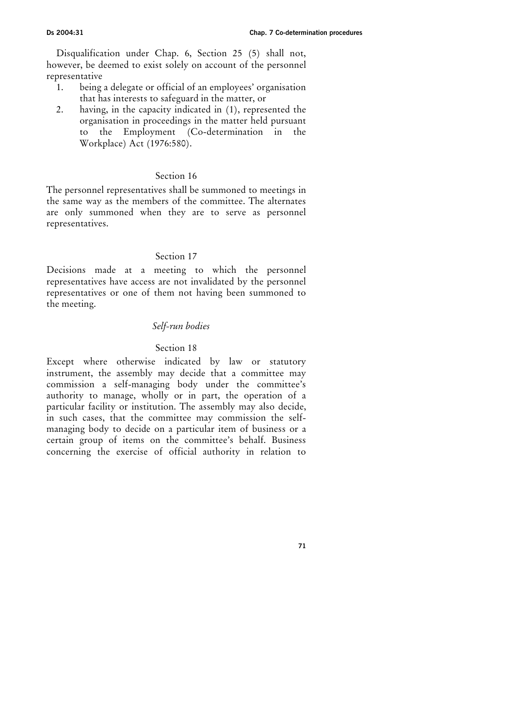Disqualification under Chap. 6, Section 25 (5) shall not, however, be deemed to exist solely on account of the personnel representative

1. being a delegate or official of an employees' organisation that has interests to safeguard in the matter, or
2. having, in the capacity indicated in (1), represented the organisation in proceedings in the matter held pursuant to the Employment (Co-determination in the Workplace) Act (1976:580).

### Section 16

The personnel representatives shall be summoned to meetings in the same way as the members of the committee. The alternates are only summoned when they are to serve as personnel representatives.

### Section 17

Decisions made at a meeting to which the personnel representatives have access are not invalidated by the personnel representatives or one of them not having been summoned to the meeting.

## *Self-run bodies*

### Section 18

Except where otherwise indicated by law or statutory instrument, the assembly may decide that a committee may commission a self-managing body under the committee's authority to manage, wholly or in part, the operation of a particular facility or institution. The assembly may also decide, in such cases, that the committee may commission the self-managing body to decide on a particular item of business or a certain group of items on the committee's behalf. Business concerning the exercise of official authority in relation to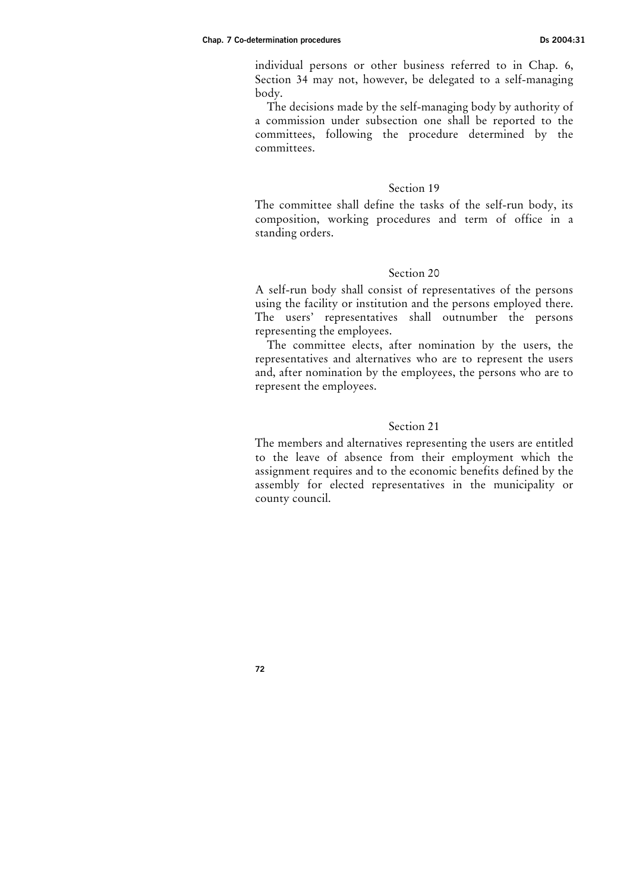individual persons or other business referred to in Chap. 6, Section 34 may not, however, be delegated to a self-managing body.

The decisions made by the self-managing body by authority of a commission under subsection one shall be reported to the committees, following the procedure determined by the committees.

### Section 19

The committee shall define the tasks of the self-run body, its composition, working procedures and term of office in a standing orders.

### Section 20

A self-run body shall consist of representatives of the persons using the facility or institution and the persons employed there. The users' representatives shall outnumber the persons representing the employees.

The committee elects, after nomination by the users, the representatives and alternatives who are to represent the users and, after nomination by the employees, the persons who are to represent the employees.

### Section 21

The members and alternatives representing the users are entitled to the leave of absence from their employment which the assignment requires and to the economic benefits defined by the assembly for elected representatives in the municipality or county council.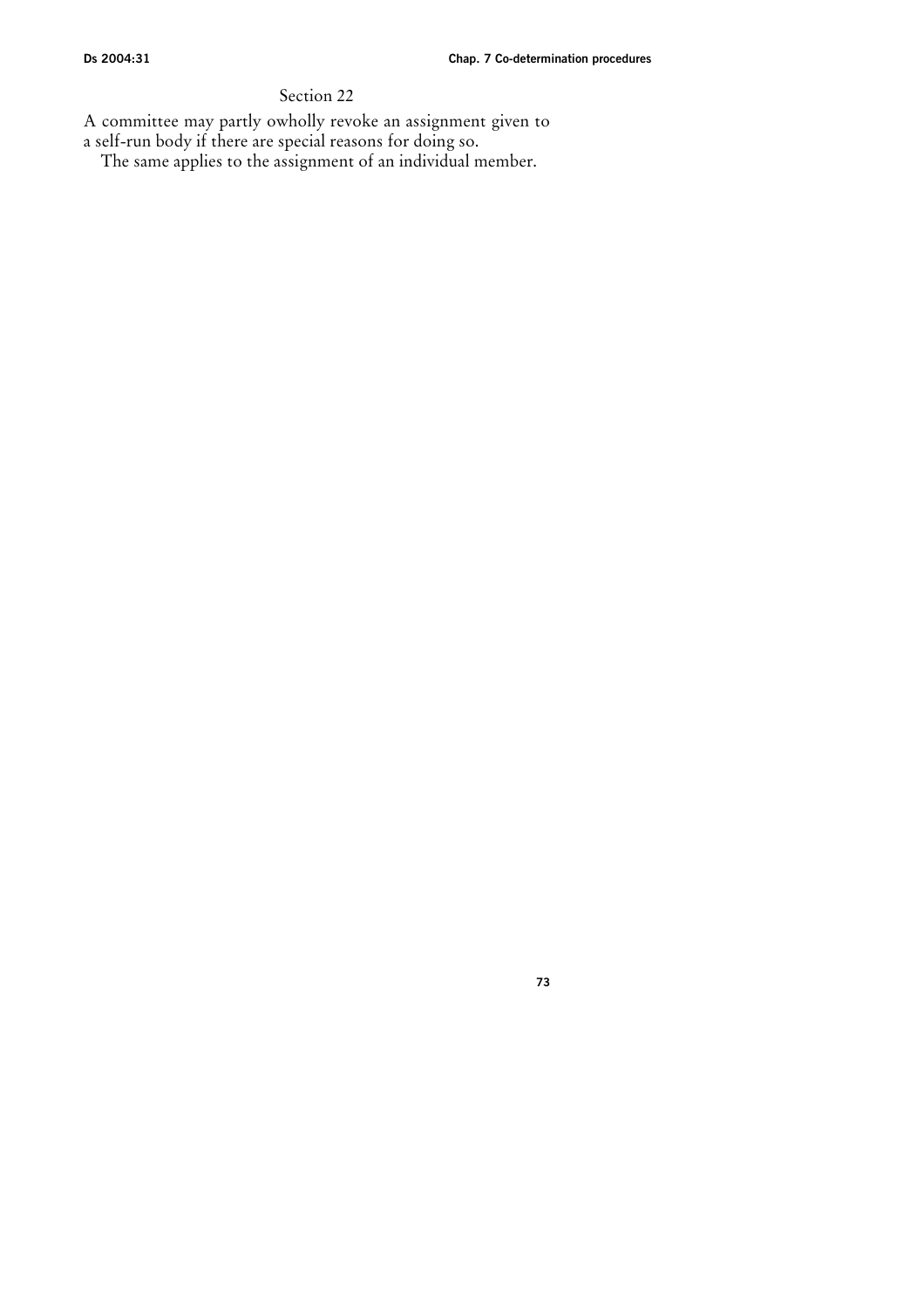Section 22

A committee may partly owholly revoke an assignment given to a self-run body if there are special reasons for doing so.

The same applies to the assignment of an individual member.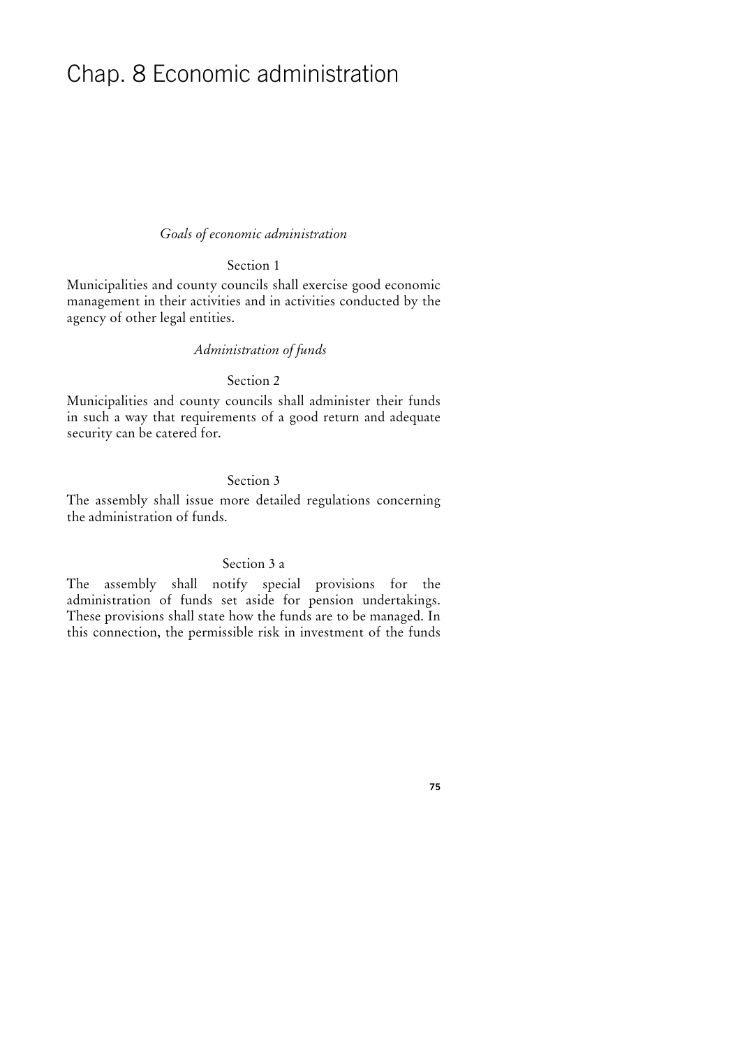# Chap. 8 Economic administration

*Goals of economic administration*

Section 1

Municipalities and county councils shall exercise good economic management in their activities and in activities conducted by the agency of other legal entities.

*Administration of funds*

Section 2

Municipalities and county councils shall administer their funds in such a way that requirements of a good return and adequate security can be catered for.

Section 3

The assembly shall issue more detailed regulations concerning the administration of funds.

Section 3 a

The assembly shall notify special provisions for the administration of funds set aside for pension undertakings. These provisions shall state how the funds are to be managed. In this connection, the permissible risk in investment of the funds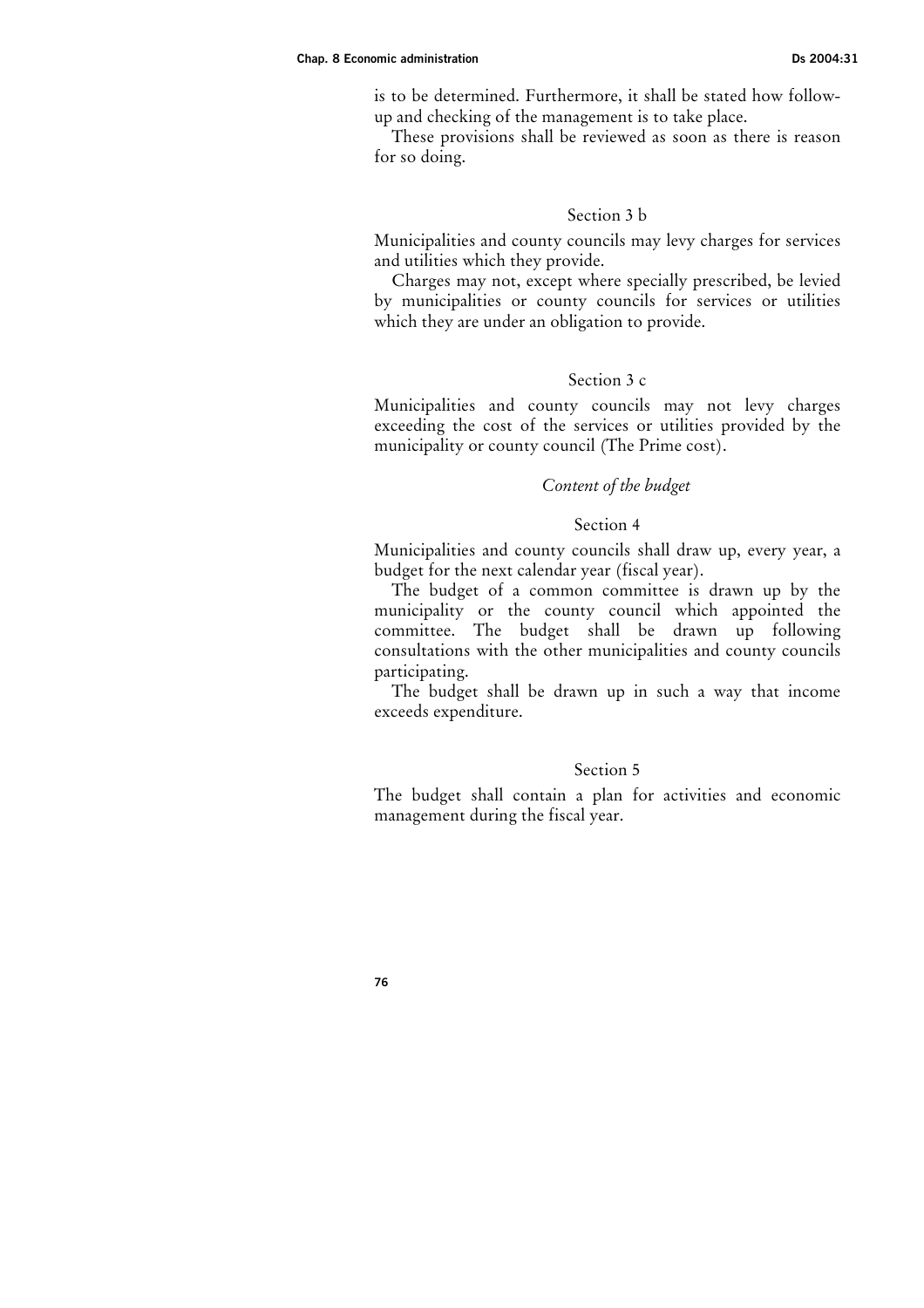is to be determined. Furthermore, it shall be stated how follow-up and checking of the management is to take place.

These provisions shall be reviewed as soon as there is reason for so doing.

Section 3 b

Municipalities and county councils may levy charges for services and utilities which they provide.

Charges may not, except where specially prescribed, be levied by municipalities or county councils for services or utilities which they are under an obligation to provide.

Section 3 c

Municipalities and county councils may not levy charges exceeding the cost of the services or utilities provided by the municipality or county council (The Prime cost).

*Content of the budget*

Section 4

Municipalities and county councils shall draw up, every year, a budget for the next calendar year (fiscal year).

The budget of a common committee is drawn up by the municipality or the county council which appointed the committee. The budget shall be drawn up following consultations with the other municipalities and county councils participating.

The budget shall be drawn up in such a way that income exceeds expenditure.

Section 5

The budget shall contain a plan for activities and economic management during the fiscal year.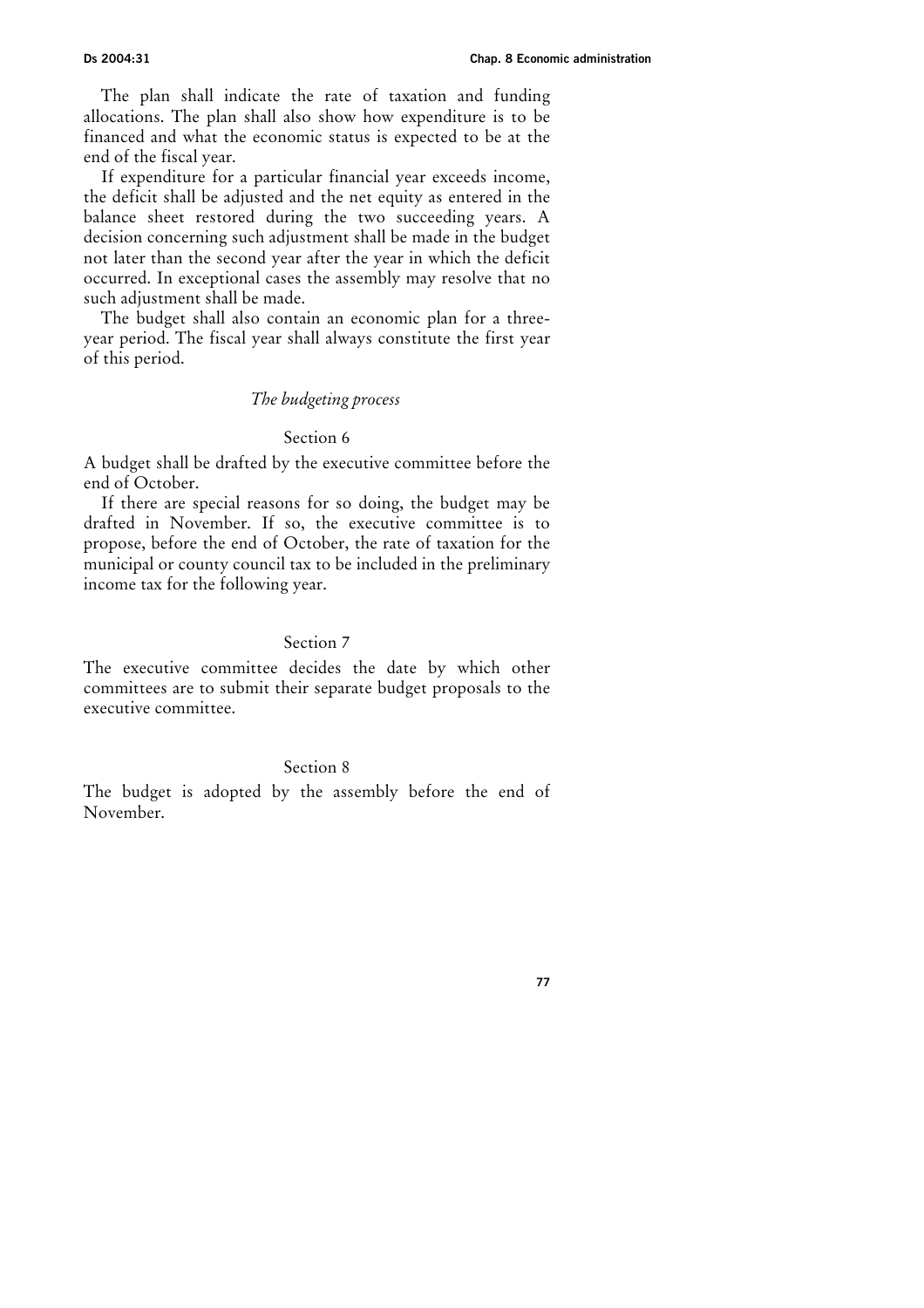The plan shall indicate the rate of taxation and funding allocations. The plan shall also show how expenditure is to be financed and what the economic status is expected to be at the end of the fiscal year.

If expenditure for a particular financial year exceeds income, the deficit shall be adjusted and the net equity as entered in the balance sheet restored during the two succeeding years. A decision concerning such adjustment shall be made in the budget not later than the second year after the year in which the deficit occurred. In exceptional cases the assembly may resolve that no such adjustment shall be made.

The budget shall also contain an economic plan for a three-year period. The fiscal year shall always constitute the first year of this period.

### *The budgeting process*

#### Section 6

A budget shall be drafted by the executive committee before the end of October.

If there are special reasons for so doing, the budget may be drafted in November. If so, the executive committee is to propose, before the end of October, the rate of taxation for the municipal or county council tax to be included in the preliminary income tax for the following year.

#### Section 7

The executive committee decides the date by which other committees are to submit their separate budget proposals to the executive committee.

#### Section 8

The budget is adopted by the assembly before the end of November.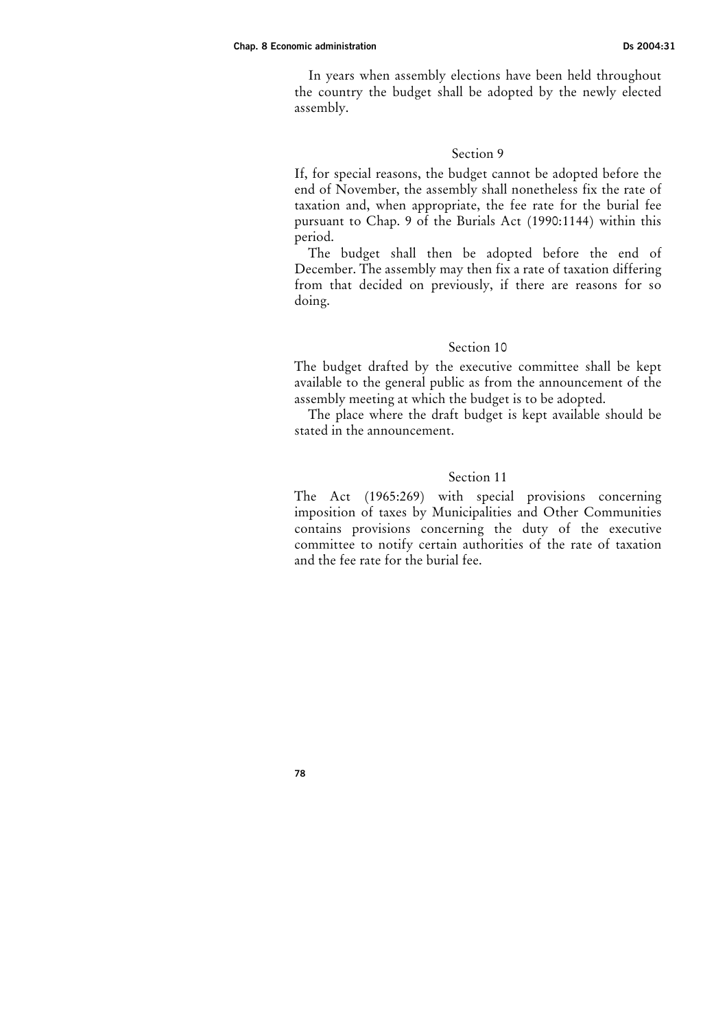In years when assembly elections have been held throughout the country the budget shall be adopted by the newly elected assembly.

### Section 9

If, for special reasons, the budget cannot be adopted before the end of November, the assembly shall nonetheless fix the rate of taxation and, when appropriate, the fee rate for the burial fee pursuant to Chap. 9 of the Burials Act (1990:1144) within this period.

The budget shall then be adopted before the end of December. The assembly may then fix a rate of taxation differing from that decided on previously, if there are reasons for so doing.

### Section 10

The budget drafted by the executive committee shall be kept available to the general public as from the announcement of the assembly meeting at which the budget is to be adopted.

The place where the draft budget is kept available should be stated in the announcement.

### Section 11

The Act (1965:269) with special provisions concerning imposition of taxes by Municipalities and Other Communities contains provisions concerning the duty of the executive committee to notify certain authorities of the rate of taxation and the fee rate for the burial fee.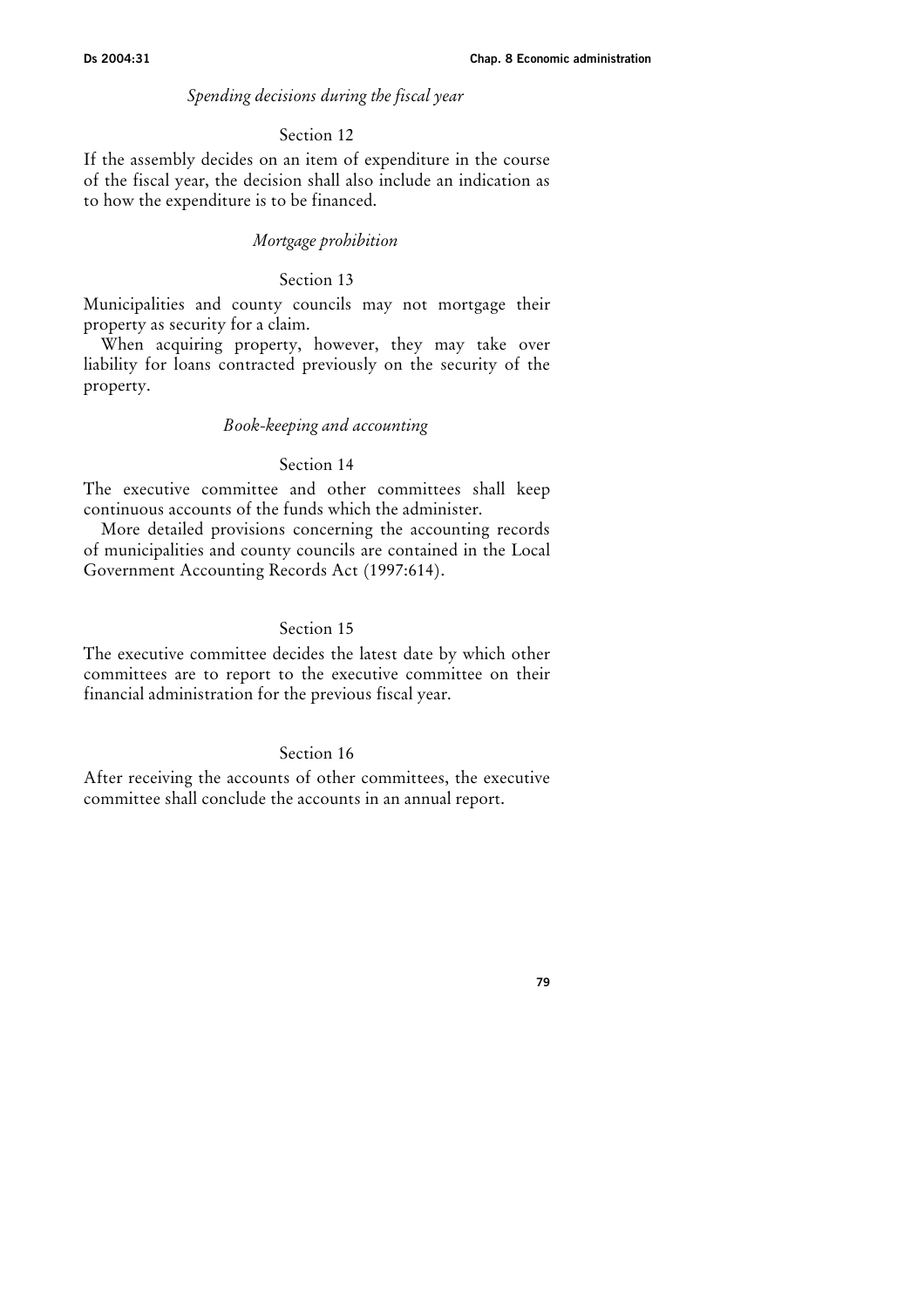*Spending decisions during the fiscal year*

Section 12

If the assembly decides on an item of expenditure in the course of the fiscal year, the decision shall also include an indication as to how the expenditure is to be financed.

*Mortgage prohibition*

Section 13

Municipalities and county councils may not mortgage their property as security for a claim.

When acquiring property, however, they may take over liability for loans contracted previously on the security of the property.

*Book-keeping and accounting*

Section 14

The executive committee and other committees shall keep continuous accounts of the funds which the administer.

More detailed provisions concerning the accounting records of municipalities and county councils are contained in the Local Government Accounting Records Act (1997:614).

Section 15

The executive committee decides the latest date by which other committees are to report to the executive committee on their financial administration for the previous fiscal year.

Section 16

After receiving the accounts of other committees, the executive committee shall conclude the accounts in an annual report.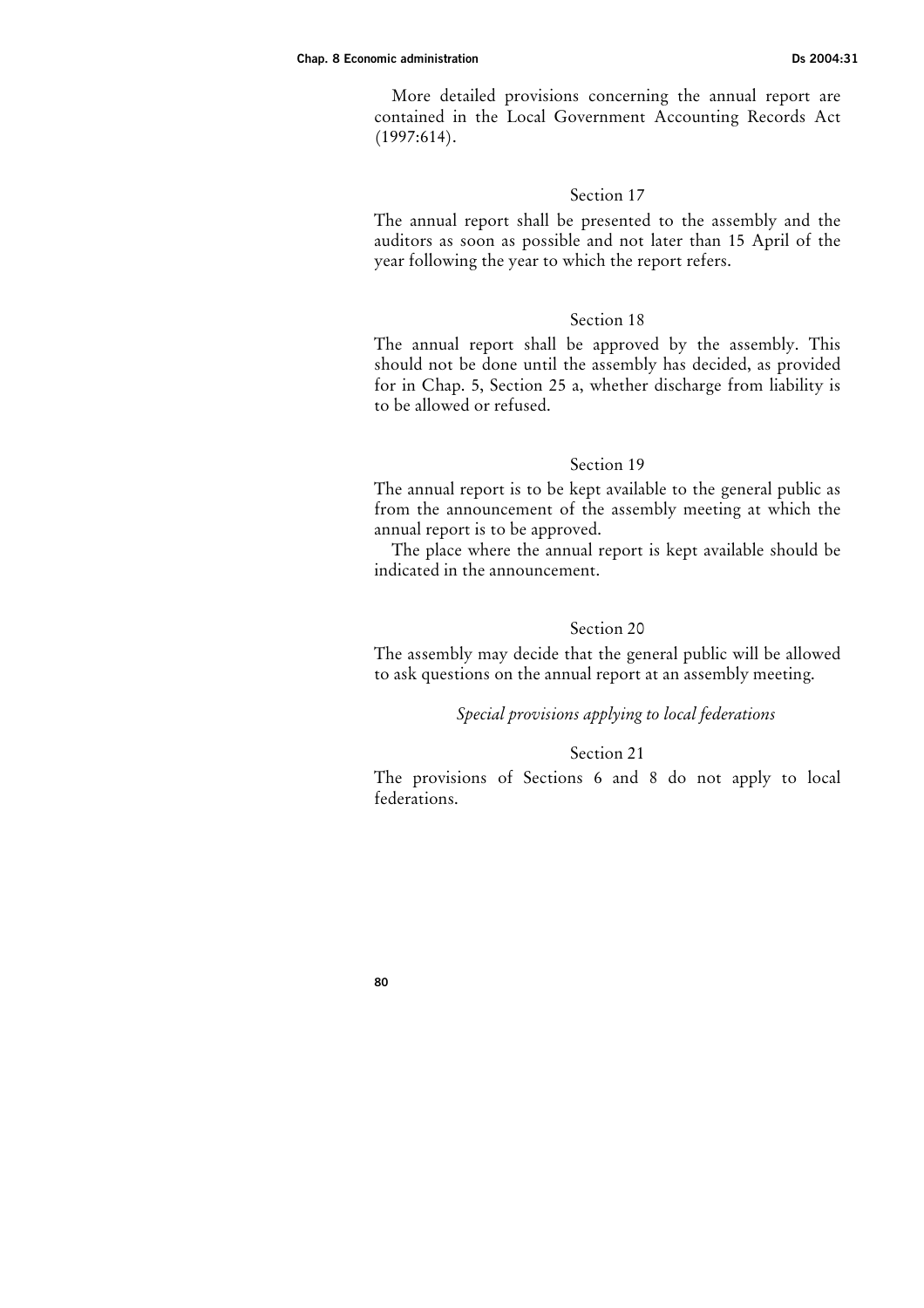More detailed provisions concerning the annual report are contained in the Local Government Accounting Records Act (1997:614).

### Section 17

The annual report shall be presented to the assembly and the auditors as soon as possible and not later than 15 April of the year following the year to which the report refers.

### Section 18

The annual report shall be approved by the assembly. This should not be done until the assembly has decided, as provided for in Chap. 5, Section 25 a, whether discharge from liability is to be allowed or refused.

### Section 19

The annual report is to be kept available to the general public as from the announcement of the assembly meeting at which the annual report is to be approved.

The place where the annual report is kept available should be indicated in the announcement.

### Section 20

The assembly may decide that the general public will be allowed to ask questions on the annual report at an assembly meeting.

*Special provisions applying to local federations*

### Section 21

The provisions of Sections 6 and 8 do not apply to local federations.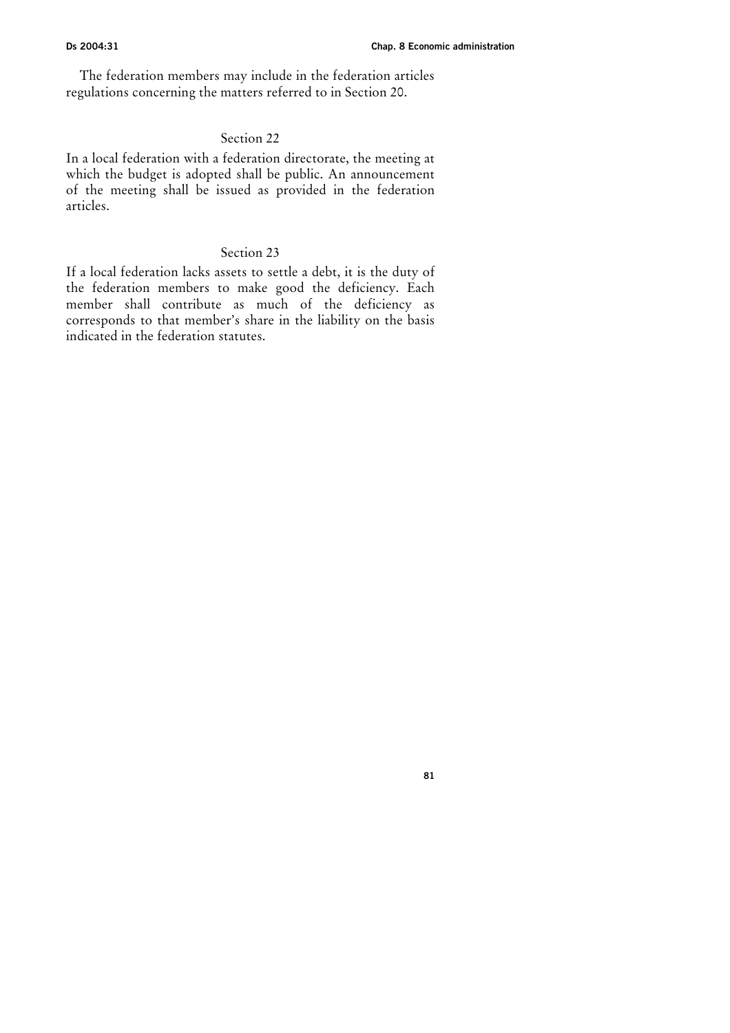The federation members may include in the federation articles regulations concerning the matters referred to in Section 20.

### Section 22

In a local federation with a federation directorate, the meeting at which the budget is adopted shall be public. An announcement of the meeting shall be issued as provided in the federation articles.

### Section 23

If a local federation lacks assets to settle a debt, it is the duty of the federation members to make good the deficiency. Each member shall contribute as much of the deficiency as corresponds to that member's share in the liability on the basis indicated in the federation statutes.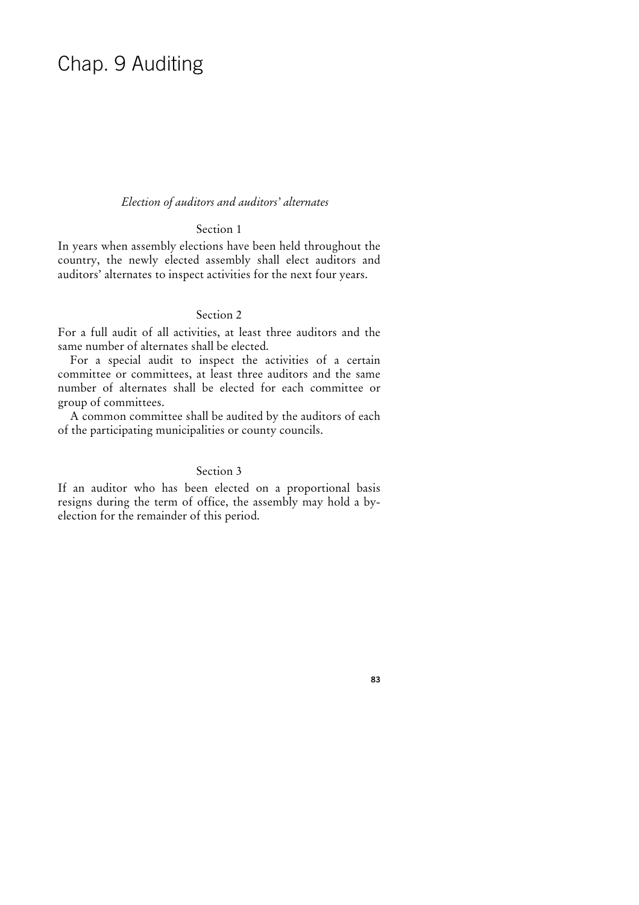# Chap. 9 Auditing

*Election of auditors and auditors' alternates*

Section 1

In years when assembly elections have been held throughout the country, the newly elected assembly shall elect auditors and auditors' alternates to inspect activities for the next four years.

Section 2

For a full audit of all activities, at least three auditors and the same number of alternates shall be elected.

For a special audit to inspect the activities of a certain committee or committees, at least three auditors and the same number of alternates shall be elected for each committee or group of committees.

A common committee shall be audited by the auditors of each of the participating municipalities or county councils.

Section 3

If an auditor who has been elected on a proportional basis resigns during the term of office, the assembly may hold a by-election for the remainder of this period.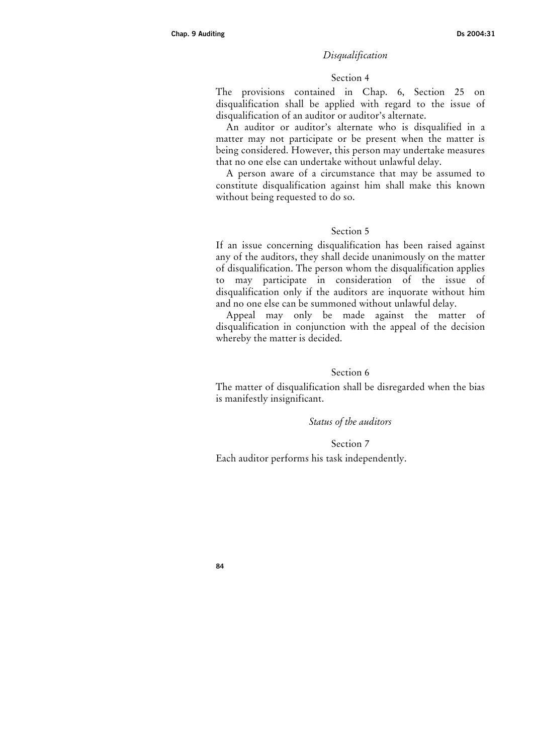*Disqualification*

Section 4

The provisions contained in Chap. 6, Section 25 on disqualification shall be applied with regard to the issue of disqualification of an auditor or auditor's alternate.

An auditor or auditor's alternate who is disqualified in a matter may not participate or be present when the matter is being considered. However, this person may undertake measures that no one else can undertake without unlawful delay.

A person aware of a circumstance that may be assumed to constitute disqualification against him shall make this known without being requested to do so.

Section 5

If an issue concerning disqualification has been raised against any of the auditors, they shall decide unanimously on the matter of disqualification. The person whom the disqualification applies to may participate in consideration of the issue of disqualification only if the auditors are inquorate without him and no one else can be summoned without unlawful delay.

Appeal may only be made against the matter of disqualification in conjunction with the appeal of the decision whereby the matter is decided.

Section 6

The matter of disqualification shall be disregarded when the bias is manifestly insignificant.

*Status of the auditors*

Section 7

Each auditor performs his task independently.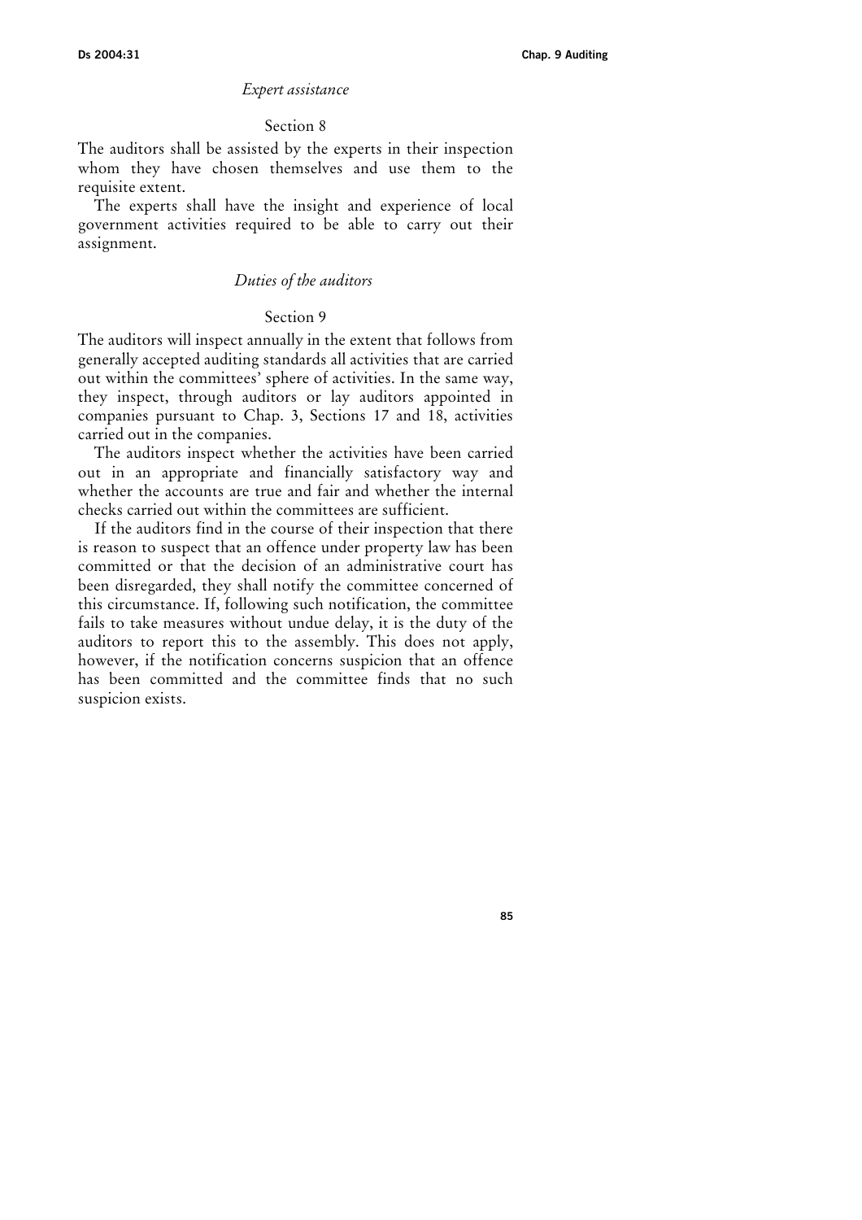*Expert assistance*

Section 8

The auditors shall be assisted by the experts in their inspection whom they have chosen themselves and use them to the requisite extent.

The experts shall have the insight and experience of local government activities required to be able to carry out their assignment.

*Duties of the auditors*

Section 9

The auditors will inspect annually in the extent that follows from generally accepted auditing standards all activities that are carried out within the committees' sphere of activities. In the same way, they inspect, through auditors or lay auditors appointed in companies pursuant to Chap. 3, Sections 17 and 18, activities carried out in the companies.

The auditors inspect whether the activities have been carried out in an appropriate and financially satisfactory way and whether the accounts are true and fair and whether the internal checks carried out within the committees are sufficient.

If the auditors find in the course of their inspection that there is reason to suspect that an offence under property law has been committed or that the decision of an administrative court has been disregarded, they shall notify the committee concerned of this circumstance. If, following such notification, the committee fails to take measures without undue delay, it is the duty of the auditors to report this to the assembly. This does not apply, however, if the notification concerns suspicion that an offence has been committed and the committee finds that no such suspicion exists.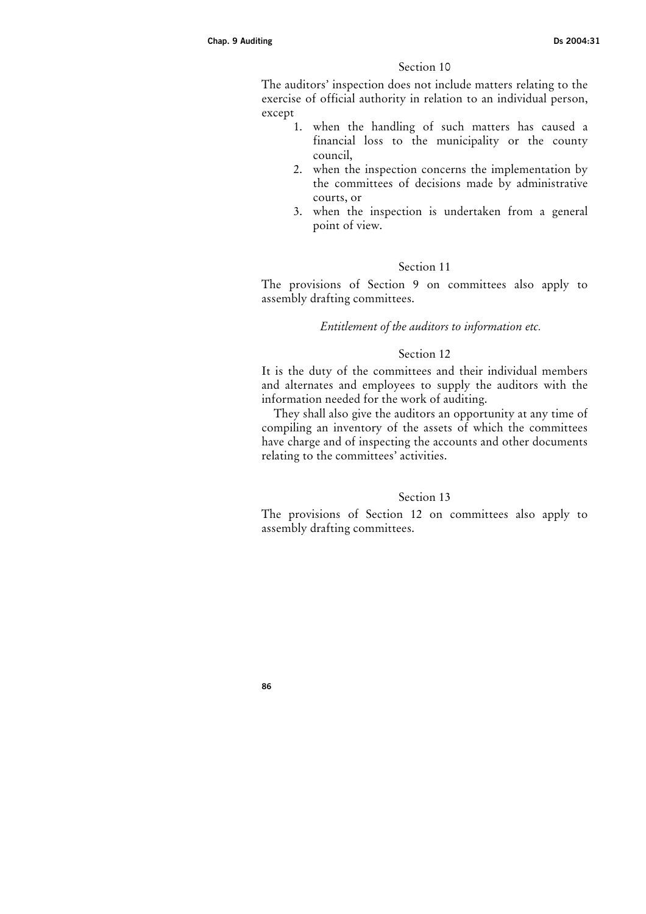Section 10

The auditors' inspection does not include matters relating to the exercise of official authority in relation to an individual person, except

1. when the handling of such matters has caused a financial loss to the municipality or the county council,
2. when the inspection concerns the implementation by the committees of decisions made by administrative courts, or
3. when the inspection is undertaken from a general point of view.

Section 11

The provisions of Section 9 on committees also apply to assembly drafting committees.

*Entitlement of the auditors to information etc.*

Section 12

It is the duty of the committees and their individual members and alternates and employees to supply the auditors with the information needed for the work of auditing.

They shall also give the auditors an opportunity at any time of compiling an inventory of the assets of which the committees have charge and of inspecting the accounts and other documents relating to the committees' activities.

Section 13

The provisions of Section 12 on committees also apply to assembly drafting committees.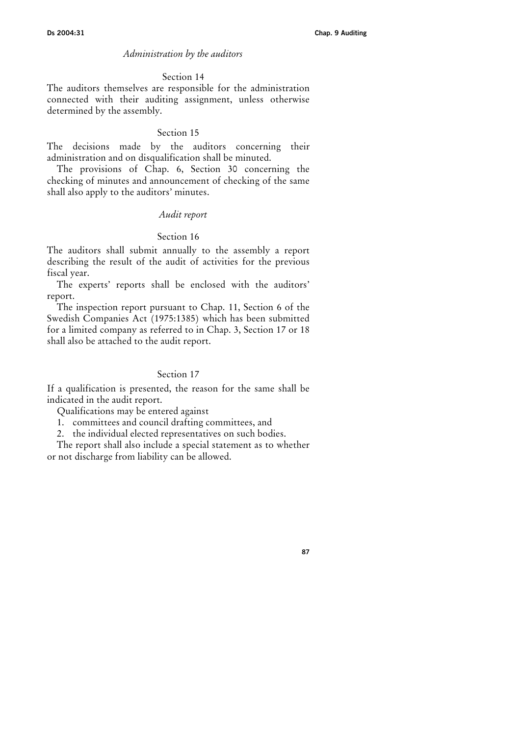*Administration by the auditors*

Section 14

The auditors themselves are responsible for the administration connected with their auditing assignment, unless otherwise determined by the assembly.

Section 15

The decisions made by the auditors concerning their administration and on disqualification shall be minuted.

The provisions of Chap. 6, Section 30 concerning the checking of minutes and announcement of checking of the same shall also apply to the auditors' minutes.

*Audit report*

Section 16

The auditors shall submit annually to the assembly a report describing the result of the audit of activities for the previous fiscal year.

The experts' reports shall be enclosed with the auditors' report.

The inspection report pursuant to Chap. 11, Section 6 of the Swedish Companies Act (1975:1385) which has been submitted for a limited company as referred to in Chap. 3, Section 17 or 18 shall also be attached to the audit report.

Section 17

If a qualification is presented, the reason for the same shall be indicated in the audit report.

Qualifications may be entered against

1. committees and council drafting committees, and
2. the individual elected representatives on such bodies.

The report shall also include a special statement as to whether or not discharge from liability can be allowed.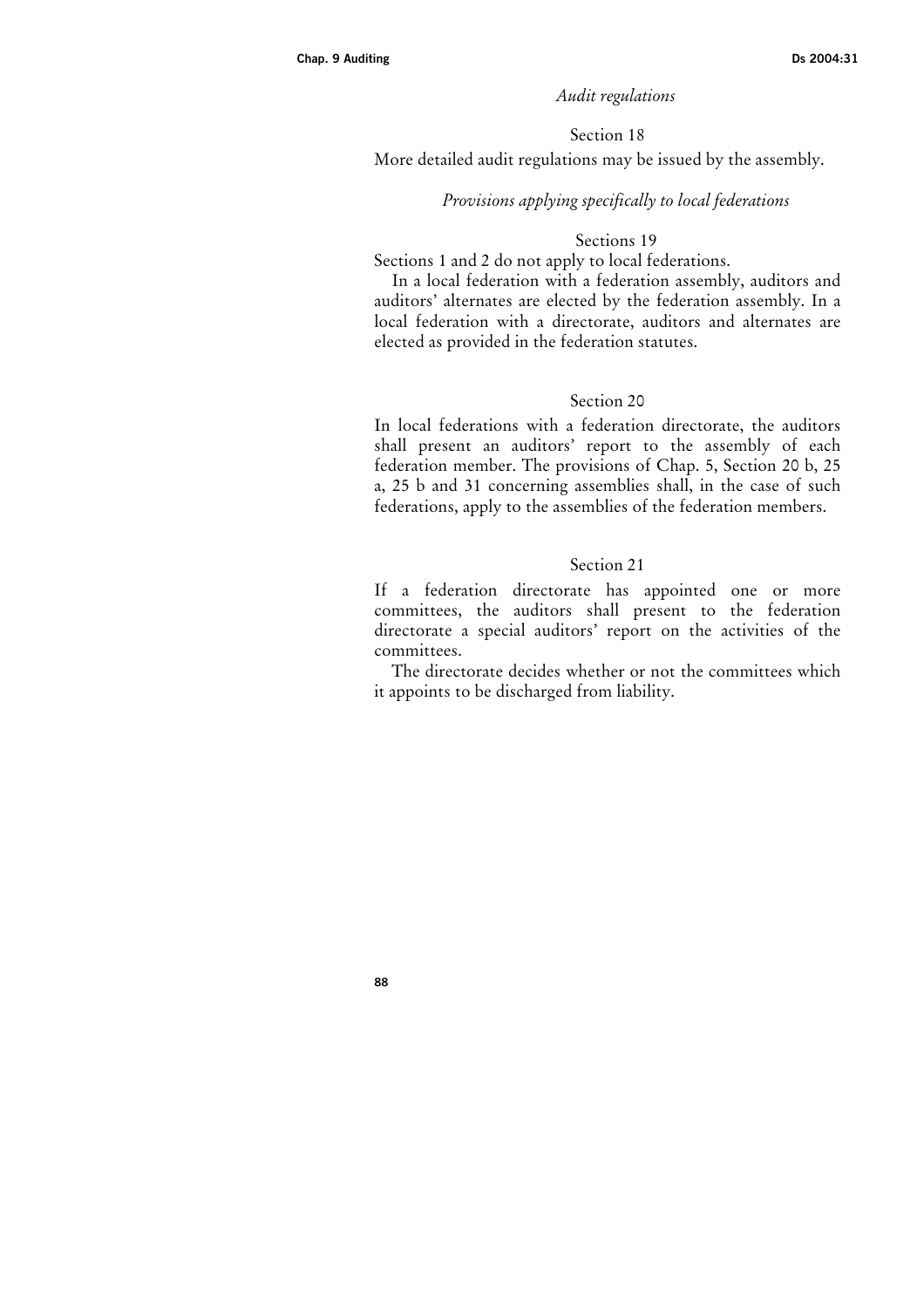*Audit regulations*

Section 18

More detailed audit regulations may be issued by the assembly.

*Provisions applying specifically to local federations*

Sections 19

Sections 1 and 2 do not apply to local federations.

In a local federation with a federation assembly, auditors and auditors' alternates are elected by the federation assembly. In a local federation with a directorate, auditors and alternates are elected as provided in the federation statutes.

Section 20

In local federations with a federation directorate, the auditors shall present an auditors' report to the assembly of each federation member. The provisions of Chap. 5, Section 20 b, 25 a, 25 b and 31 concerning assemblies shall, in the case of such federations, apply to the assemblies of the federation members.

Section 21

If a federation directorate has appointed one or more committees, the auditors shall present to the federation directorate a special auditors' report on the activities of the committees.

The directorate decides whether or not the committees which it appoints to be discharged from liability.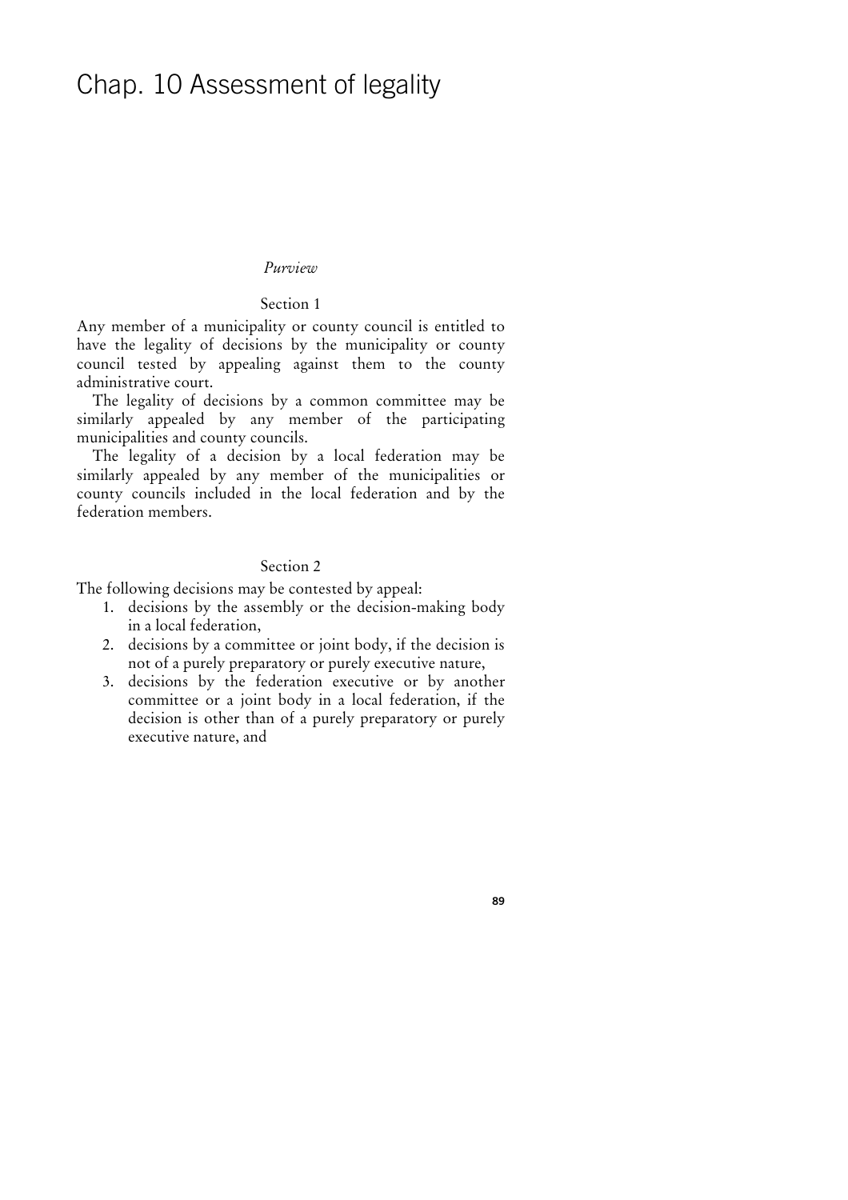# Chap. 10 Assessment of legality

*Purview*

Section 1

Any member of a municipality or county council is entitled to have the legality of decisions by the municipality or county council tested by appealing against them to the county administrative court.

The legality of decisions by a common committee may be similarly appealed by any member of the participating municipalities and county councils.

The legality of a decision by a local federation may be similarly appealed by any member of the municipalities or county councils included in the local federation and by the federation members.

Section 2

The following decisions may be contested by appeal:

1. decisions by the assembly or the decision-making body in a local federation,
2. decisions by a committee or joint body, if the decision is not of a purely preparatory or purely executive nature,
3. decisions by the federation executive or by another committee or a joint body in a local federation, if the decision is other than of a purely preparatory or purely executive nature, and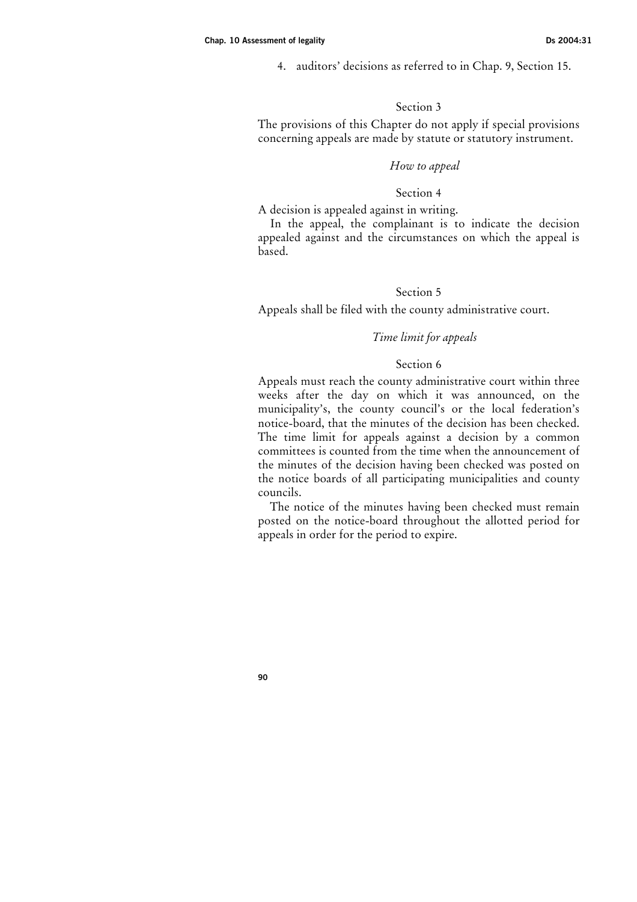4. auditors' decisions as referred to in Chap. 9, Section 15.

Section 3

The provisions of this Chapter do not apply if special provisions concerning appeals are made by statute or statutory instrument.

*How to appeal*

Section 4

A decision is appealed against in writing.

In the appeal, the complainant is to indicate the decision appealed against and the circumstances on which the appeal is based.

Section 5

Appeals shall be filed with the county administrative court.

*Time limit for appeals*

Section 6

Appeals must reach the county administrative court within three weeks after the day on which it was announced, on the municipality's, the county council's or the local federation's notice-board, that the minutes of the decision has been checked. The time limit for appeals against a decision by a common committees is counted from the time when the announcement of the minutes of the decision having been checked was posted on the notice boards of all participating municipalities and county councils.

The notice of the minutes having been checked must remain posted on the notice-board throughout the allotted period for appeals in order for the period to expire.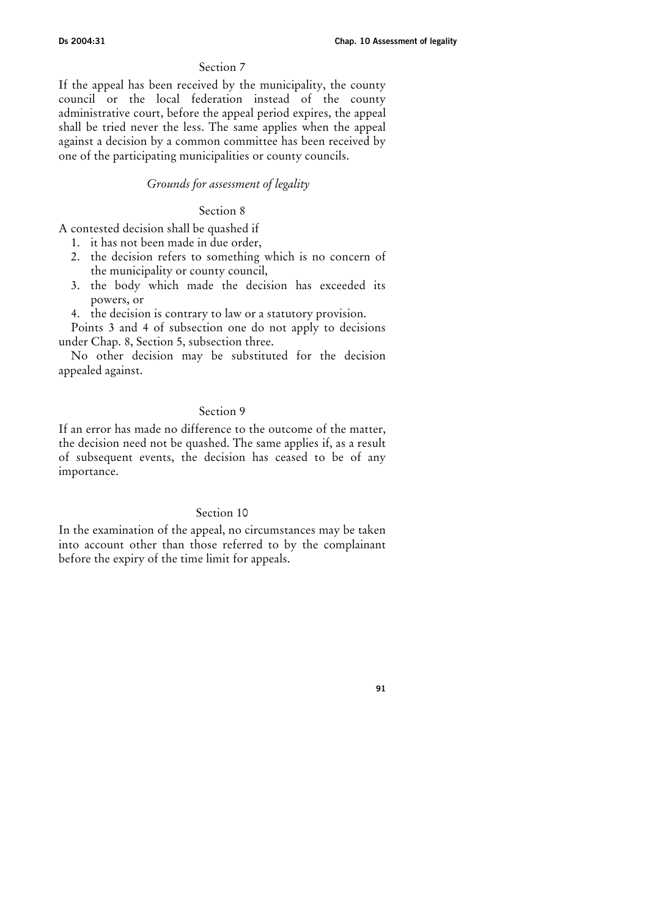Section 7

If the appeal has been received by the municipality, the county council or the local federation instead of the county administrative court, before the appeal period expires, the appeal shall be tried never the less. The same applies when the appeal against a decision by a common committee has been received by one of the participating municipalities or county councils.

*Grounds for assessment of legality*

Section 8

A contested decision shall be quashed if

1. it has not been made in due order,
2. the decision refers to something which is no concern of the municipality or county council,
3. the body which made the decision has exceeded its powers, or
4. the decision is contrary to law or a statutory provision.

Points 3 and 4 of subsection one do not apply to decisions under Chap. 8, Section 5, subsection three.

No other decision may be substituted for the decision appealed against.

Section 9

If an error has made no difference to the outcome of the matter, the decision need not be quashed. The same applies if, as a result of subsequent events, the decision has ceased to be of any importance.

Section 10

In the examination of the appeal, no circumstances may be taken into account other than those referred to by the complainant before the expiry of the time limit for appeals.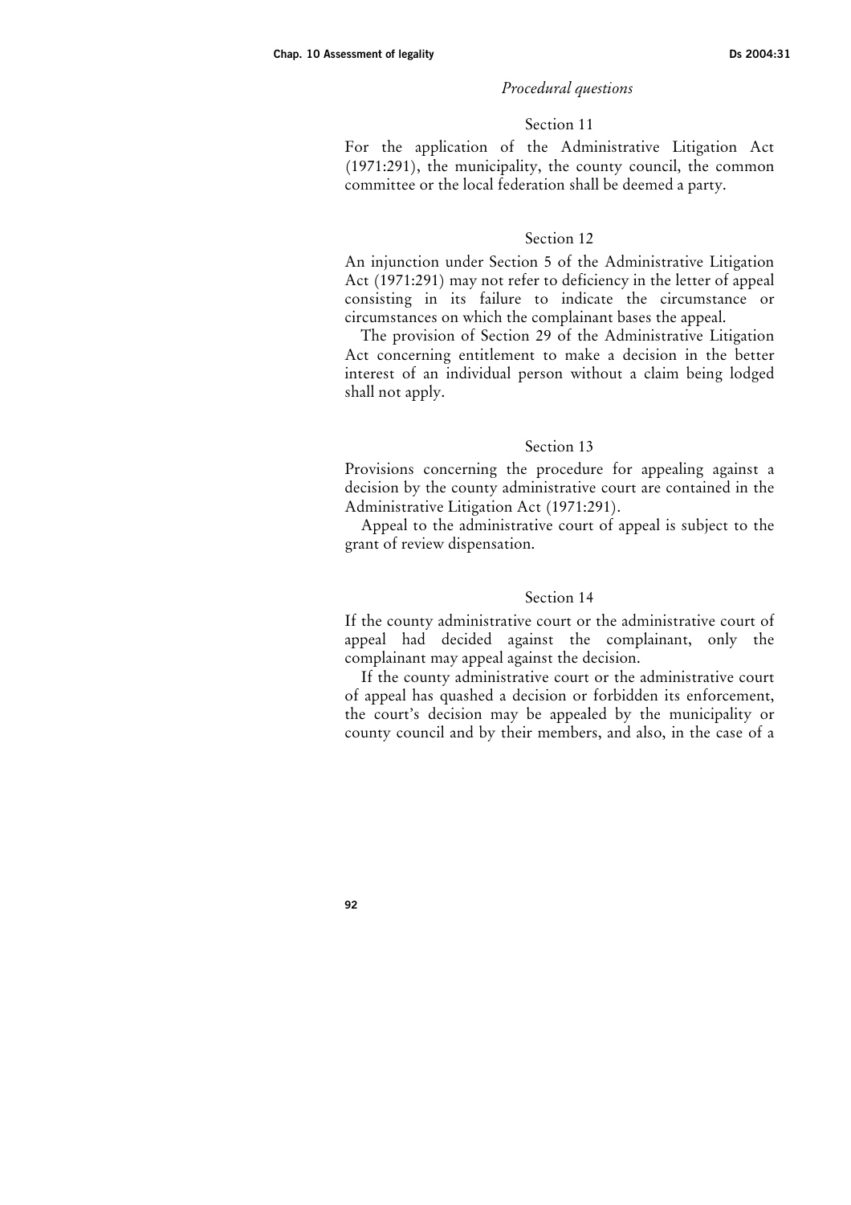*Procedural questions*

Section 11

For the application of the Administrative Litigation Act (1971:291), the municipality, the county council, the common committee or the local federation shall be deemed a party.

Section 12

An injunction under Section 5 of the Administrative Litigation Act (1971:291) may not refer to deficiency in the letter of appeal consisting in its failure to indicate the circumstance or circumstances on which the complainant bases the appeal.

The provision of Section 29 of the Administrative Litigation Act concerning entitlement to make a decision in the better interest of an individual person without a claim being lodged shall not apply.

Section 13

Provisions concerning the procedure for appealing against a decision by the county administrative court are contained in the Administrative Litigation Act (1971:291).

Appeal to the administrative court of appeal is subject to the grant of review dispensation.

Section 14

If the county administrative court or the administrative court of appeal had decided against the complainant, only the complainant may appeal against the decision.

If the county administrative court or the administrative court of appeal has quashed a decision or forbidden its enforcement, the court's decision may be appealed by the municipality or county council and by their members, and also, in the case of a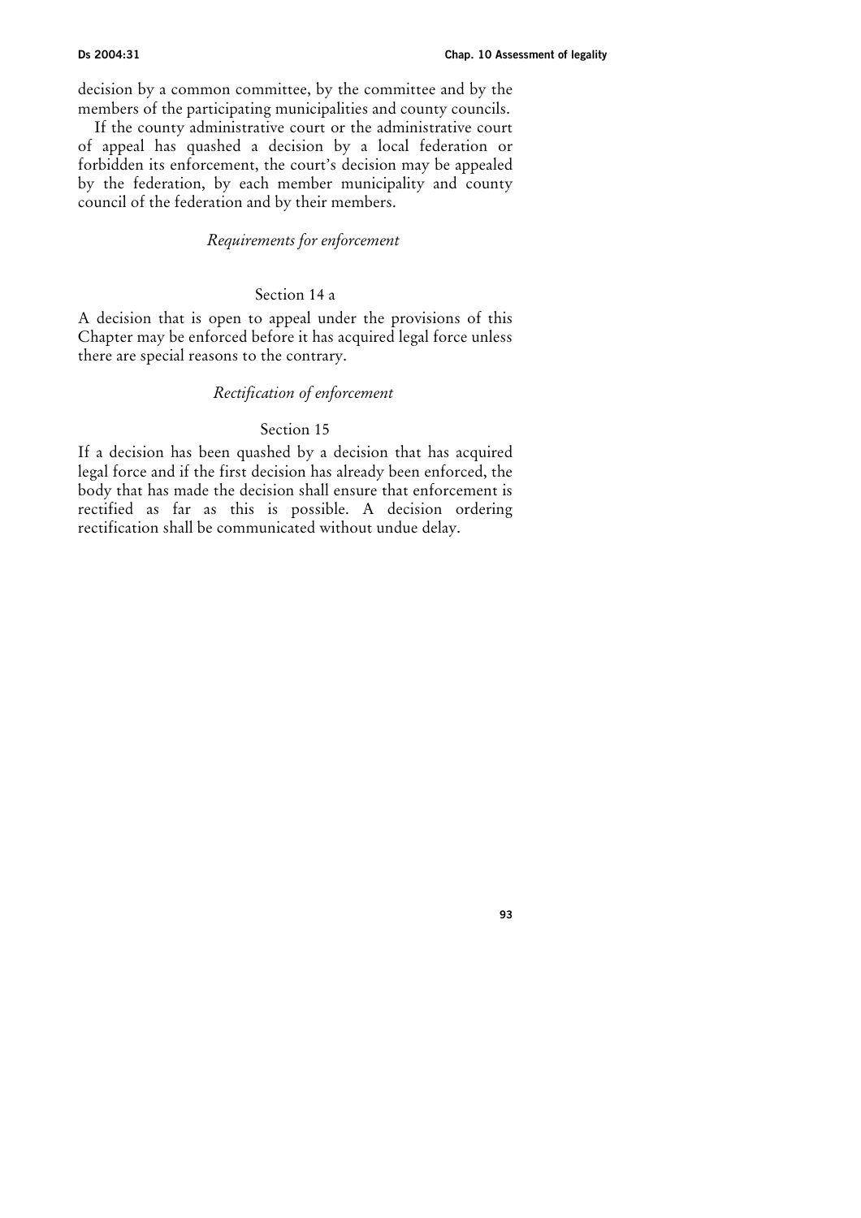decision by a common committee, by the committee and by the members of the participating municipalities and county councils.

If the county administrative court or the administrative court of appeal has quashed a decision by a local federation or forbidden its enforcement, the court's decision may be appealed by the federation, by each member municipality and county council of the federation and by their members.

*Requirements for enforcement*

### Section 14 a

A decision that is open to appeal under the provisions of this Chapter may be enforced before it has acquired legal force unless there are special reasons to the contrary.

*Rectification of enforcement*

### Section 15

If a decision has been quashed by a decision that has acquired legal force and if the first decision has already been enforced, the body that has made the decision shall ensure that enforcement is rectified as far as this is possible. A decision ordering rectification shall be communicated without undue delay.